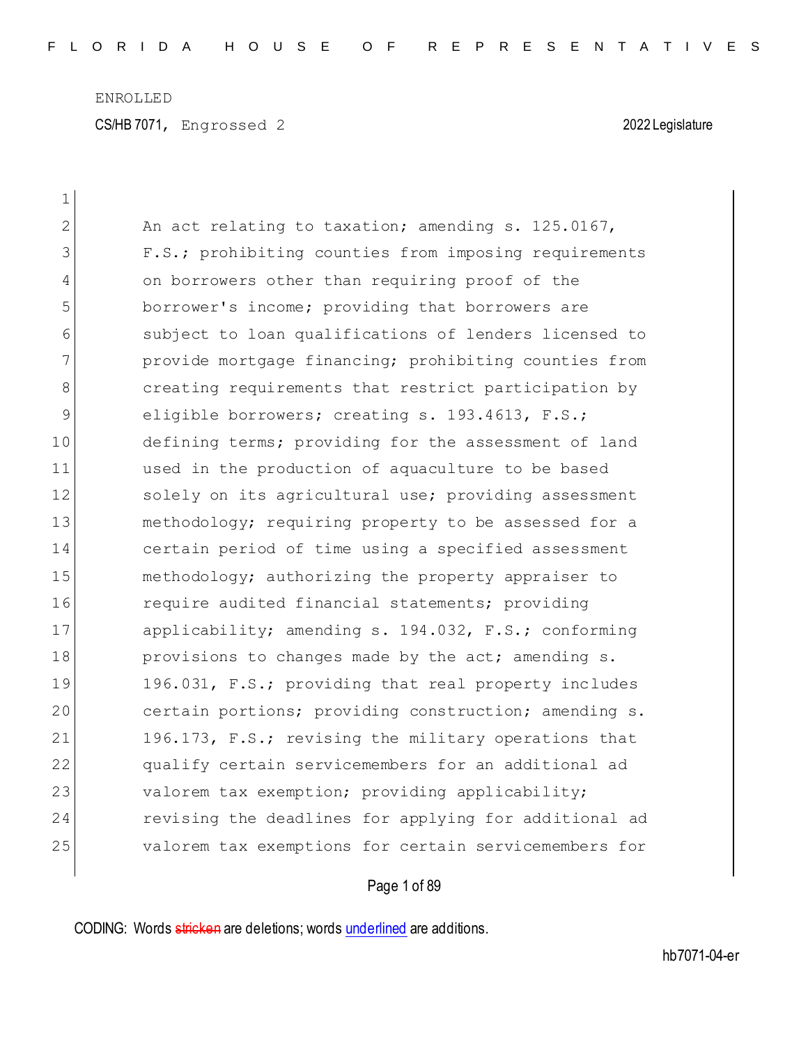ENROLLED

CS/HB 7071, Engrossed 2 2022 Legislature

1

2 An act relating to taxation; amending s. 125.0167,
3 F.S.; prohibiting counties from imposing requirements
4 on borrowers other than requiring proof of the
5 borrower's income; providing that borrowers are
6 subject to loan qualifications of lenders licensed to
7 provide mortgage financing; prohibiting counties from
8 creating requirements that restrict participation by
9 eligible borrowers; creating s. 193.4613, F.S.;
10 defining terms; providing for the assessment of land
11 used in the production of aquaculture to be based
12 solely on its agricultural use; providing assessment
13 methodology; requiring property to be assessed for a
14 certain period of time using a specified assessment
15 methodology; authorizing the property appraiser to
16 require audited financial statements; providing
17 applicability; amending s. 194.032, F.S.; conforming
18 provisions to changes made by the act; amending s.
19 196.031, F.S.; providing that real property includes
20 certain portions; providing construction; amending s.
21 196.173, F.S.; revising the military operations that
22 qualify certain servicemembers for an additional ad
23 valorem tax exemption; providing applicability;
24 revising the deadlines for applying for additional ad
25 valorem tax exemptions for certain servicemembers for

CODING: Words stricken are deletions; words underlined are additions.

hb7071-04-er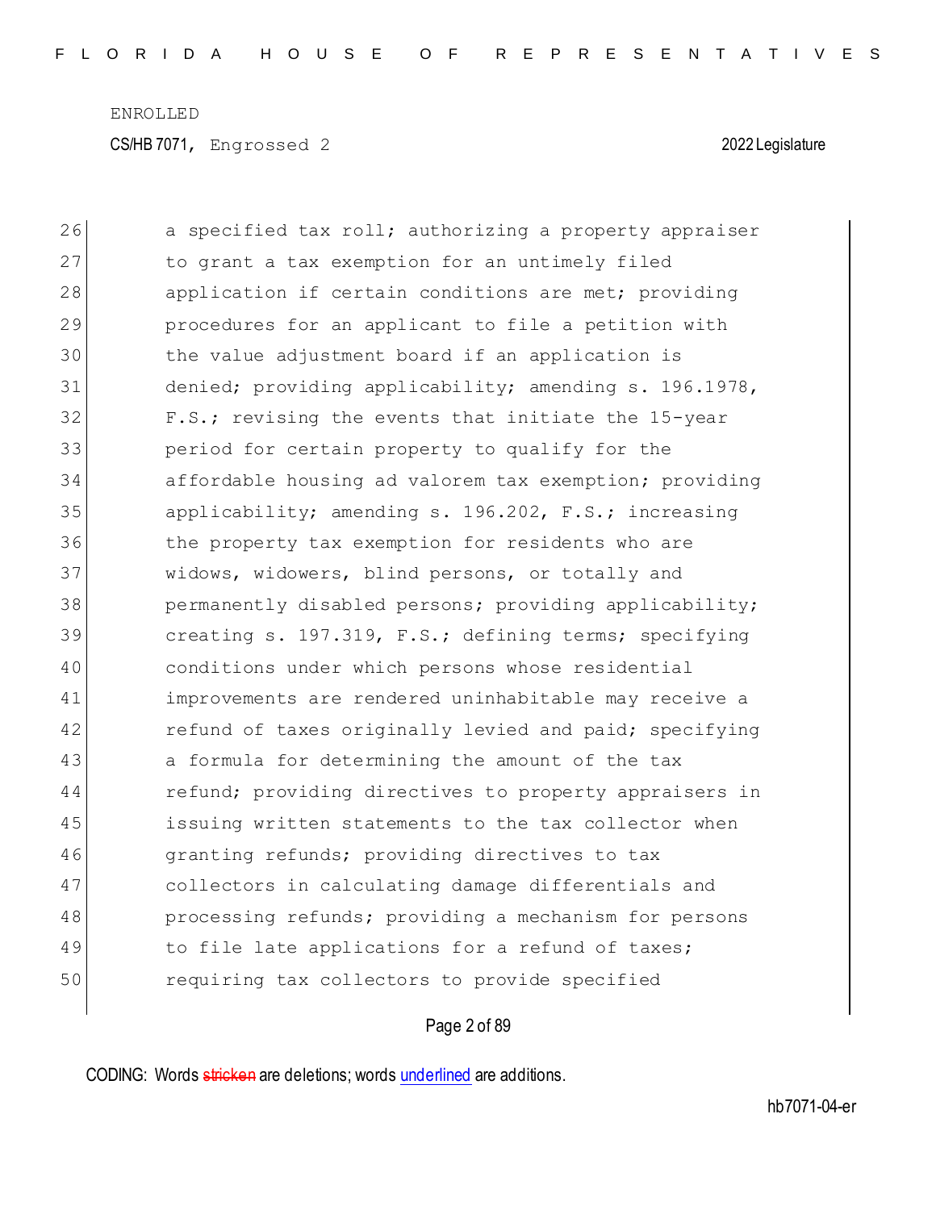ENROLLED

CS/HB 7071, Engrossed 2 2022 Legislature

26 a specified tax roll; authorizing a property appraiser
27 to grant a tax exemption for an untimely filed
28 application if certain conditions are met; providing
29 procedures for an applicant to file a petition with
30 the value adjustment board if an application is
31 denied; providing applicability; amending s. 196.1978,
32 F.S.; revising the events that initiate the 15-year
33 period for certain property to qualify for the
34 affordable housing ad valorem tax exemption; providing
35 applicability; amending s. 196.202, F.S.; increasing
36 the property tax exemption for residents who are
37 widows, widowers, blind persons, or totally and
38 permanently disabled persons; providing applicability;
39 creating s. 197.319, F.S.; defining terms; specifying
40 conditions under which persons whose residential
41 improvements are rendered uninhabitable may receive a
42 refund of taxes originally levied and paid; specifying
43 a formula for determining the amount of the tax
44 refund; providing directives to property appraisers in
45 issuing written statements to the tax collector when
46 granting refunds; providing directives to tax
47 collectors in calculating damage differentials and
48 processing refunds; providing a mechanism for persons
49 to file late applications for a refund of taxes;
50 requiring tax collectors to provide specified

CODING: Words stricken are deletions; words underlined are additions.

hb7071-04-er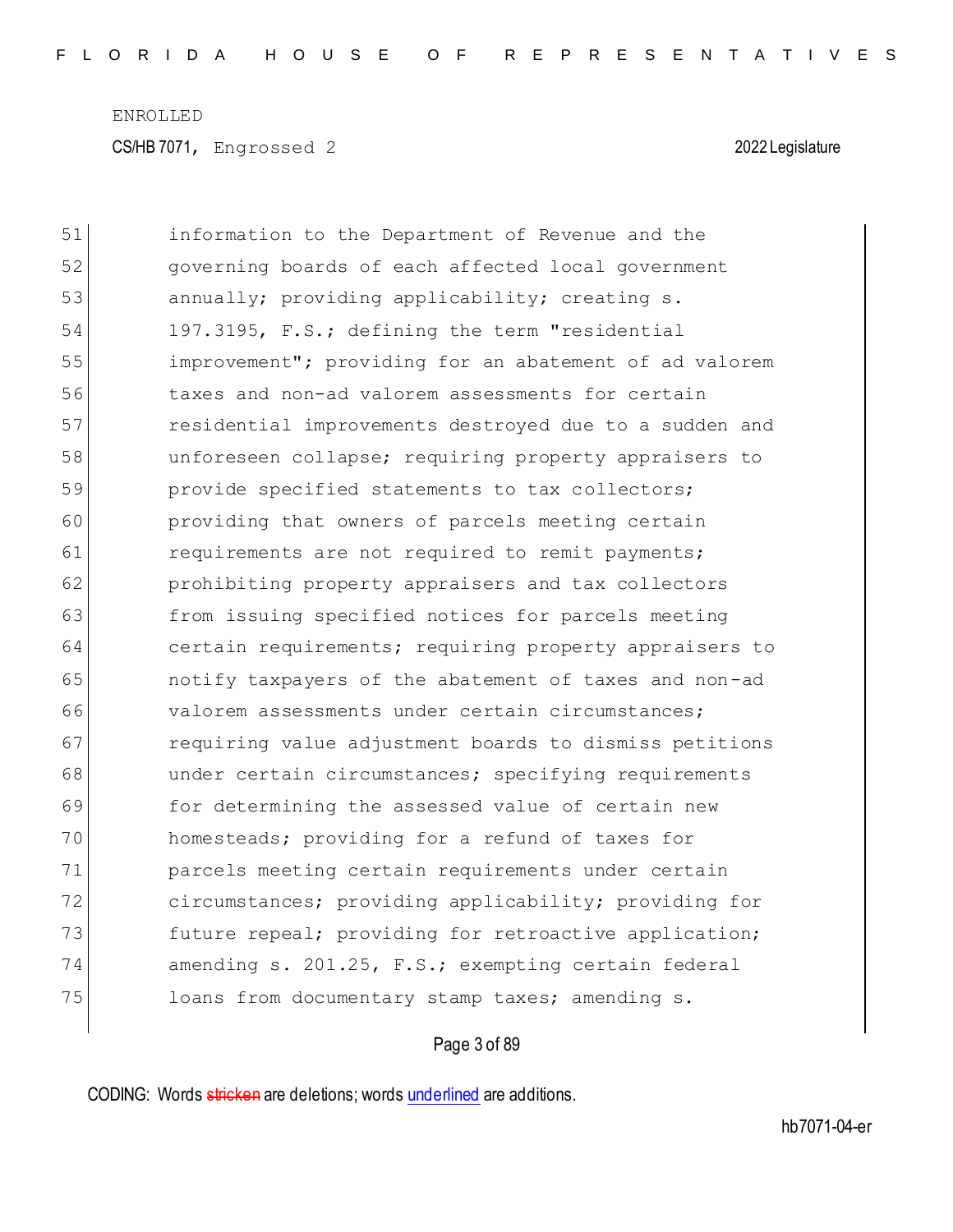information to the Department of Revenue and the governing boards of each affected local government annually; providing applicability; creating s. 197.3195, F.S.; defining the term "residential improvement"; providing for an abatement of ad valorem taxes and non-ad valorem assessments for certain residential improvements destroyed due to a sudden and unforeseen collapse; requiring property appraisers to provide specified statements to tax collectors; providing that owners of parcels meeting certain requirements are not required to remit payments; prohibiting property appraisers and tax collectors from issuing specified notices for parcels meeting certain requirements; requiring property appraisers to notify taxpayers of the abatement of taxes and non-ad valorem assessments under certain circumstances; requiring value adjustment boards to dismiss petitions under certain circumstances; specifying requirements for determining the assessed value of certain new homesteads; providing for a refund of taxes for parcels meeting certain requirements under certain circumstances; providing applicability; providing for future repeal; providing for retroactive application; amending s. 201.25, F.S.; exempting certain federal loans from documentary stamp taxes; amending s.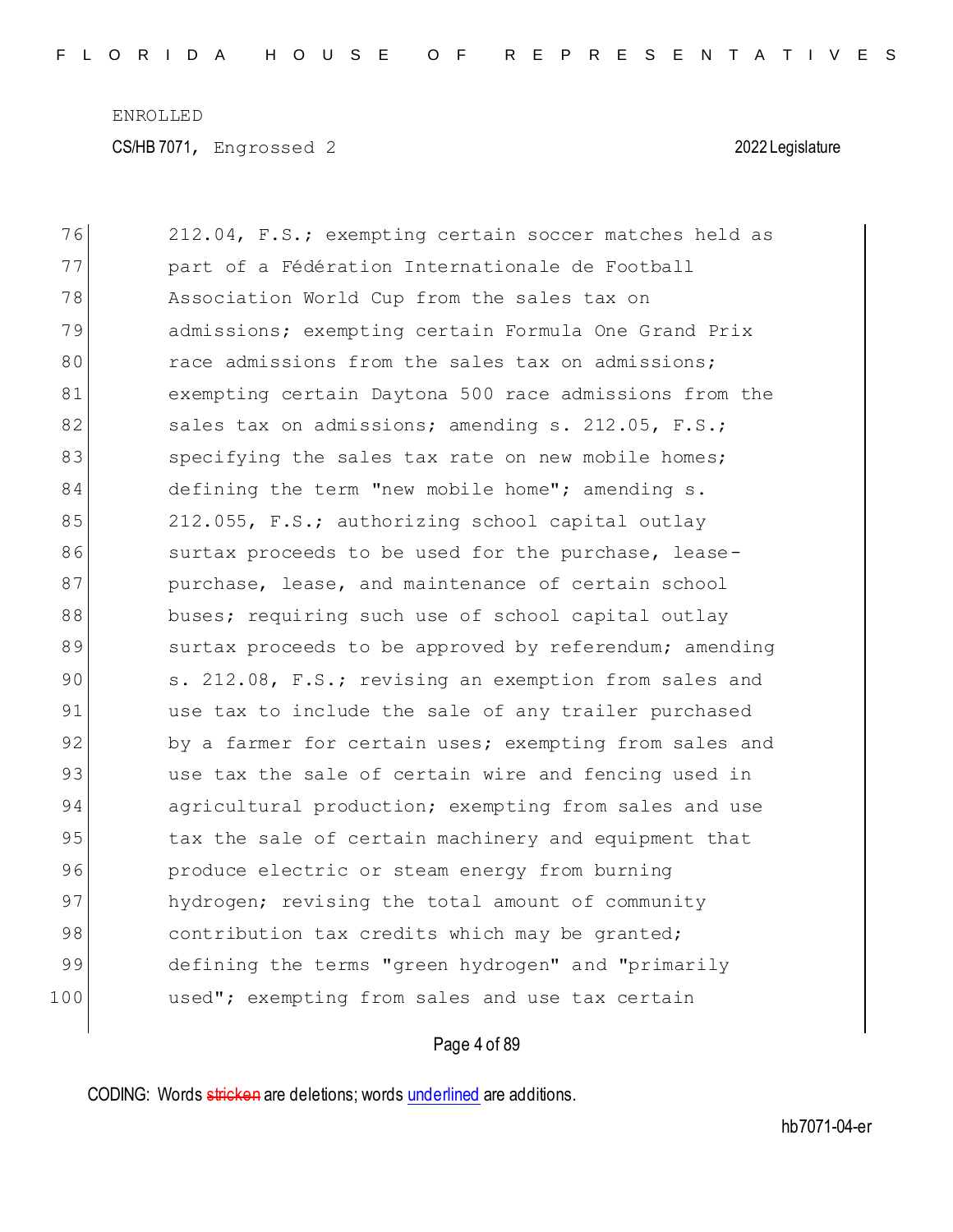76 212.04, F.S.; exempting certain soccer matches held as
77 part of a Fédération Internationale de Football
78 Association World Cup from the sales tax on
79 admissions; exempting certain Formula One Grand Prix
80 race admissions from the sales tax on admissions;
81 exempting certain Daytona 500 race admissions from the
82 sales tax on admissions; amending s. 212.05, F.S.;
83 specifying the sales tax rate on new mobile homes;
84 defining the term "new mobile home"; amending s.
85 212.055, F.S.; authorizing school capital outlay
86 surtax proceeds to be used for the purchase, lease-
87 purchase, lease, and maintenance of certain school
88 buses; requiring such use of school capital outlay
89 surtax proceeds to be approved by referendum; amending
90 s. 212.08, F.S.; revising an exemption from sales and
91 use tax to include the sale of any trailer purchased
92 by a farmer for certain uses; exempting from sales and
93 use tax the sale of certain wire and fencing used in
94 agricultural production; exempting from sales and use
95 tax the sale of certain machinery and equipment that
96 produce electric or steam energy from burning
97 hydrogen; revising the total amount of community
98 contribution tax credits which may be granted;
99 defining the terms "green hydrogen" and "primarily
100 used"; exempting from sales and use tax certain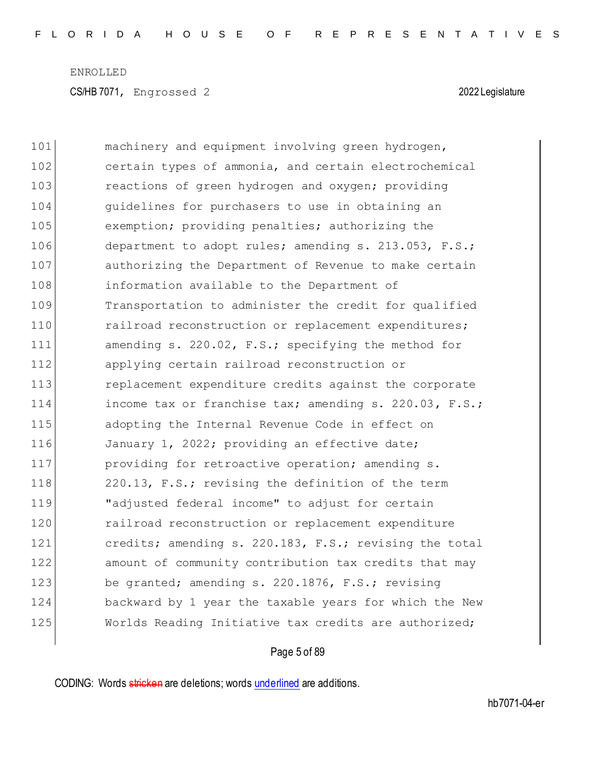101 machinery and equipment involving green hydrogen,
102 certain types of ammonia, and certain electrochemical
103 reactions of green hydrogen and oxygen; providing
104 guidelines for purchasers to use in obtaining an
105 exemption; providing penalties; authorizing the
106 department to adopt rules; amending s. 213.053, F.S.;
107 authorizing the Department of Revenue to make certain
108 information available to the Department of
109 Transportation to administer the credit for qualified
110 railroad reconstruction or replacement expenditures;
111 amending s. 220.02, F.S.; specifying the method for
112 applying certain railroad reconstruction or
113 replacement expenditure credits against the corporate
114 income tax or franchise tax; amending s. 220.03, F.S.;
115 adopting the Internal Revenue Code in effect on
116 January 1, 2022; providing an effective date;
117 providing for retroactive operation; amending s.
118 220.13, F.S.; revising the definition of the term
119 "adjusted federal income" to adjust for certain
120 railroad reconstruction or replacement expenditure
121 credits; amending s. 220.183, F.S.; revising the total
122 amount of community contribution tax credits that may
123 be granted; amending s. 220.1876, F.S.; revising
124 backward by 1 year the taxable years for which the New
125 Worlds Reading Initiative tax credits are authorized;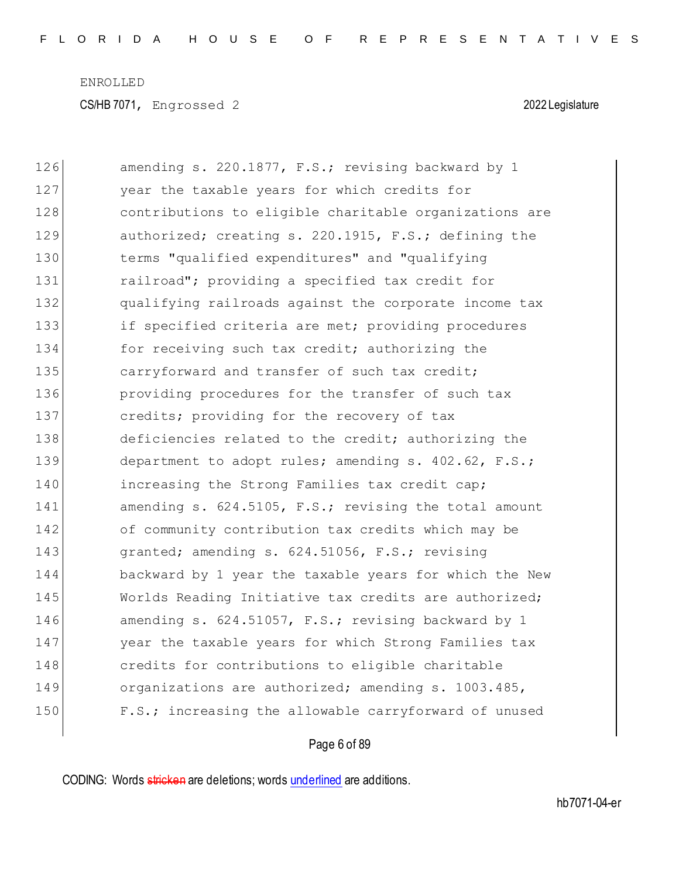126 amending s. 220.1877, F.S.; revising backward by 1
127 year the taxable years for which credits for
128 contributions to eligible charitable organizations are
129 authorized; creating s. 220.1915, F.S.; defining the
130 terms "qualified expenditures" and "qualifying
131 railroad"; providing a specified tax credit for
132 qualifying railroads against the corporate income tax
133 if specified criteria are met; providing procedures
134 for receiving such tax credit; authorizing the
135 carryforward and transfer of such tax credit;
136 providing procedures for the transfer of such tax
137 credits; providing for the recovery of tax
138 deficiencies related to the credit; authorizing the
139 department to adopt rules; amending s. 402.62, F.S.;
140 increasing the Strong Families tax credit cap;
141 amending s. 624.5105, F.S.; revising the total amount
142 of community contribution tax credits which may be
143 granted; amending s. 624.51056, F.S.; revising
144 backward by 1 year the taxable years for which the New
145 Worlds Reading Initiative tax credits are authorized;
146 amending s. 624.51057, F.S.; revising backward by 1
147 year the taxable years for which Strong Families tax
148 credits for contributions to eligible charitable
149 organizations are authorized; amending s. 1003.485,
150 F.S.; increasing the allowable carryforward of unused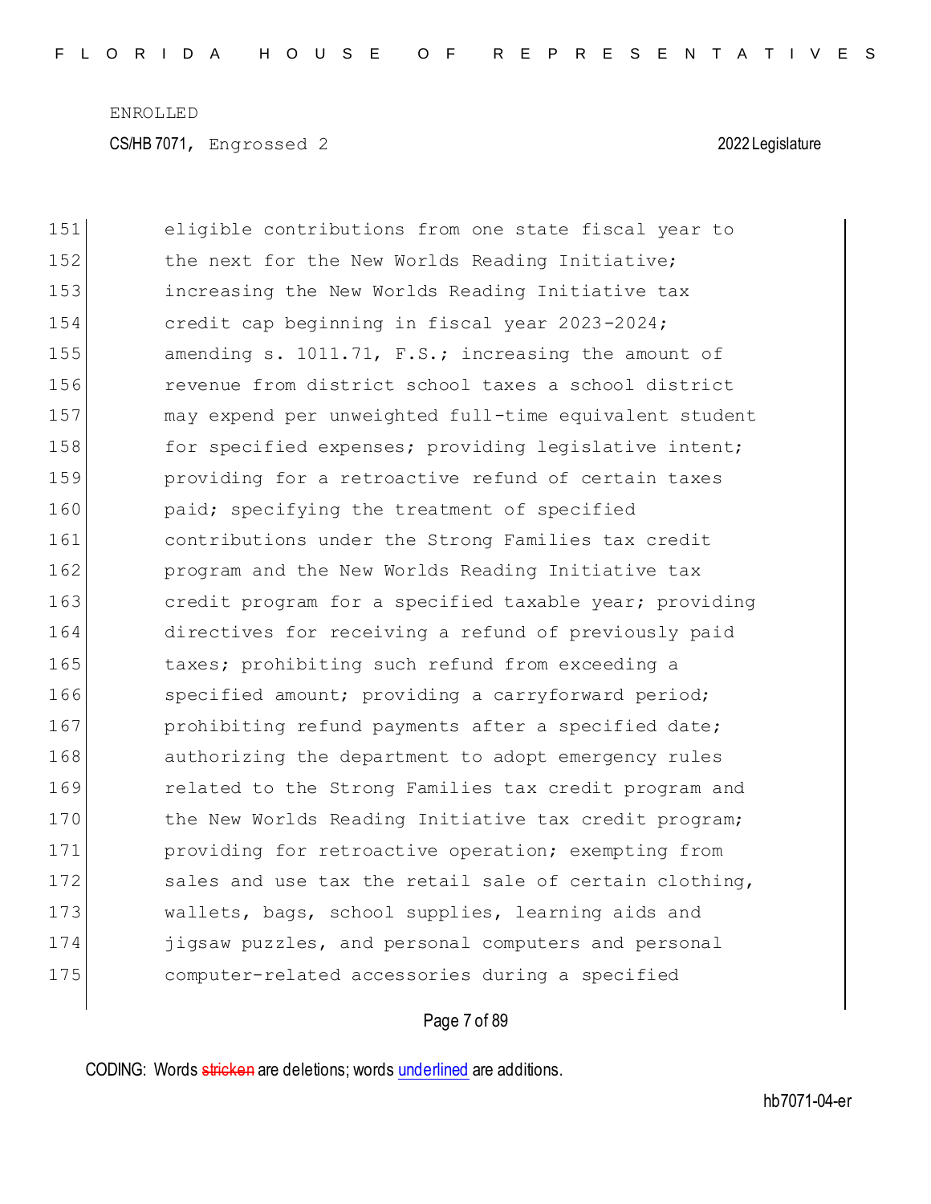151 eligible contributions from one state fiscal year to
152 the next for the New Worlds Reading Initiative;
153 increasing the New Worlds Reading Initiative tax
154 credit cap beginning in fiscal year 2023-2024;
155 amending s. 1011.71, F.S.; increasing the amount of
156 revenue from district school taxes a school district
157 may expend per unweighted full-time equivalent student
158 for specified expenses; providing legislative intent;
159 providing for a retroactive refund of certain taxes
160 paid; specifying the treatment of specified
161 contributions under the Strong Families tax credit
162 program and the New Worlds Reading Initiative tax
163 credit program for a specified taxable year; providing
164 directives for receiving a refund of previously paid
165 taxes; prohibiting such refund from exceeding a
166 specified amount; providing a carryforward period;
167 prohibiting refund payments after a specified date;
168 authorizing the department to adopt emergency rules
169 related to the Strong Families tax credit program and
170 the New Worlds Reading Initiative tax credit program;
171 providing for retroactive operation; exempting from
172 sales and use tax the retail sale of certain clothing,
173 wallets, bags, school supplies, learning aids and
174 jigsaw puzzles, and personal computers and personal
175 computer-related accessories during a specified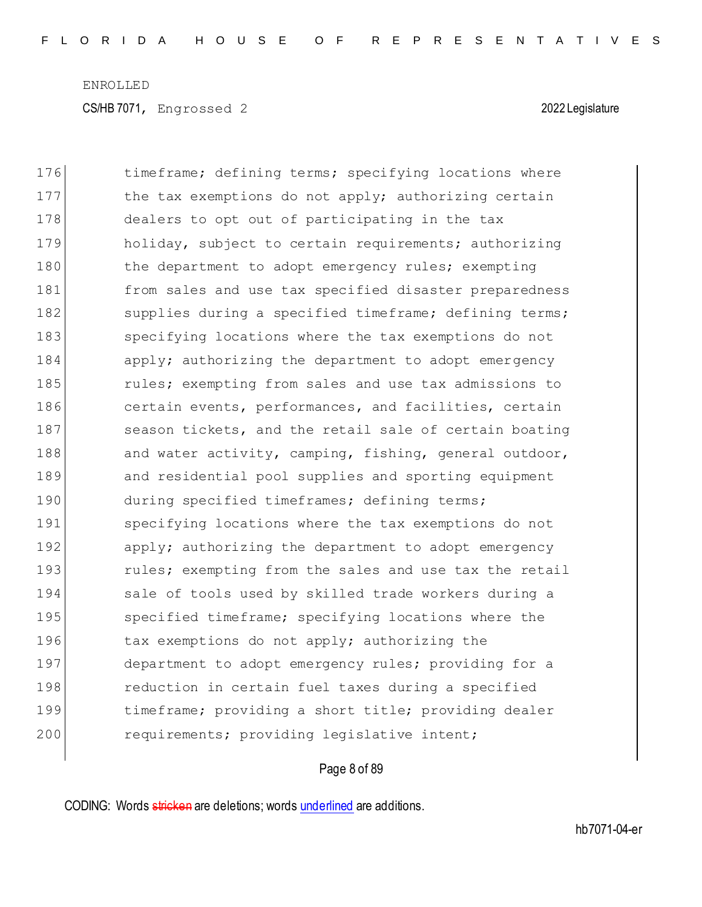176 timeframe; defining terms; specifying locations where
177 the tax exemptions do not apply; authorizing certain
178 dealers to opt out of participating in the tax
179 holiday, subject to certain requirements; authorizing
180 the department to adopt emergency rules; exempting
181 from sales and use tax specified disaster preparedness
182 supplies during a specified timeframe; defining terms;
183 specifying locations where the tax exemptions do not
184 apply; authorizing the department to adopt emergency
185 rules; exempting from sales and use tax admissions to
186 certain events, performances, and facilities, certain
187 season tickets, and the retail sale of certain boating
188 and water activity, camping, fishing, general outdoor,
189 and residential pool supplies and sporting equipment
190 during specified timeframes; defining terms;
191 specifying locations where the tax exemptions do not
192 apply; authorizing the department to adopt emergency
193 rules; exempting from the sales and use tax the retail
194 sale of tools used by skilled trade workers during a
195 specified timeframe; specifying locations where the
196 tax exemptions do not apply; authorizing the
197 department to adopt emergency rules; providing for a
198 reduction in certain fuel taxes during a specified
199 timeframe; providing a short title; providing dealer
200 requirements; providing legislative intent;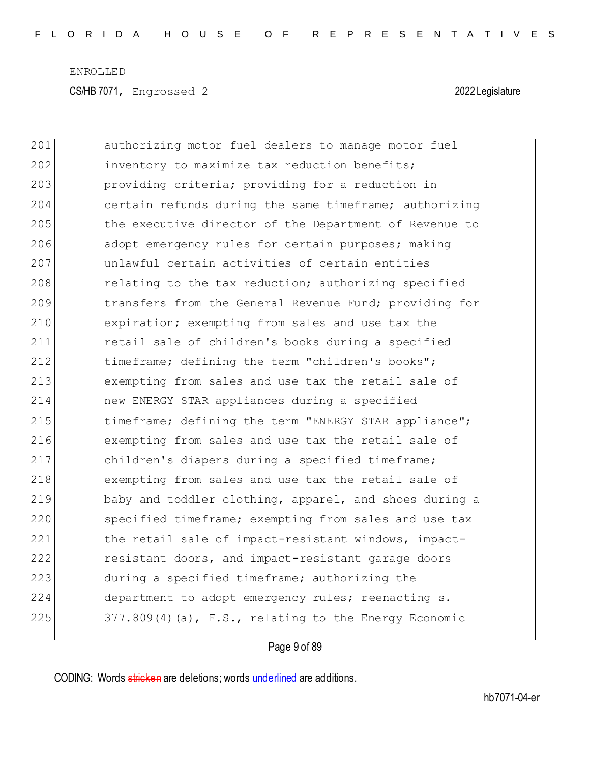ENROLLED

CS/HB 7071, Engrossed 2 2022 Legislature

201 authorizing motor fuel dealers to manage motor fuel
202 inventory to maximize tax reduction benefits;
203 providing criteria; providing for a reduction in
204 certain refunds during the same timeframe; authorizing
205 the executive director of the Department of Revenue to
206 adopt emergency rules for certain purposes; making
207 unlawful certain activities of certain entities
208 relating to the tax reduction; authorizing specified
209 transfers from the General Revenue Fund; providing for
210 expiration; exempting from sales and use tax the
211 retail sale of children's books during a specified
212 timeframe; defining the term "children's books";
213 exempting from sales and use tax the retail sale of
214 new ENERGY STAR appliances during a specified
215 timeframe; defining the term "ENERGY STAR appliance";
216 exempting from sales and use tax the retail sale of
217 children's diapers during a specified timeframe;
218 exempting from sales and use tax the retail sale of
219 baby and toddler clothing, apparel, and shoes during a
220 specified timeframe; exempting from sales and use tax
221 the retail sale of impact-resistant windows, impact-
222 resistant doors, and impact-resistant garage doors
223 during a specified timeframe; authorizing the
224 department to adopt emergency rules; reenacting s.
225 377.809(4)(a), F.S., relating to the Energy Economic

CODING: Words stricken are deletions; words underlined are additions.

hb7071-04-er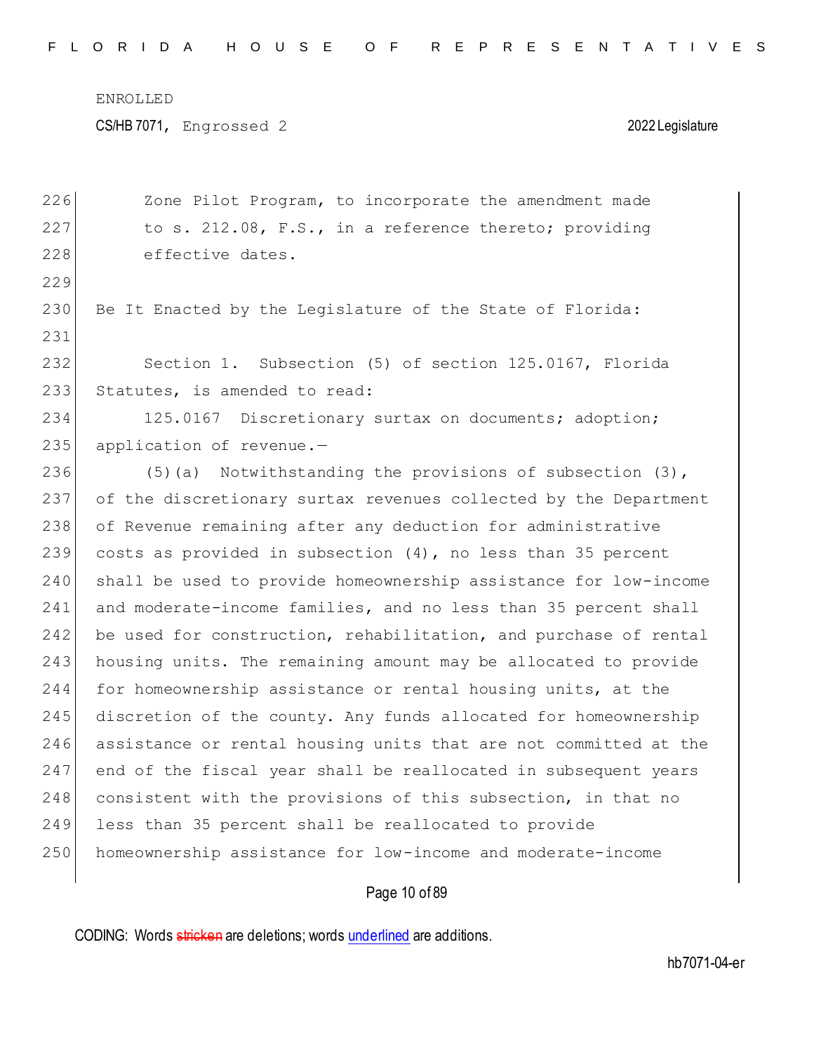Zone Pilot Program, to incorporate the amendment made to s. 212.08, F.S., in a reference thereto; providing effective dates.

Be It Enacted by the Legislature of the State of Florida:

Section 1. Subsection (5) of section 125.0167, Florida Statutes, is amended to read:

125.0167 Discretionary surtax on documents; adoption; application of revenue.—

(5)(a) Notwithstanding the provisions of subsection (3), of the discretionary surtax revenues collected by the Department of Revenue remaining after any deduction for administrative costs as provided in subsection (4), no less than 35 percent shall be used to provide homeownership assistance for low-income and moderate-income families, and no less than 35 percent shall be used for construction, rehabilitation, and purchase of rental housing units. The remaining amount may be allocated to provide for homeownership assistance or rental housing units, at the discretion of the county. Any funds allocated for homeownership assistance or rental housing units that are not committed at the end of the fiscal year shall be reallocated in subsequent years consistent with the provisions of this subsection, in that no less than 35 percent shall be reallocated to provide homeownership assistance for low-income and moderate-income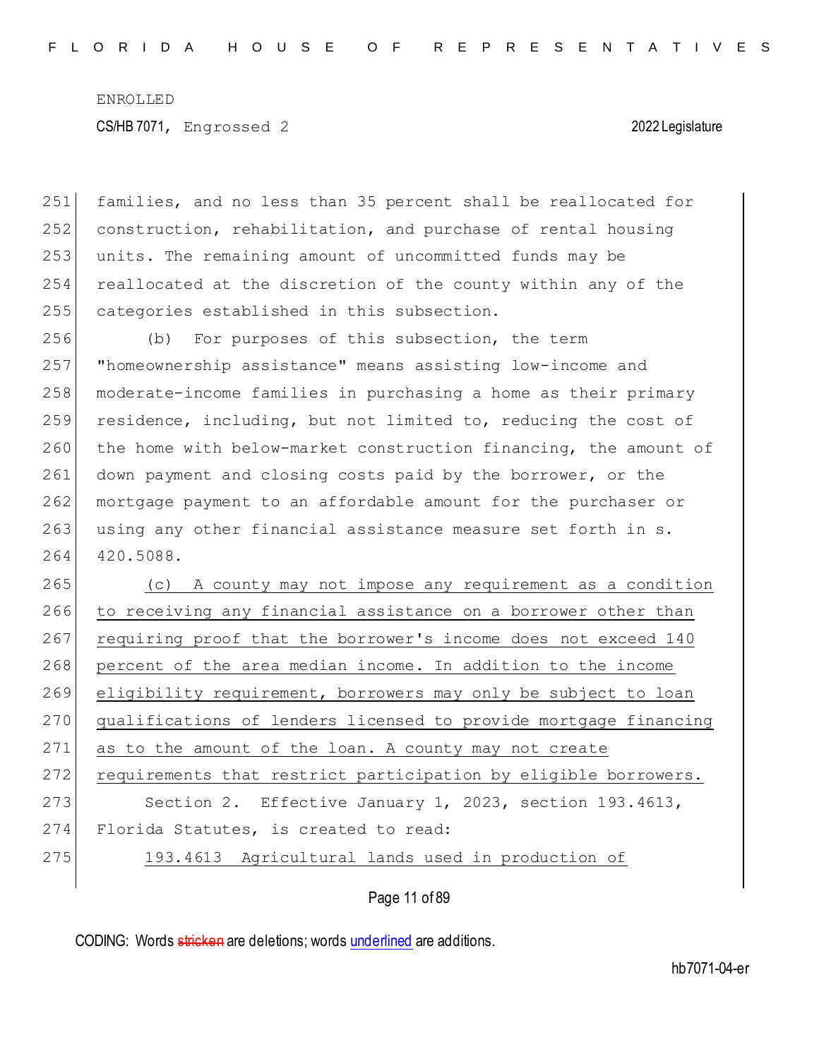families, and no less than 35 percent shall be reallocated for construction, rehabilitation, and purchase of rental housing units. The remaining amount of uncommitted funds may be reallocated at the discretion of the county within any of the categories established in this subsection.

(b) For purposes of this subsection, the term "homeownership assistance" means assisting low-income and moderate-income families in purchasing a home as their primary residence, including, but not limited to, reducing the cost of the home with below-market construction financing, the amount of down payment and closing costs paid by the borrower, or the mortgage payment to an affordable amount for the purchaser or using any other financial assistance measure set forth in s. 420.5088.

<u>(c) A county may not impose any requirement as a condition to receiving any financial assistance on a borrower other than requiring proof that the borrower's income does not exceed 140 percent of the area median income. In addition to the income eligibility requirement, borrowers may only be subject to loan qualifications of lenders licensed to provide mortgage financing as to the amount of the loan. A county may not create requirements that restrict participation by eligible borrowers.</u>

Section 2. Effective January 1, 2023, section 193.4613, Florida Statutes, is created to read:

<u>193.4613 Agricultural lands used in production of</u>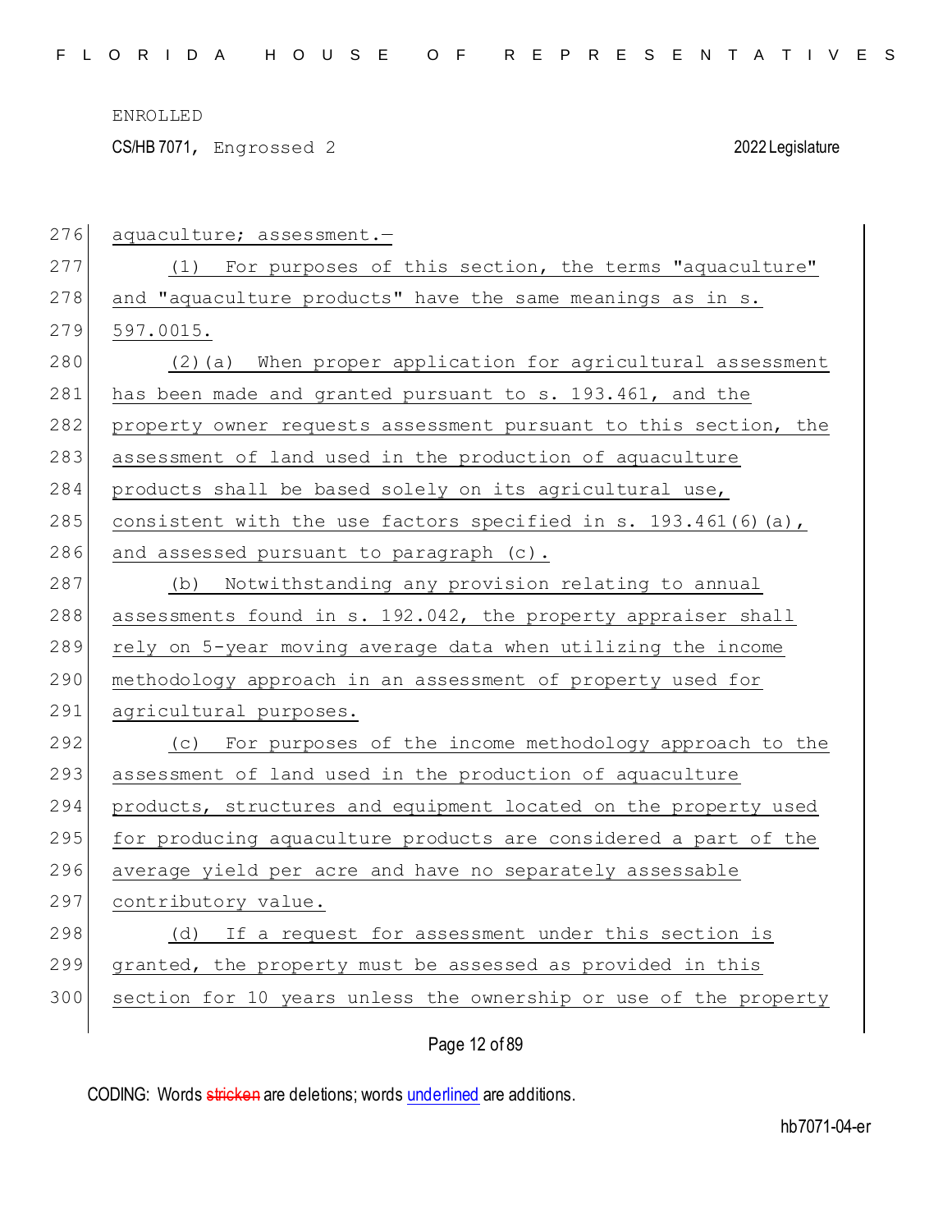aquaculture; assessment.—

(1) For purposes of this section, the terms "aquaculture" and "aquaculture products" have the same meanings as in s. 597.0015.

(2)(a) When proper application for agricultural assessment has been made and granted pursuant to s. 193.461, and the property owner requests assessment pursuant to this section, the assessment of land used in the production of aquaculture products shall be based solely on its agricultural use, consistent with the use factors specified in s. 193.461(6)(a), and assessed pursuant to paragraph (c).

(b) Notwithstanding any provision relating to annual assessments found in s. 192.042, the property appraiser shall rely on 5-year moving average data when utilizing the income methodology approach in an assessment of property used for agricultural purposes.

(c) For purposes of the income methodology approach to the assessment of land used in the production of aquaculture products, structures and equipment located on the property used for producing aquaculture products are considered a part of the average yield per acre and have no separately assessable contributory value.

(d) If a request for assessment under this section is granted, the property must be assessed as provided in this section for 10 years unless the ownership or use of the property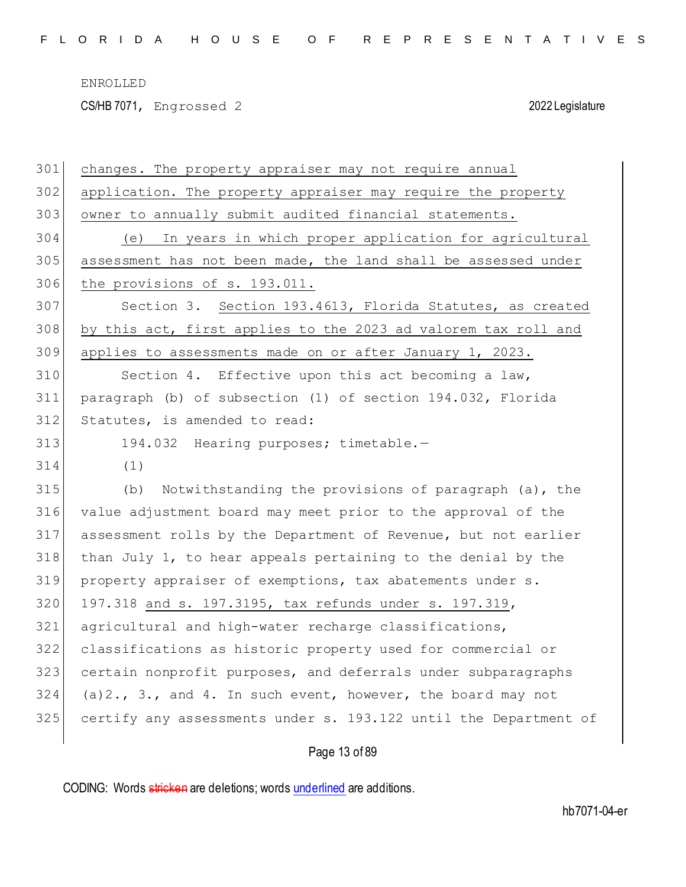changes. The property appraiser may not require annual application. The property appraiser may require the property owner to annually submit audited financial statements.

(e) In years in which proper application for agricultural assessment has not been made, the land shall be assessed under the provisions of s. 193.011.

Section 3. Section 193.4613, Florida Statutes, as created by this act, first applies to the 2023 ad valorem tax roll and applies to assessments made on or after January 1, 2023.

Section 4. Effective upon this act becoming a law, paragraph (b) of subsection (1) of section 194.032, Florida Statutes, is amended to read:

194.032 Hearing purposes; timetable.—

(1)

(b) Notwithstanding the provisions of paragraph (a), the value adjustment board may meet prior to the approval of the assessment rolls by the Department of Revenue, but not earlier than July 1, to hear appeals pertaining to the denial by the property appraiser of exemptions, tax abatements under s. 197.318 and s. 197.3195, tax refunds under s. 197.319, agricultural and high-water recharge classifications, classifications as historic property used for commercial or certain nonprofit purposes, and deferrals under subparagraphs (a)2., 3., and 4. In such event, however, the board may not certify any assessments under s. 193.122 until the Department of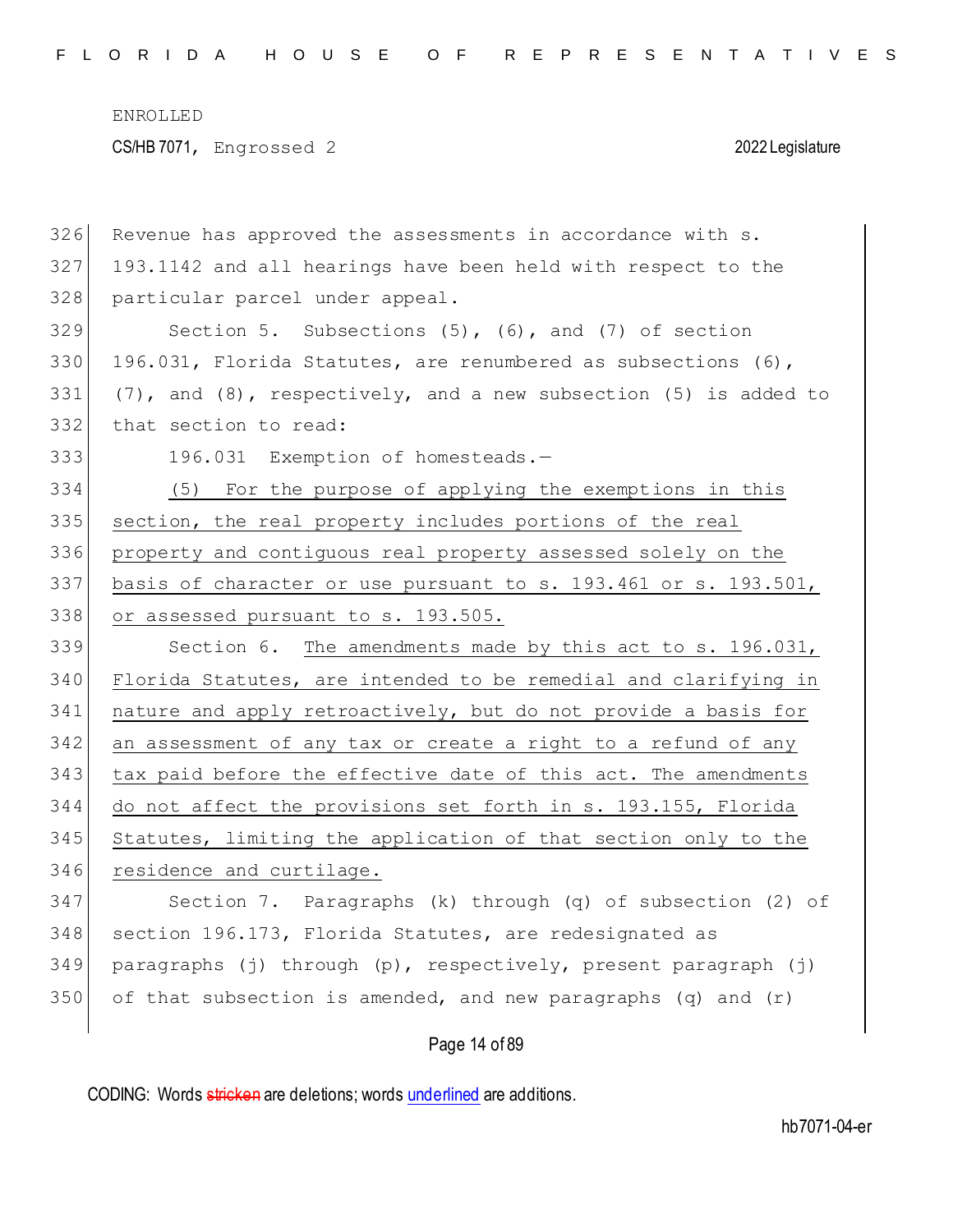Revenue has approved the assessments in accordance with s. 193.1142 and all hearings have been held with respect to the particular parcel under appeal.

Section 5. Subsections (5), (6), and (7) of section 196.031, Florida Statutes, are renumbered as subsections (6), (7), and (8), respectively, and a new subsection (5) is added to that section to read:

196.031 Exemption of homesteads.—

<u>(5) For the purpose of applying the exemptions in this section, the real property includes portions of the real property and contiguous real property assessed solely on the basis of character or use pursuant to s. 193.461 or s. 193.501, or assessed pursuant to s. 193.505.</u>

Section 6. <u>The amendments made by this act to s. 196.031, Florida Statutes, are intended to be remedial and clarifying in nature and apply retroactively, but do not provide a basis for an assessment of any tax or create a right to a refund of any tax paid before the effective date of this act. The amendments do not affect the provisions set forth in s. 193.155, Florida Statutes, limiting the application of that section only to the residence and curtilage.</u>

Section 7. Paragraphs (k) through (q) of subsection (2) of section 196.173, Florida Statutes, are redesignated as paragraphs (j) through (p), respectively, present paragraph (j) of that subsection is amended, and new paragraphs (q) and (r)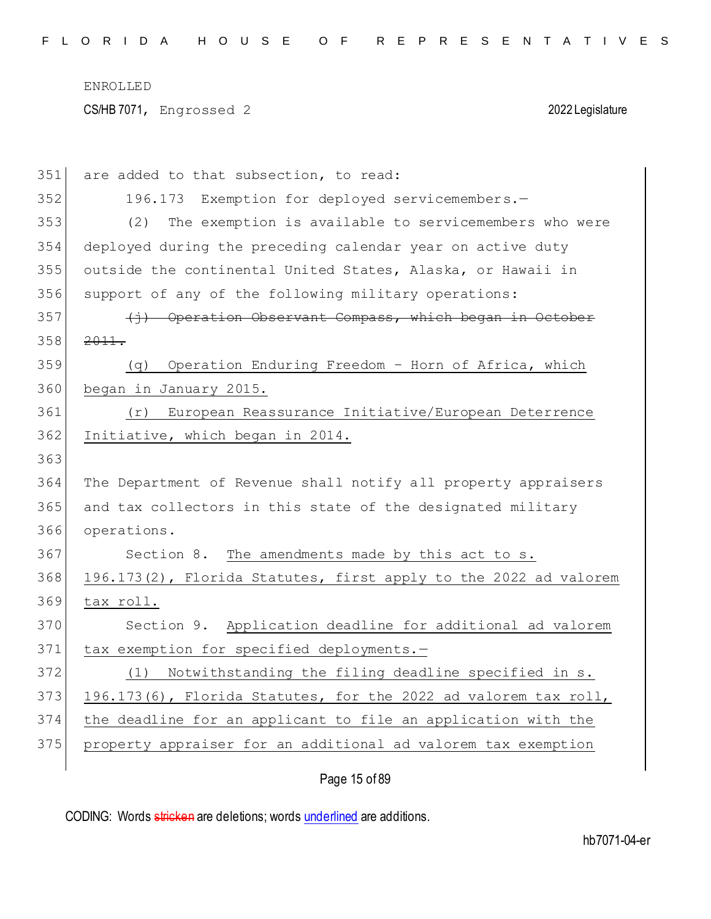are added to that subsection, to read:

196.173 Exemption for deployed servicemembers.—

(2) The exemption is available to servicemembers who were deployed during the preceding calendar year on active duty outside the continental United States, Alaska, or Hawaii in support of any of the following military operations:

~~(j) Operation Observant Compass, which began in October 2011.~~

<u>(q) Operation Enduring Freedom - Horn of Africa, which began in January 2015.</u>

<u>(r) European Reassurance Initiative/European Deterrence Initiative, which began in 2014.</u>

The Department of Revenue shall notify all property appraisers and tax collectors in this state of the designated military operations.

Section 8. <u>The amendments made by this act to s. 196.173(2), Florida Statutes, first apply to the 2022 ad valorem tax roll.</u>

Section 9. <u>Application deadline for additional ad valorem tax exemption for specified deployments.—</u>

<u>(1) Notwithstanding the filing deadline specified in s. 196.173(6), Florida Statutes, for the 2022 ad valorem tax roll, the deadline for an applicant to file an application with the property appraiser for an additional ad valorem tax exemption</u>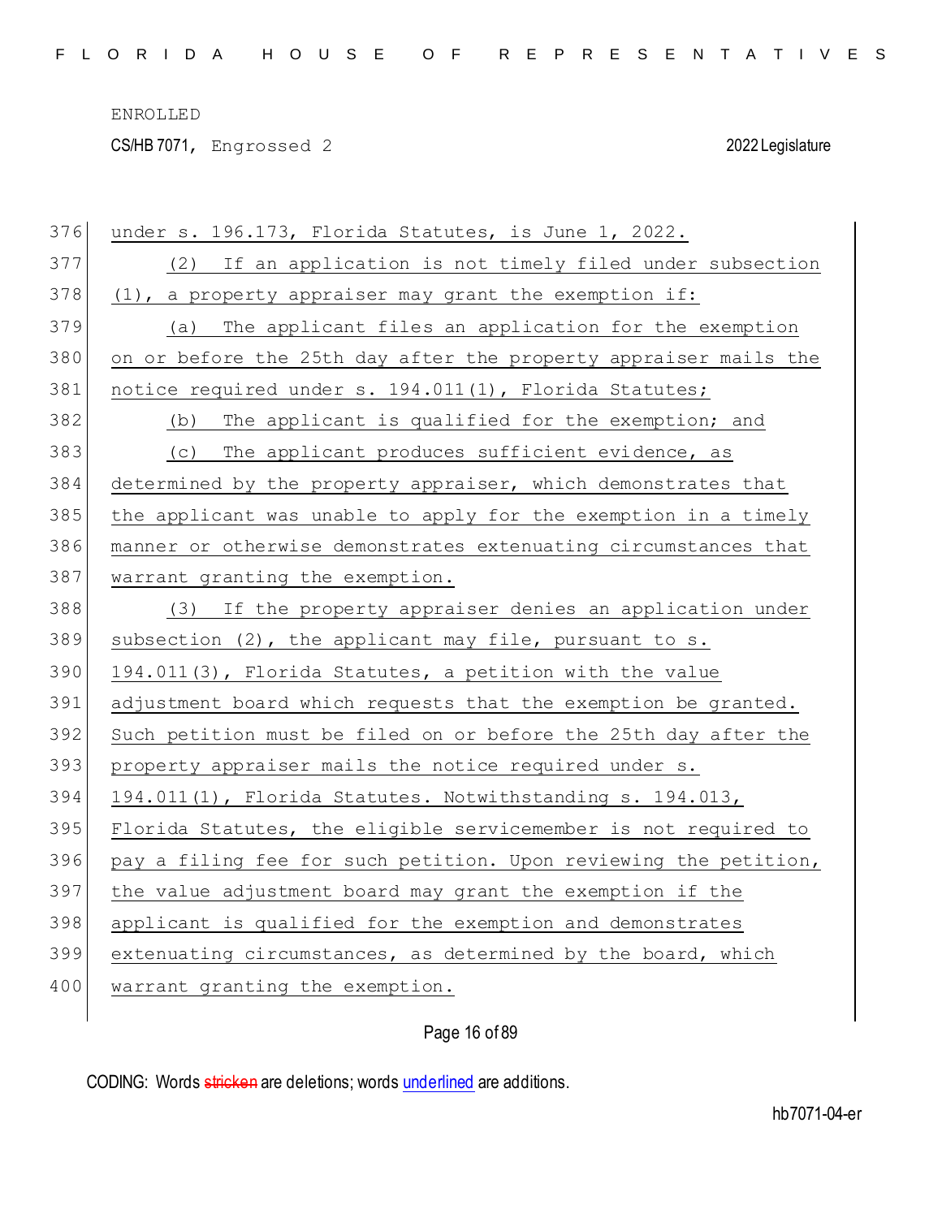under s. 196.173, Florida Statutes, is June 1, 2022.

(2) If an application is not timely filed under subsection (1), a property appraiser may grant the exemption if:

(a) The applicant files an application for the exemption on or before the 25th day after the property appraiser mails the notice required under s. 194.011(1), Florida Statutes;

(b) The applicant is qualified for the exemption; and

(c) The applicant produces sufficient evidence, as determined by the property appraiser, which demonstrates that the applicant was unable to apply for the exemption in a timely manner or otherwise demonstrates extenuating circumstances that warrant granting the exemption.

(3) If the property appraiser denies an application under subsection (2), the applicant may file, pursuant to s. 194.011(3), Florida Statutes, a petition with the value adjustment board which requests that the exemption be granted. Such petition must be filed on or before the 25th day after the property appraiser mails the notice required under s. 194.011(1), Florida Statutes. Notwithstanding s. 194.013, Florida Statutes, the eligible servicemember is not required to pay a filing fee for such petition. Upon reviewing the petition, the value adjustment board may grant the exemption if the applicant is qualified for the exemption and demonstrates extenuating circumstances, as determined by the board, which warrant granting the exemption.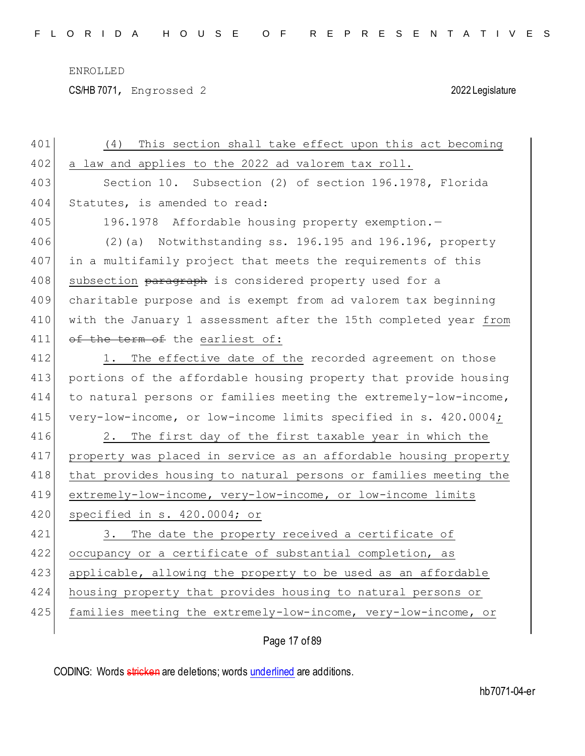(4) This section shall take effect upon this act becoming a law and applies to the 2022 ad valorem tax roll.

Section 10. Subsection (2) of section 196.1978, Florida Statutes, is amended to read:

196.1978 Affordable housing property exemption.—

(2)(a) Notwithstanding ss. 196.195 and 196.196, property in a multifamily project that meets the requirements of this subsection ~~paragraph~~ is considered property used for a charitable purpose and is exempt from ad valorem tax beginning with the January 1 assessment after the 15th completed year from ~~of the term of~~ the earliest of:

1. The effective date of the recorded agreement on those portions of the affordable housing property that provide housing to natural persons or families meeting the extremely-low-income, very-low-income, or low-income limits specified in s. 420.0004;

2. The first day of the first taxable year in which the property was placed in service as an affordable housing property that provides housing to natural persons or families meeting the extremely-low-income, very-low-income, or low-income limits specified in s. 420.0004; or

3. The date the property received a certificate of occupancy or a certificate of substantial completion, as applicable, allowing the property to be used as an affordable housing property that provides housing to natural persons or families meeting the extremely-low-income, very-low-income, or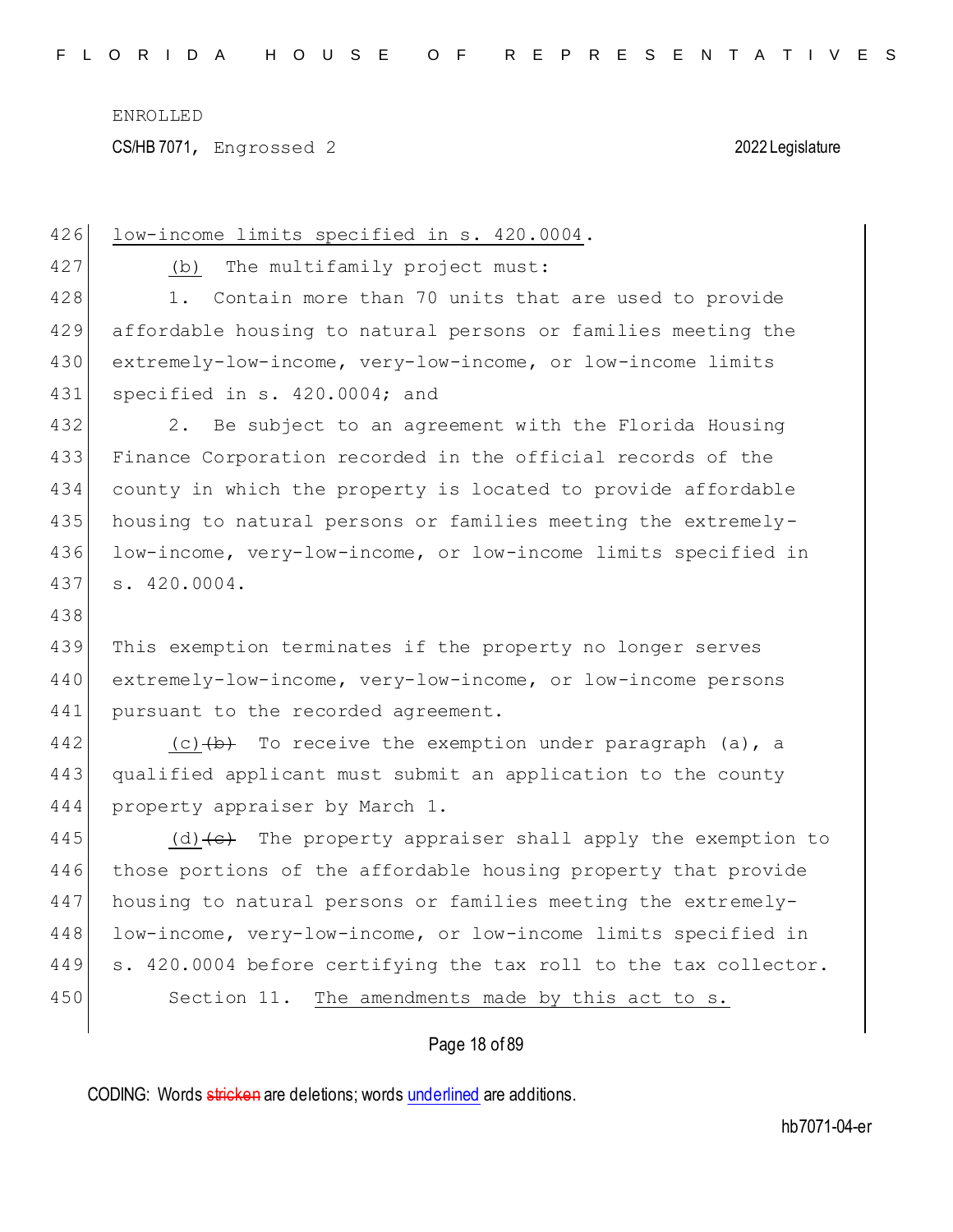low-income limits specified in s. 420.0004.

(b) The multifamily project must:

1. Contain more than 70 units that are used to provide affordable housing to natural persons or families meeting the extremely-low-income, very-low-income, or low-income limits specified in s. 420.0004; and

2. Be subject to an agreement with the Florida Housing Finance Corporation recorded in the official records of the county in which the property is located to provide affordable housing to natural persons or families meeting the extremely-low-income, very-low-income, or low-income limits specified in s. 420.0004.

This exemption terminates if the property no longer serves extremely-low-income, very-low-income, or low-income persons pursuant to the recorded agreement.

(c) ~~(b)~~ To receive the exemption under paragraph (a), a qualified applicant must submit an application to the county property appraiser by March 1.

(d) ~~(c)~~ The property appraiser shall apply the exemption to those portions of the affordable housing property that provide housing to natural persons or families meeting the extremely-low-income, very-low-income, or low-income limits specified in s. 420.0004 before certifying the tax roll to the tax collector.

Section 11. The amendments made by this act to s.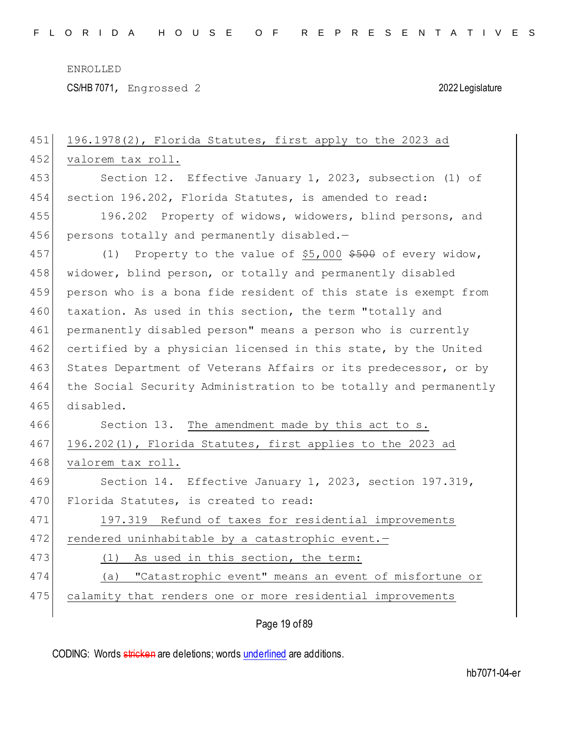196.1978(2), Florida Statutes, first apply to the 2023 ad valorem tax roll.

Section 12. Effective January 1, 2023, subsection (1) of section 196.202, Florida Statutes, is amended to read:

196.202 Property of widows, widowers, blind persons, and persons totally and permanently disabled.—

(1) Property to the value of $5,000 ~~$500~~ of every widow, widower, blind person, or totally and permanently disabled person who is a bona fide resident of this state is exempt from taxation. As used in this section, the term "totally and permanently disabled person" means a person who is currently certified by a physician licensed in this state, by the United States Department of Veterans Affairs or its predecessor, or by the Social Security Administration to be totally and permanently disabled.

Section 13. The amendment made by this act to s. 196.202(1), Florida Statutes, first applies to the 2023 ad valorem tax roll.

Section 14. Effective January 1, 2023, section 197.319, Florida Statutes, is created to read:

197.319 Refund of taxes for residential improvements rendered uninhabitable by a catastrophic event.—

(1) As used in this section, the term:

(a) "Catastrophic event" means an event of misfortune or calamity that renders one or more residential improvements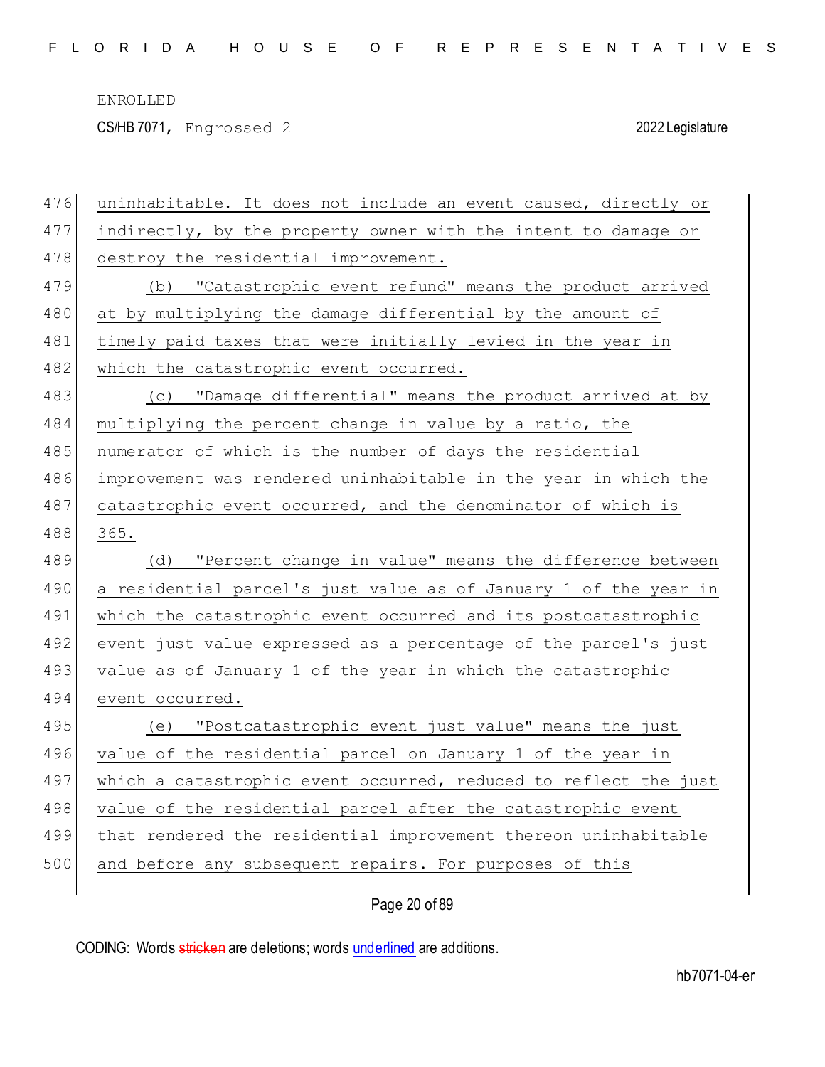uninhabitable. It does not include an event caused, directly or indirectly, by the property owner with the intent to damage or destroy the residential improvement.

(b) "Catastrophic event refund" means the product arrived at by multiplying the damage differential by the amount of timely paid taxes that were initially levied in the year in which the catastrophic event occurred.

(c) "Damage differential" means the product arrived at by multiplying the percent change in value by a ratio, the numerator of which is the number of days the residential improvement was rendered uninhabitable in the year in which the catastrophic event occurred, and the denominator of which is 365.

(d) "Percent change in value" means the difference between a residential parcel's just value as of January 1 of the year in which the catastrophic event occurred and its postcatastrophic event just value expressed as a percentage of the parcel's just value as of January 1 of the year in which the catastrophic event occurred.

(e) "Postcatastrophic event just value" means the just value of the residential parcel on January 1 of the year in which a catastrophic event occurred, reduced to reflect the just value of the residential parcel after the catastrophic event that rendered the residential improvement thereon uninhabitable and before any subsequent repairs. For purposes of this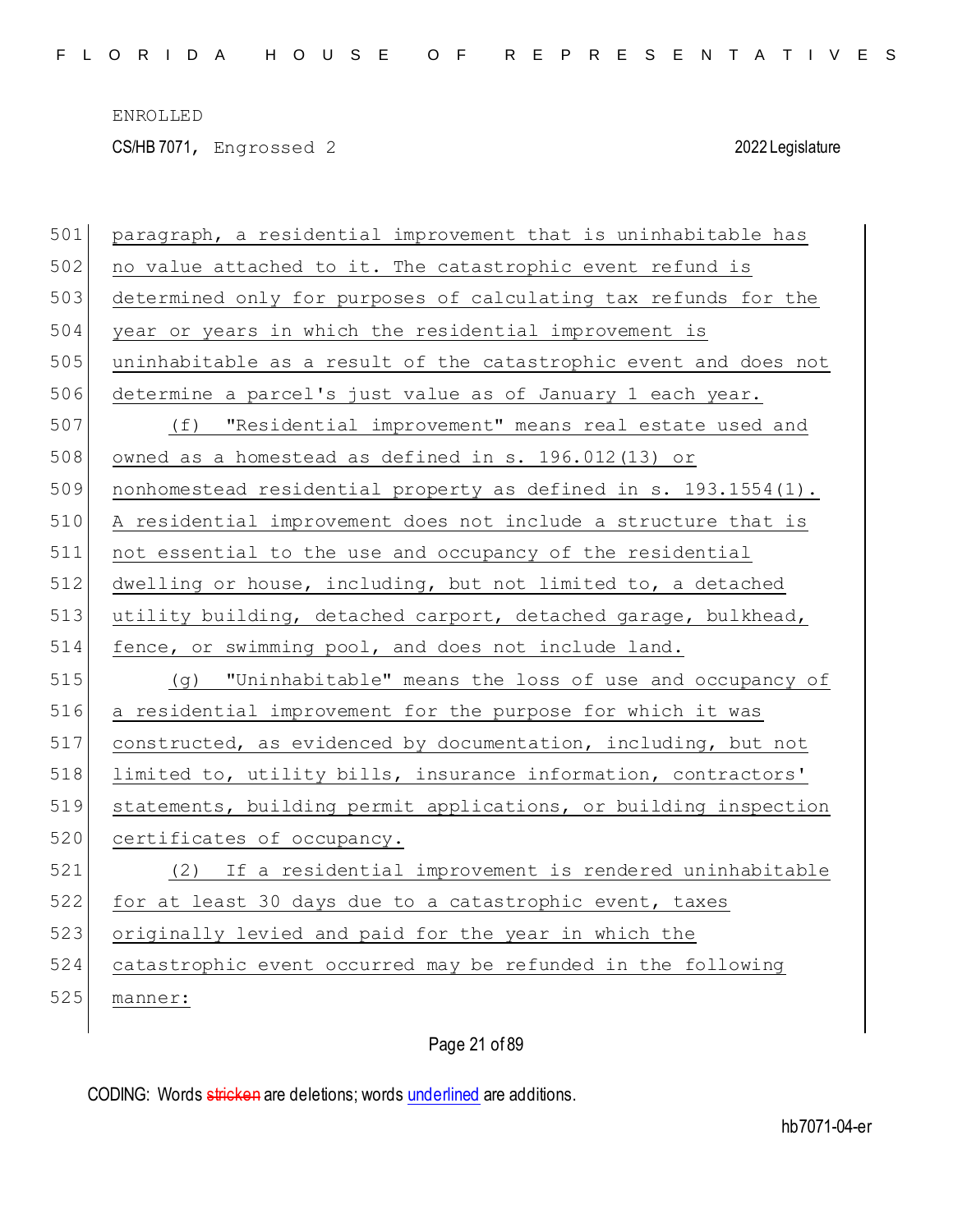paragraph, a residential improvement that is uninhabitable has no value attached to it. The catastrophic event refund is determined only for purposes of calculating tax refunds for the year or years in which the residential improvement is uninhabitable as a result of the catastrophic event and does not determine a parcel's just value as of January 1 each year.

(f) "Residential improvement" means real estate used and owned as a homestead as defined in s. 196.012(13) or nonhomestead residential property as defined in s. 193.1554(1). A residential improvement does not include a structure that is not essential to the use and occupancy of the residential dwelling or house, including, but not limited to, a detached utility building, detached carport, detached garage, bulkhead, fence, or swimming pool, and does not include land.

(g) "Uninhabitable" means the loss of use and occupancy of a residential improvement for the purpose for which it was constructed, as evidenced by documentation, including, but not limited to, utility bills, insurance information, contractors' statements, building permit applications, or building inspection certificates of occupancy.

(2) If a residential improvement is rendered uninhabitable for at least 30 days due to a catastrophic event, taxes originally levied and paid for the year in which the catastrophic event occurred may be refunded in the following manner: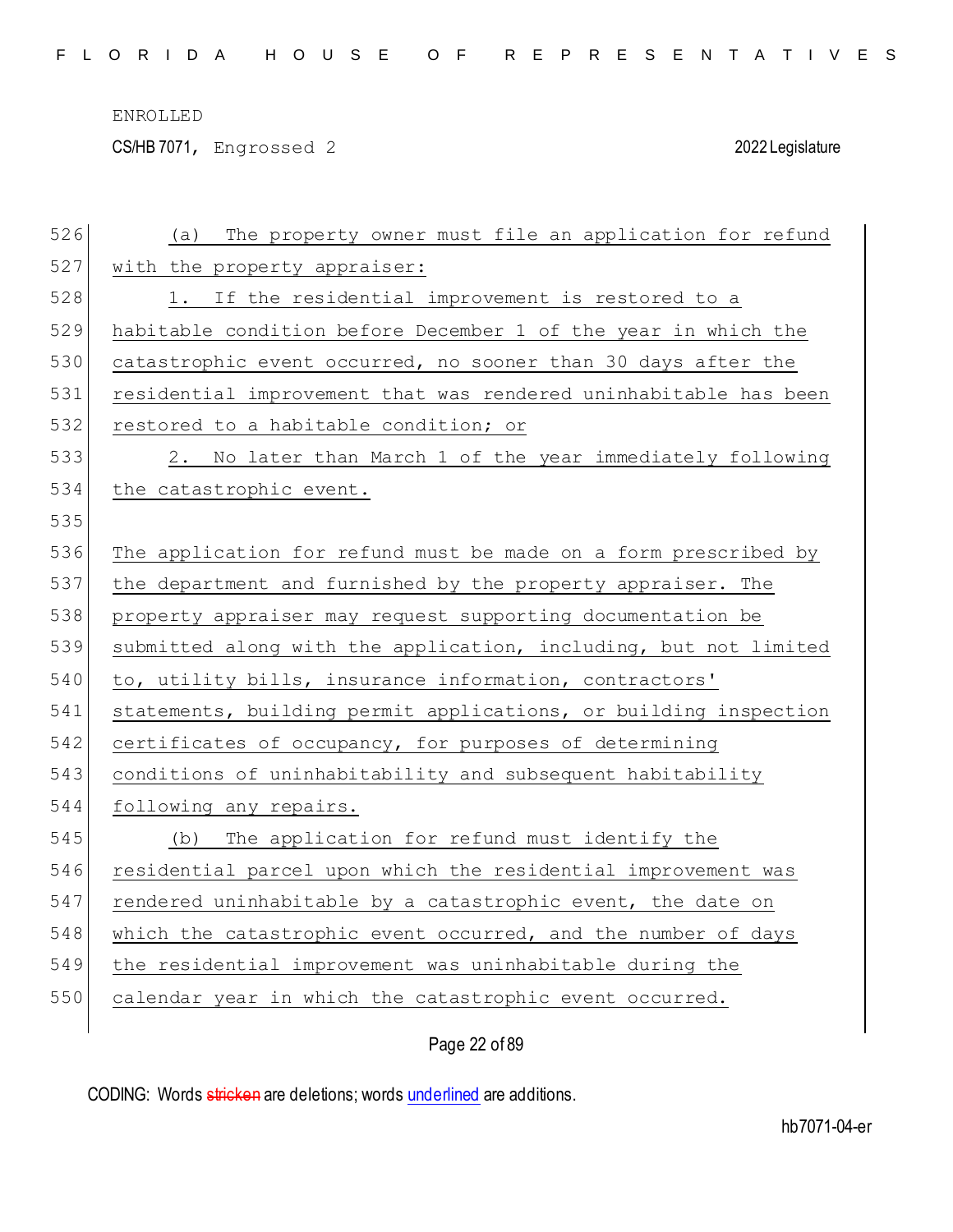(a) The property owner must file an application for refund with the property appraiser:

1. If the residential improvement is restored to a habitable condition before December 1 of the year in which the catastrophic event occurred, no sooner than 30 days after the residential improvement that was rendered uninhabitable has been restored to a habitable condition; or

2. No later than March 1 of the year immediately following the catastrophic event.

The application for refund must be made on a form prescribed by the department and furnished by the property appraiser. The property appraiser may request supporting documentation be submitted along with the application, including, but not limited to, utility bills, insurance information, contractors' statements, building permit applications, or building inspection certificates of occupancy, for purposes of determining conditions of uninhabitability and subsequent habitability following any repairs.

(b) The application for refund must identify the residential parcel upon which the residential improvement was rendered uninhabitable by a catastrophic event, the date on which the catastrophic event occurred, and the number of days the residential improvement was uninhabitable during the calendar year in which the catastrophic event occurred.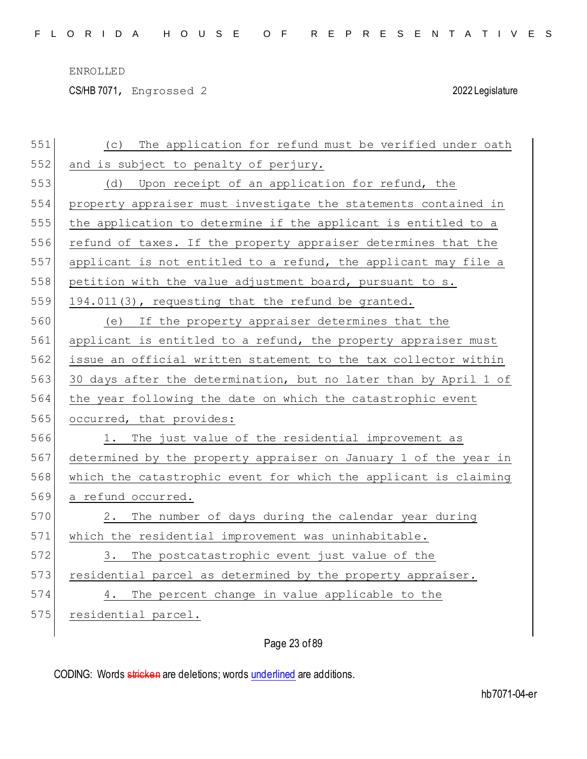(c) The application for refund must be verified under oath and is subject to penalty of perjury.

(d) Upon receipt of an application for refund, the property appraiser must investigate the statements contained in the application to determine if the applicant is entitled to a refund of taxes. If the property appraiser determines that the applicant is not entitled to a refund, the applicant may file a petition with the value adjustment board, pursuant to s. 194.011(3), requesting that the refund be granted.

(e) If the property appraiser determines that the applicant is entitled to a refund, the property appraiser must issue an official written statement to the tax collector within 30 days after the determination, but no later than by April 1 of the year following the date on which the catastrophic event occurred, that provides:

1. The just value of the residential improvement as determined by the property appraiser on January 1 of the year in which the catastrophic event for which the applicant is claiming a refund occurred.

2. The number of days during the calendar year during which the residential improvement was uninhabitable.

3. The postcatastrophic event just value of the residential parcel as determined by the property appraiser.

4. The percent change in value applicable to the residential parcel.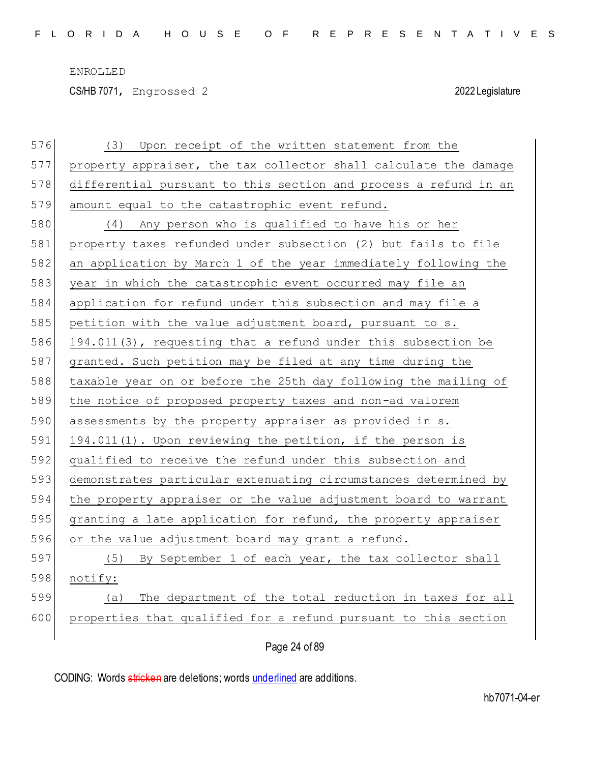(3) Upon receipt of the written statement from the property appraiser, the tax collector shall calculate the damage differential pursuant to this section and process a refund in an amount equal to the catastrophic event refund.

(4) Any person who is qualified to have his or her property taxes refunded under subsection (2) but fails to file an application by March 1 of the year immediately following the year in which the catastrophic event occurred may file an application for refund under this subsection and may file a petition with the value adjustment board, pursuant to s. 194.011(3), requesting that a refund under this subsection be granted. Such petition may be filed at any time during the taxable year on or before the 25th day following the mailing of the notice of proposed property taxes and non-ad valorem assessments by the property appraiser as provided in s. 194.011(1). Upon reviewing the petition, if the person is qualified to receive the refund under this subsection and demonstrates particular extenuating circumstances determined by the property appraiser or the value adjustment board to warrant granting a late application for refund, the property appraiser or the value adjustment board may grant a refund.

(5) By September 1 of each year, the tax collector shall notify:

(a) The department of the total reduction in taxes for all properties that qualified for a refund pursuant to this section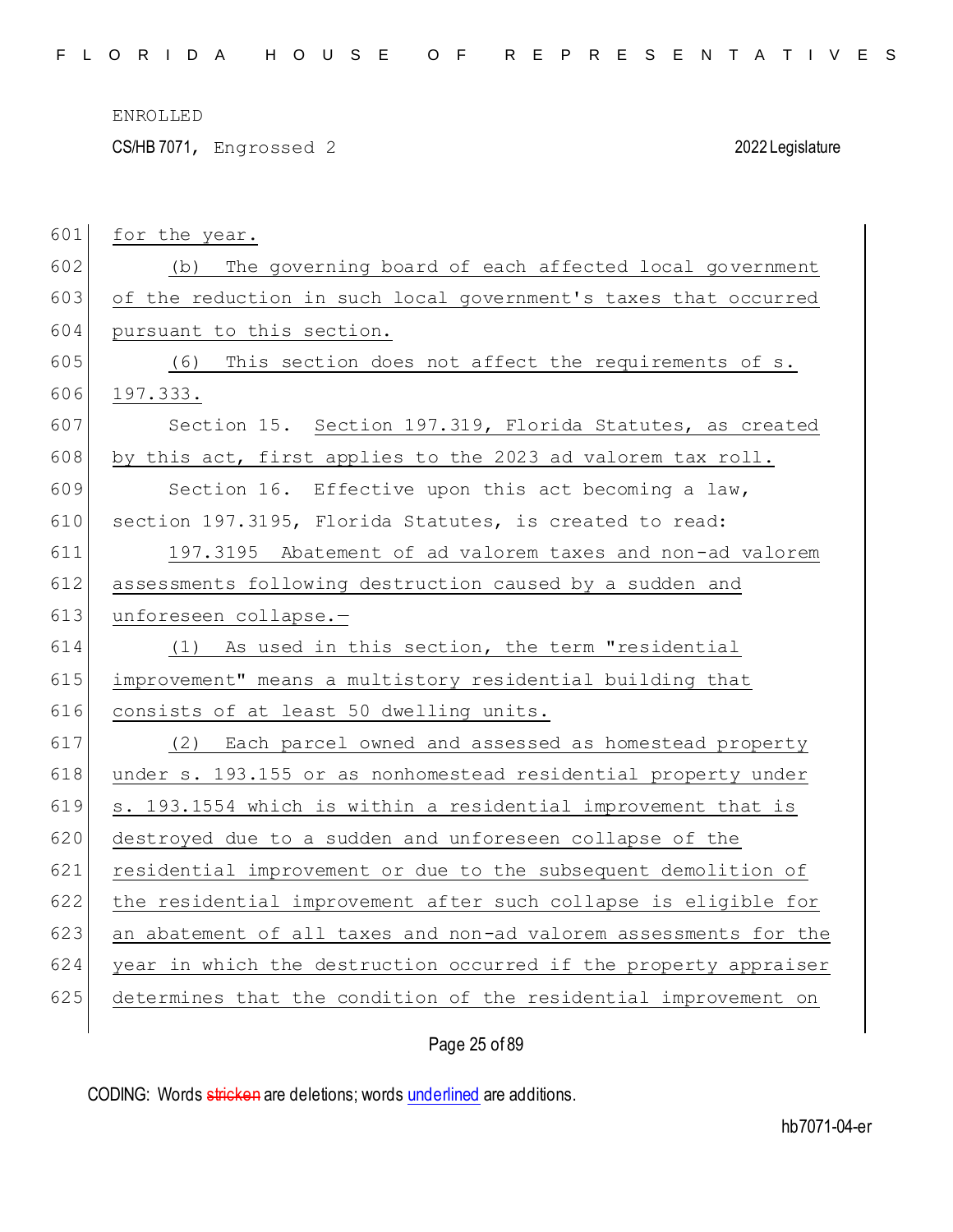ENROLLED

CS/HB 7071, Engrossed 2 2022 Legislature

601 for the year.

602 (b) The governing board of each affected local government

603 of the reduction in such local government's taxes that occurred

604 pursuant to this section.

605 (6) This section does not affect the requirements of s.

606 197.333.

607 Section 15. Section 197.319, Florida Statutes, as created

608 by this act, first applies to the 2023 ad valorem tax roll.

609 Section 16. Effective upon this act becoming a law,

610 section 197.3195, Florida Statutes, is created to read:

611 197.3195 Abatement of ad valorem taxes and non-ad valorem

612 assessments following destruction caused by a sudden and

613 unforeseen collapse.—

614 (1) As used in this section, the term "residential

615 improvement" means a multistory residential building that

616 consists of at least 50 dwelling units.

617 (2) Each parcel owned and assessed as homestead property

618 under s. 193.155 or as nonhomestead residential property under

619 s. 193.1554 which is within a residential improvement that is

620 destroyed due to a sudden and unforeseen collapse of the

621 residential improvement or due to the subsequent demolition of

622 the residential improvement after such collapse is eligible for

623 an abatement of all taxes and non-ad valorem assessments for the

624 year in which the destruction occurred if the property appraiser

625 determines that the condition of the residential improvement on

CODING: Words ~~stricken~~ are deletions; words underlined are additions.

hb7071-04-er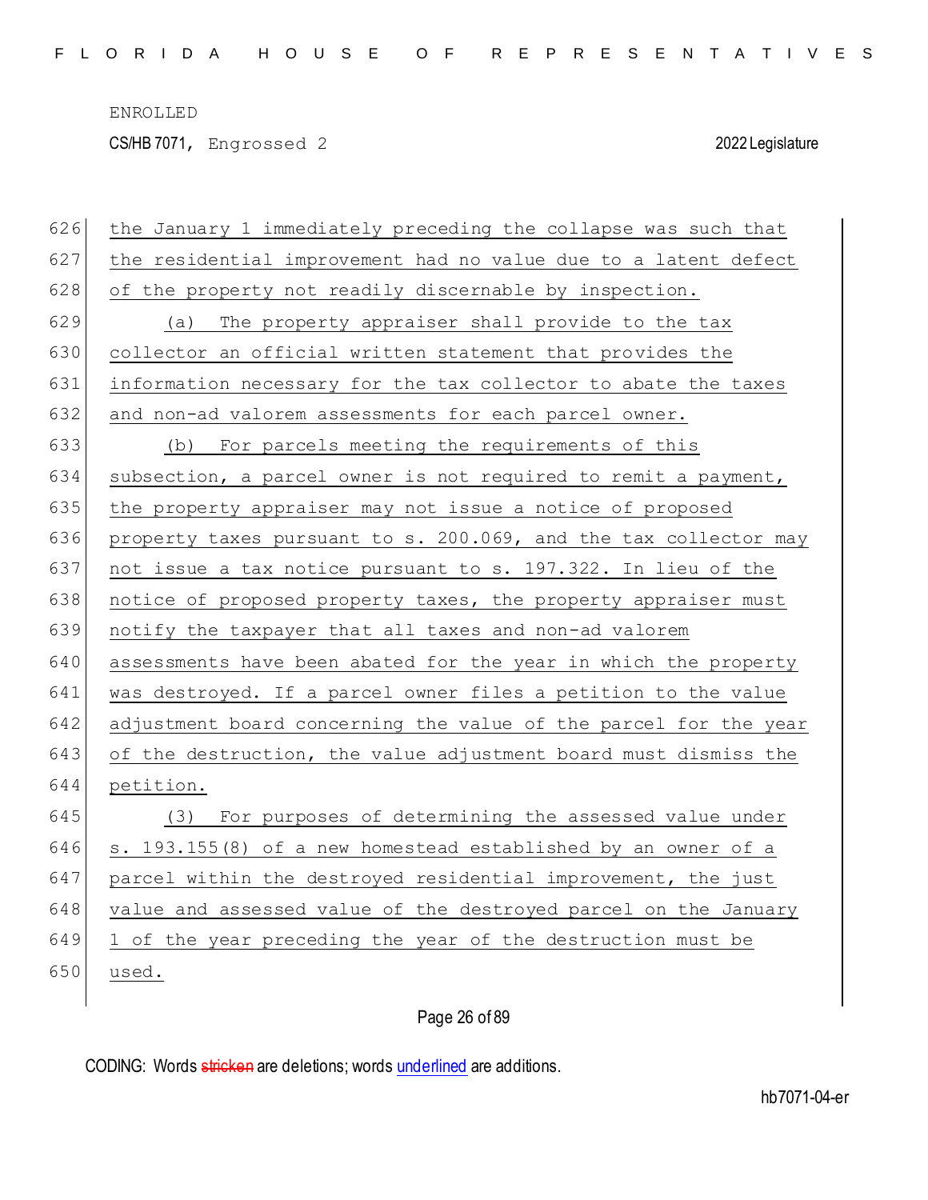the January 1 immediately preceding the collapse was such that the residential improvement had no value due to a latent defect of the property not readily discernable by inspection.

(a) The property appraiser shall provide to the tax collector an official written statement that provides the information necessary for the tax collector to abate the taxes and non-ad valorem assessments for each parcel owner.

(b) For parcels meeting the requirements of this subsection, a parcel owner is not required to remit a payment, the property appraiser may not issue a notice of proposed property taxes pursuant to s. 200.069, and the tax collector may not issue a tax notice pursuant to s. 197.322. In lieu of the notice of proposed property taxes, the property appraiser must notify the taxpayer that all taxes and non-ad valorem assessments have been abated for the year in which the property was destroyed. If a parcel owner files a petition to the value adjustment board concerning the value of the parcel for the year of the destruction, the value adjustment board must dismiss the petition.

(3) For purposes of determining the assessed value under s. 193.155(8) of a new homestead established by an owner of a parcel within the destroyed residential improvement, the just value and assessed value of the destroyed parcel on the January 1 of the year preceding the year of the destruction must be used.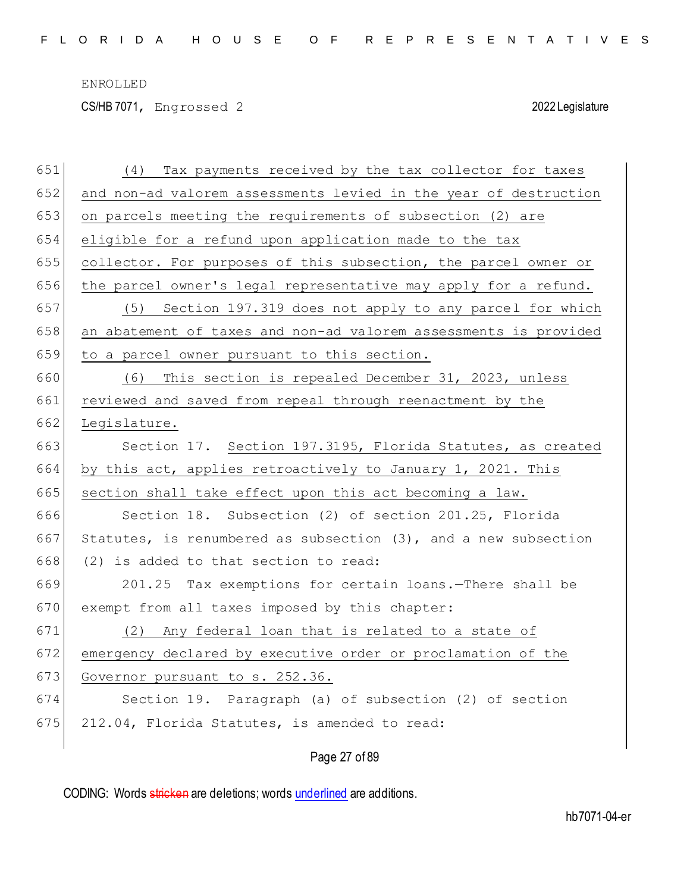(4) Tax payments received by the tax collector for taxes and non-ad valorem assessments levied in the year of destruction on parcels meeting the requirements of subsection (2) are eligible for a refund upon application made to the tax collector. For purposes of this subsection, the parcel owner or the parcel owner's legal representative may apply for a refund.

(5) Section 197.319 does not apply to any parcel for which an abatement of taxes and non-ad valorem assessments is provided to a parcel owner pursuant to this section.

(6) This section is repealed December 31, 2023, unless reviewed and saved from repeal through reenactment by the Legislature.

Section 17. Section 197.3195, Florida Statutes, as created by this act, applies retroactively to January 1, 2021. This section shall take effect upon this act becoming a law.

Section 18. Subsection (2) of section 201.25, Florida Statutes, is renumbered as subsection (3), and a new subsection (2) is added to that section to read:

201.25 Tax exemptions for certain loans.—There shall be exempt from all taxes imposed by this chapter:

(2) Any federal loan that is related to a state of emergency declared by executive order or proclamation of the Governor pursuant to s. 252.36.

Section 19. Paragraph (a) of subsection (2) of section 212.04, Florida Statutes, is amended to read: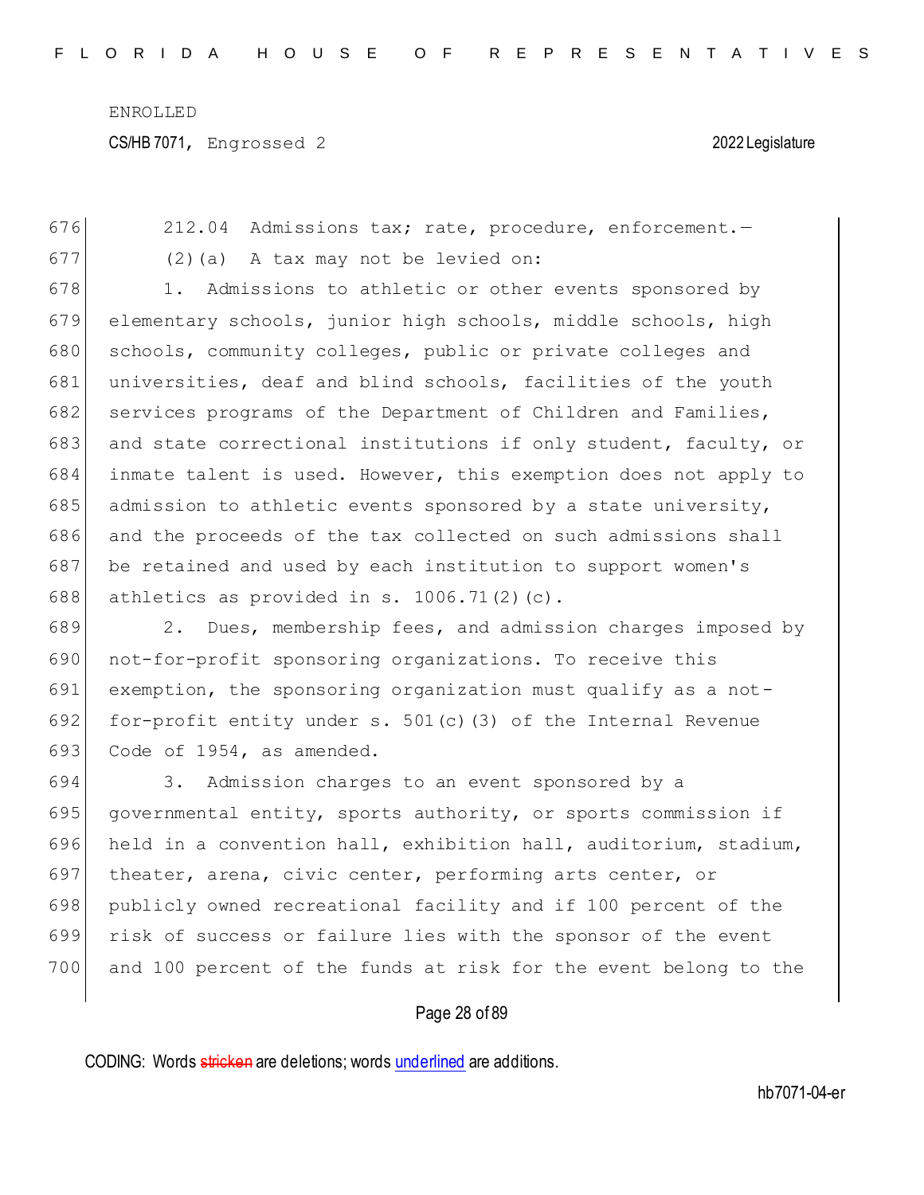212.04 Admissions tax; rate, procedure, enforcement.—

(2)(a) A tax may not be levied on:

1. Admissions to athletic or other events sponsored by elementary schools, junior high schools, middle schools, high schools, community colleges, public or private colleges and universities, deaf and blind schools, facilities of the youth services programs of the Department of Children and Families, and state correctional institutions if only student, faculty, or inmate talent is used. However, this exemption does not apply to admission to athletic events sponsored by a state university, and the proceeds of the tax collected on such admissions shall be retained and used by each institution to support women's athletics as provided in s. 1006.71(2)(c).

2. Dues, membership fees, and admission charges imposed by not-for-profit sponsoring organizations. To receive this exemption, the sponsoring organization must qualify as a not-for-profit entity under s. 501(c)(3) of the Internal Revenue Code of 1954, as amended.

3. Admission charges to an event sponsored by a governmental entity, sports authority, or sports commission if held in a convention hall, exhibition hall, auditorium, stadium, theater, arena, civic center, performing arts center, or publicly owned recreational facility and if 100 percent of the risk of success or failure lies with the sponsor of the event and 100 percent of the funds at risk for the event belong to the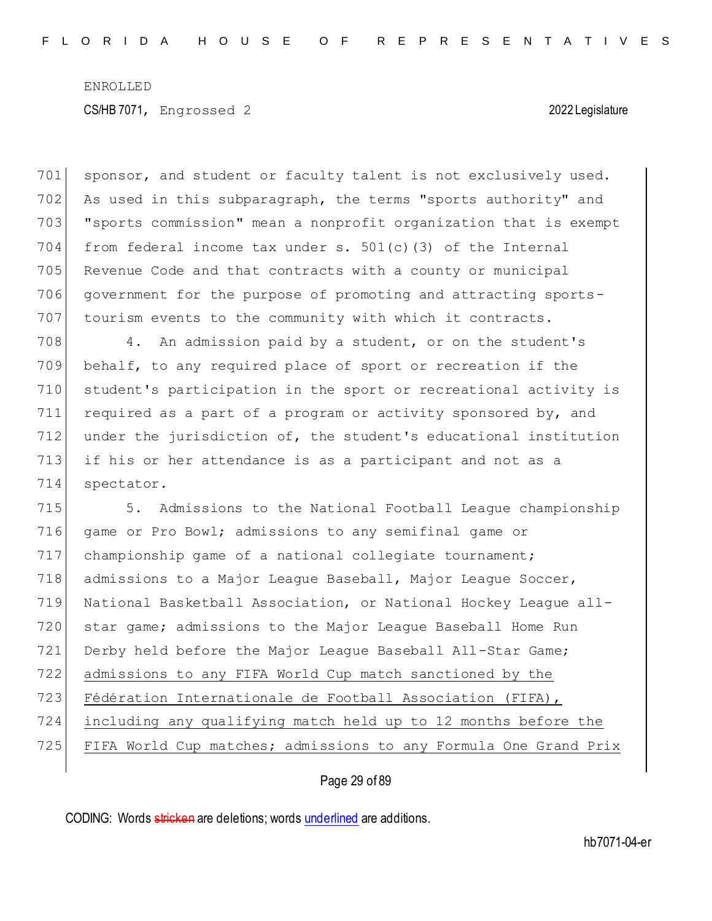ENROLLED

CS/HB 7071, Engrossed 2 2022 Legislature

sponsor, and student or faculty talent is not exclusively used. As used in this subparagraph, the terms "sports authority" and "sports commission" mean a nonprofit organization that is exempt from federal income tax under s. 501(c)(3) of the Internal Revenue Code and that contracts with a county or municipal government for the purpose of promoting and attracting sports-tourism events to the community with which it contracts.

4. An admission paid by a student, or on the student's behalf, to any required place of sport or recreation if the student's participation in the sport or recreational activity is required as a part of a program or activity sponsored by, and under the jurisdiction of, the student's educational institution if his or her attendance is as a participant and not as a spectator.

5. Admissions to the National Football League championship game or Pro Bowl; admissions to any semifinal game or championship game of a national collegiate tournament; admissions to a Major League Baseball, Major League Soccer, National Basketball Association, or National Hockey League all-star game; admissions to the Major League Baseball Home Run Derby held before the Major League Baseball All-Star Game; <u>admissions to any FIFA World Cup match sanctioned by the Fédération Internationale de Football Association (FIFA), including any qualifying match held up to 12 months before the FIFA World Cup matches; admissions to any Formula One Grand Prix</u>

CODING: Words ~~stricken~~ are deletions; words <u>underlined</u> are additions.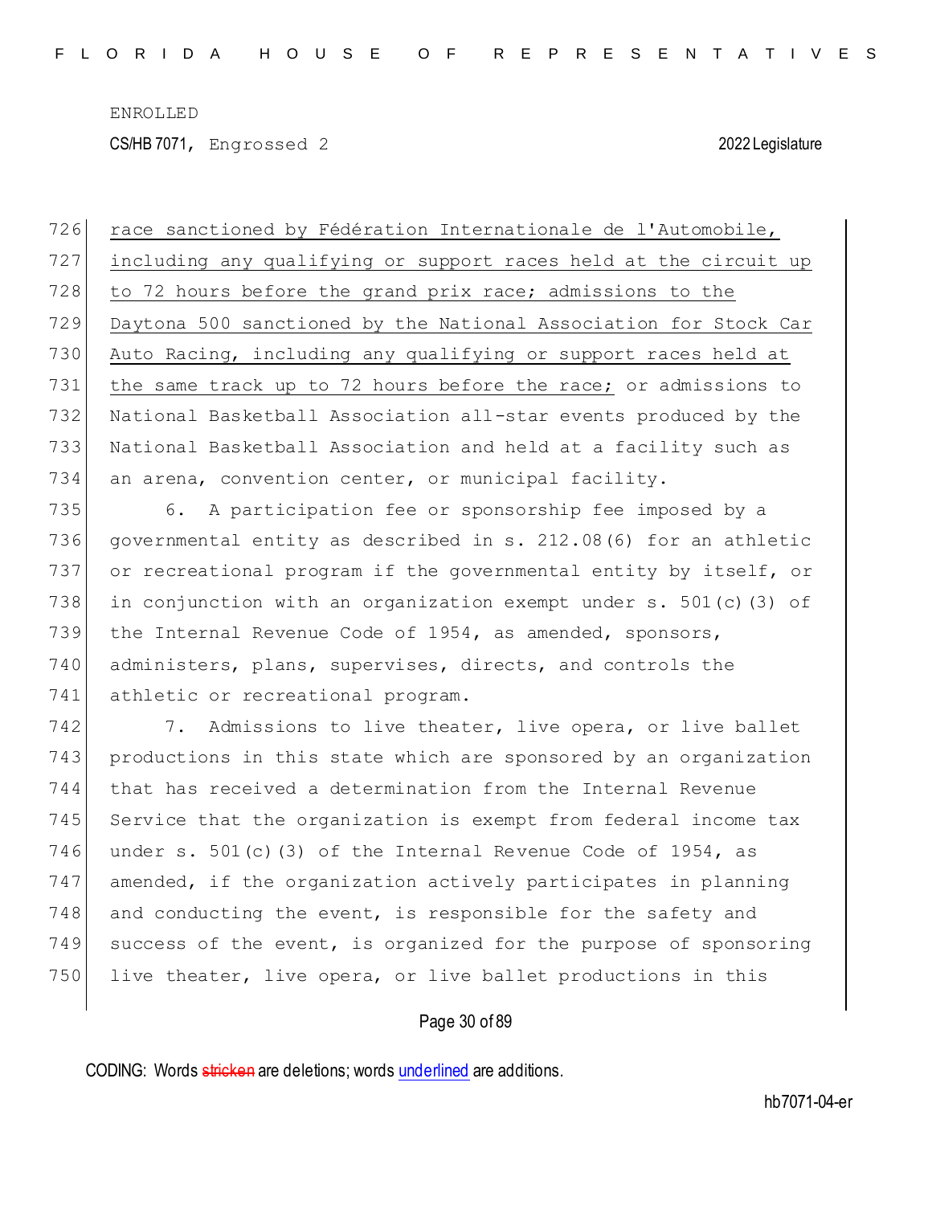race sanctioned by Fédération Internationale de l'Automobile, including any qualifying or support races held at the circuit up to 72 hours before the grand prix race; admissions to the Daytona 500 sanctioned by the National Association for Stock Car Auto Racing, including any qualifying or support races held at the same track up to 72 hours before the race; or admissions to National Basketball Association all-star events produced by the National Basketball Association and held at a facility such as an arena, convention center, or municipal facility.

6. A participation fee or sponsorship fee imposed by a governmental entity as described in s. 212.08(6) for an athletic or recreational program if the governmental entity by itself, or in conjunction with an organization exempt under s. 501(c)(3) of the Internal Revenue Code of 1954, as amended, sponsors, administers, plans, supervises, directs, and controls the athletic or recreational program.

7. Admissions to live theater, live opera, or live ballet productions in this state which are sponsored by an organization that has received a determination from the Internal Revenue Service that the organization is exempt from federal income tax under s. 501(c)(3) of the Internal Revenue Code of 1954, as amended, if the organization actively participates in planning and conducting the event, is responsible for the safety and success of the event, is organized for the purpose of sponsoring live theater, live opera, or live ballet productions in this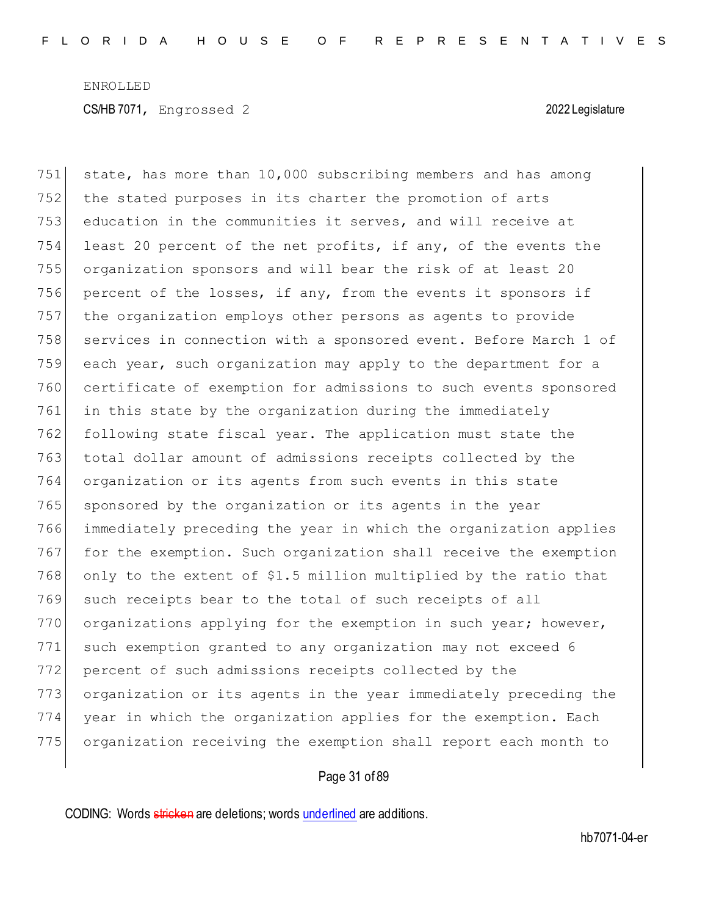state, has more than 10,000 subscribing members and has among the stated purposes in its charter the promotion of arts education in the communities it serves, and will receive at least 20 percent of the net profits, if any, of the events the organization sponsors and will bear the risk of at least 20 percent of the losses, if any, from the events it sponsors if the organization employs other persons as agents to provide services in connection with a sponsored event. Before March 1 of each year, such organization may apply to the department for a certificate of exemption for admissions to such events sponsored in this state by the organization during the immediately following state fiscal year. The application must state the total dollar amount of admissions receipts collected by the organization or its agents from such events in this state sponsored by the organization or its agents in the year immediately preceding the year in which the organization applies for the exemption. Such organization shall receive the exemption only to the extent of $1.5 million multiplied by the ratio that such receipts bear to the total of such receipts of all organizations applying for the exemption in such year; however, such exemption granted to any organization may not exceed 6 percent of such admissions receipts collected by the organization or its agents in the year immediately preceding the year in which the organization applies for the exemption. Each organization receiving the exemption shall report each month to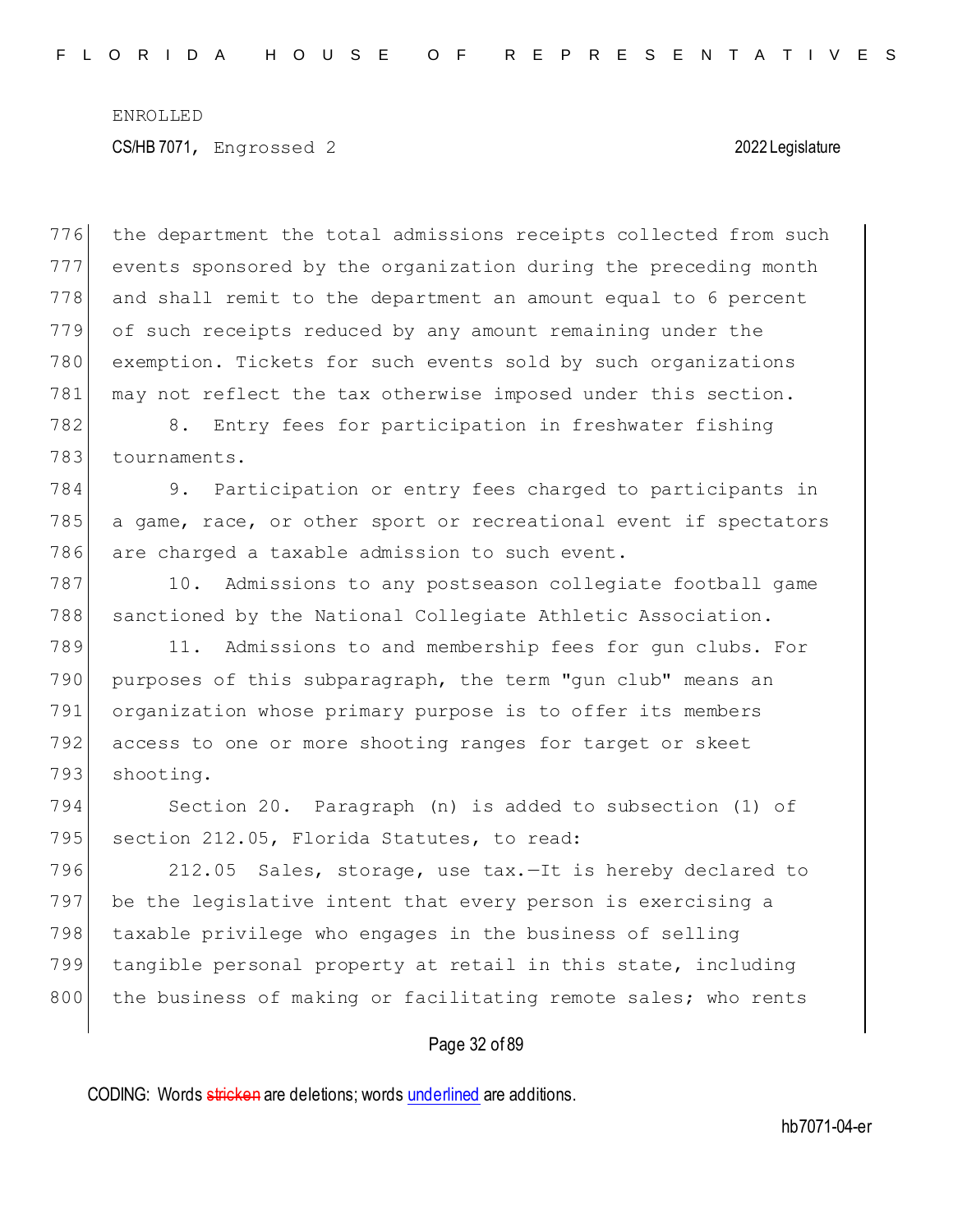the department the total admissions receipts collected from such events sponsored by the organization during the preceding month and shall remit to the department an amount equal to 6 percent of such receipts reduced by any amount remaining under the exemption. Tickets for such events sold by such organizations may not reflect the tax otherwise imposed under this section.

8. Entry fees for participation in freshwater fishing tournaments.

9. Participation or entry fees charged to participants in a game, race, or other sport or recreational event if spectators are charged a taxable admission to such event.

10. Admissions to any postseason collegiate football game sanctioned by the National Collegiate Athletic Association.

11. Admissions to and membership fees for gun clubs. For purposes of this subparagraph, the term "gun club" means an organization whose primary purpose is to offer its members access to one or more shooting ranges for target or skeet shooting.

Section 20. Paragraph (n) is added to subsection (1) of section 212.05, Florida Statutes, to read:

212.05 Sales, storage, use tax.—It is hereby declared to be the legislative intent that every person is exercising a taxable privilege who engages in the business of selling tangible personal property at retail in this state, including the business of making or facilitating remote sales; who rents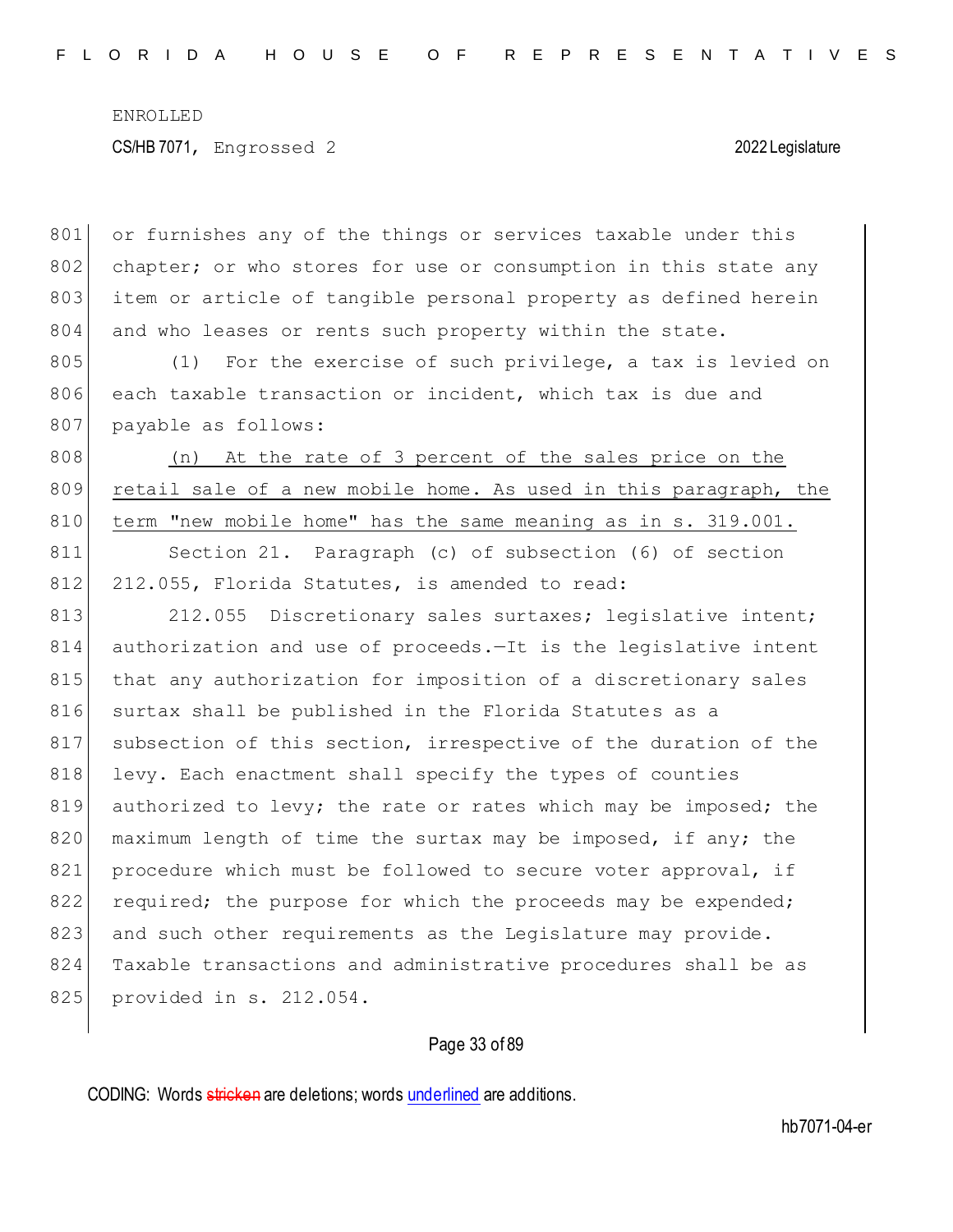or furnishes any of the things or services taxable under this chapter; or who stores for use or consumption in this state any item or article of tangible personal property as defined herein and who leases or rents such property within the state.

(1) For the exercise of such privilege, a tax is levied on each taxable transaction or incident, which tax is due and payable as follows:

<u>(n) At the rate of 3 percent of the sales price on the retail sale of a new mobile home. As used in this paragraph, the term "new mobile home" has the same meaning as in s. 319.001.</u>

Section 21. Paragraph (c) of subsection (6) of section 212.055, Florida Statutes, is amended to read:

212.055 Discretionary sales surtaxes; legislative intent; authorization and use of proceeds.—It is the legislative intent that any authorization for imposition of a discretionary sales surtax shall be published in the Florida Statutes as a subsection of this section, irrespective of the duration of the levy. Each enactment shall specify the types of counties authorized to levy; the rate or rates which may be imposed; the maximum length of time the surtax may be imposed, if any; the procedure which must be followed to secure voter approval, if required; the purpose for which the proceeds may be expended; and such other requirements as the Legislature may provide. Taxable transactions and administrative procedures shall be as provided in s. 212.054.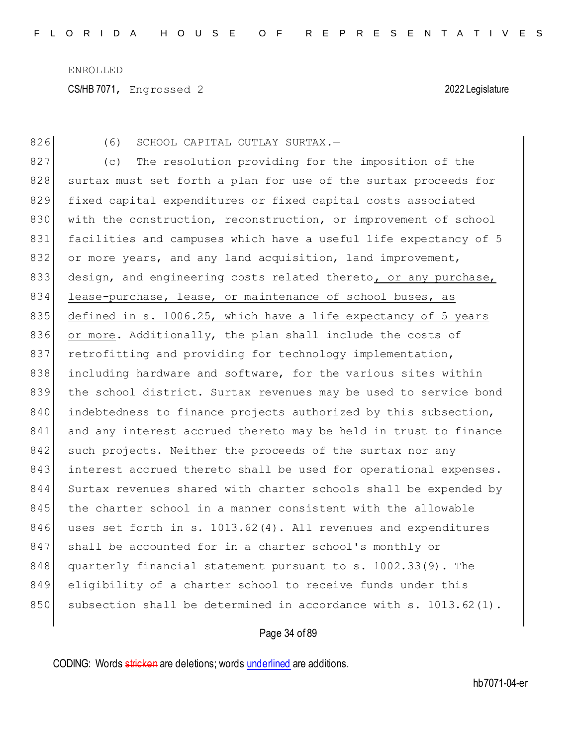(6) SCHOOL CAPITAL OUTLAY SURTAX.—

(c) The resolution providing for the imposition of the surtax must set forth a plan for use of the surtax proceeds for fixed capital expenditures or fixed capital costs associated with the construction, reconstruction, or improvement of school facilities and campuses which have a useful life expectancy of 5 or more years, and any land acquisition, land improvement, design, and engineering costs related thereto<u>, or any purchase, lease-purchase, lease, or maintenance of school buses, as defined in s. 1006.25, which have a life expectancy of 5 years or more</u>. Additionally, the plan shall include the costs of retrofitting and providing for technology implementation, including hardware and software, for the various sites within the school district. Surtax revenues may be used to service bond indebtedness to finance projects authorized by this subsection, and any interest accrued thereto may be held in trust to finance such projects. Neither the proceeds of the surtax nor any interest accrued thereto shall be used for operational expenses. Surtax revenues shared with charter schools shall be expended by the charter school in a manner consistent with the allowable uses set forth in s. 1013.62(4). All revenues and expenditures shall be accounted for in a charter school's monthly or quarterly financial statement pursuant to s. 1002.33(9). The eligibility of a charter school to receive funds under this subsection shall be determined in accordance with s. 1013.62(1).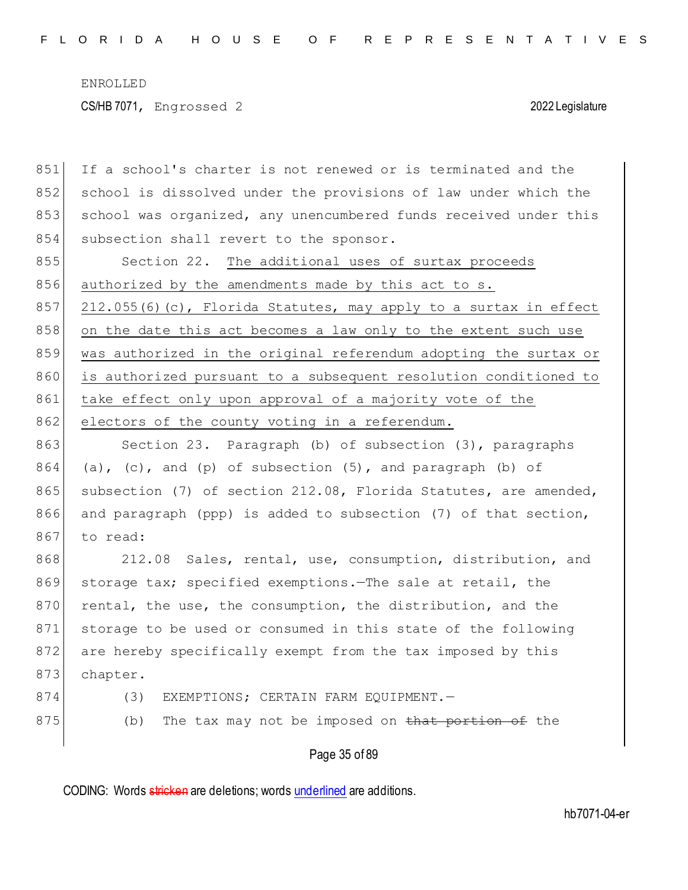If a school's charter is not renewed or is terminated and the school is dissolved under the provisions of law under which the school was organized, any unencumbered funds received under this subsection shall revert to the sponsor.

Section 22. <u>The additional uses of surtax proceeds authorized by the amendments made by this act to s. 212.055(6)(c), Florida Statutes, may apply to a surtax in effect on the date this act becomes a law only to the extent such use was authorized in the original referendum adopting the surtax or is authorized pursuant to a subsequent resolution conditioned to take effect only upon approval of a majority vote of the electors of the county voting in a referendum.</u>

Section 23. Paragraph (b) of subsection (3), paragraphs (a), (c), and (p) of subsection (5), and paragraph (b) of subsection (7) of section 212.08, Florida Statutes, are amended, and paragraph (ppp) is added to subsection (7) of that section, to read:

212.08 Sales, rental, use, consumption, distribution, and storage tax; specified exemptions.—The sale at retail, the rental, the use, the consumption, the distribution, and the storage to be used or consumed in this state of the following are hereby specifically exempt from the tax imposed by this chapter.

(3) EXEMPTIONS; CERTAIN FARM EQUIPMENT.—

(b) The tax may not be imposed on ~~that portion of~~ the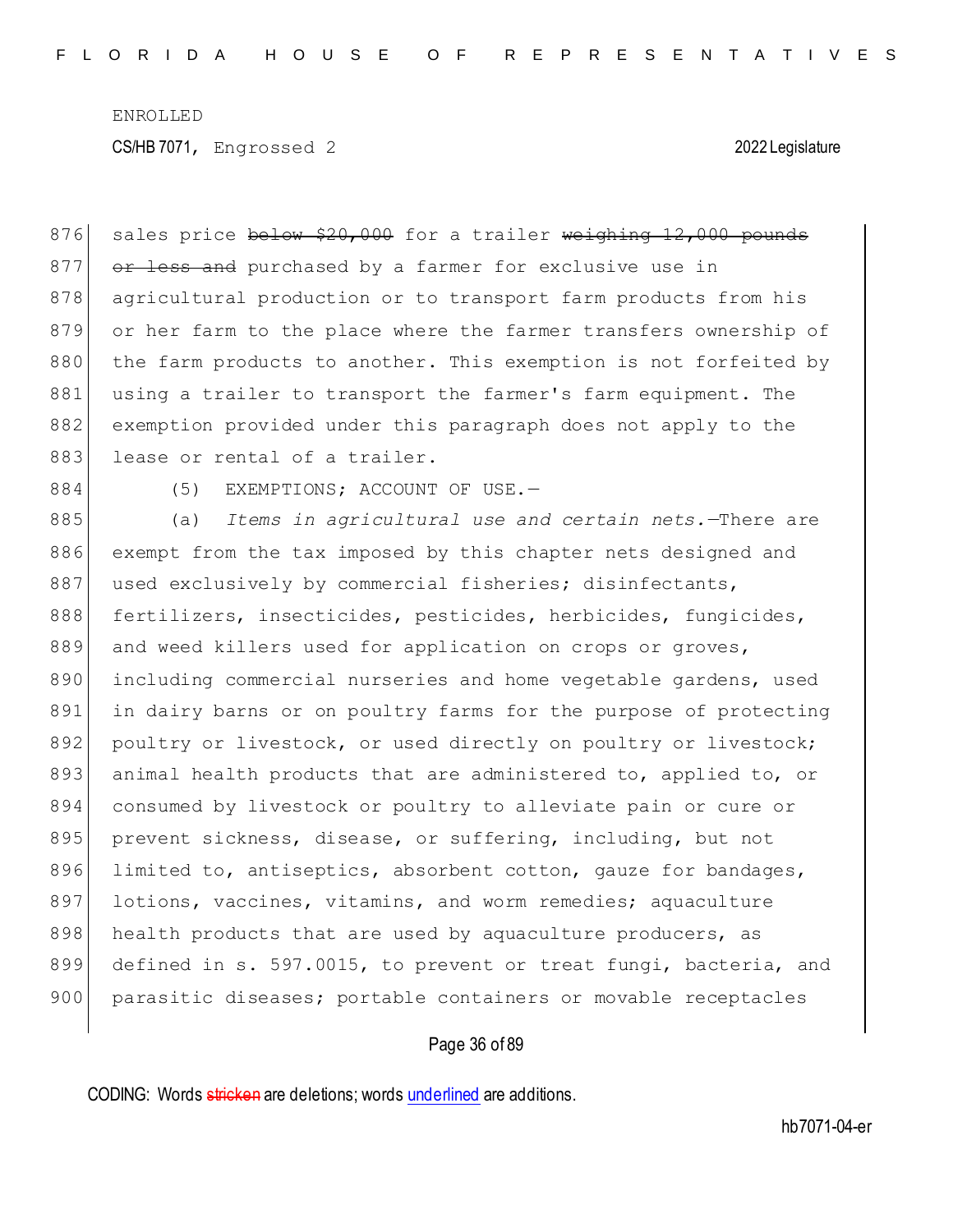sales price ~~below $20,000~~ for a trailer ~~weighing 12,000 pounds or less and~~ purchased by a farmer for exclusive use in agricultural production or to transport farm products from his or her farm to the place where the farmer transfers ownership of the farm products to another. This exemption is not forfeited by using a trailer to transport the farmer's farm equipment. The exemption provided under this paragraph does not apply to the lease or rental of a trailer.

(5) EXEMPTIONS; ACCOUNT OF USE.—

(a) *Items in agricultural use and certain nets.*—There are exempt from the tax imposed by this chapter nets designed and used exclusively by commercial fisheries; disinfectants, fertilizers, insecticides, pesticides, herbicides, fungicides, and weed killers used for application on crops or groves, including commercial nurseries and home vegetable gardens, used in dairy barns or on poultry farms for the purpose of protecting poultry or livestock, or used directly on poultry or livestock; animal health products that are administered to, applied to, or consumed by livestock or poultry to alleviate pain or cure or prevent sickness, disease, or suffering, including, but not limited to, antiseptics, absorbent cotton, gauze for bandages, lotions, vaccines, vitamins, and worm remedies; aquaculture health products that are used by aquaculture producers, as defined in s. 597.0015, to prevent or treat fungi, bacteria, and parasitic diseases; portable containers or movable receptacles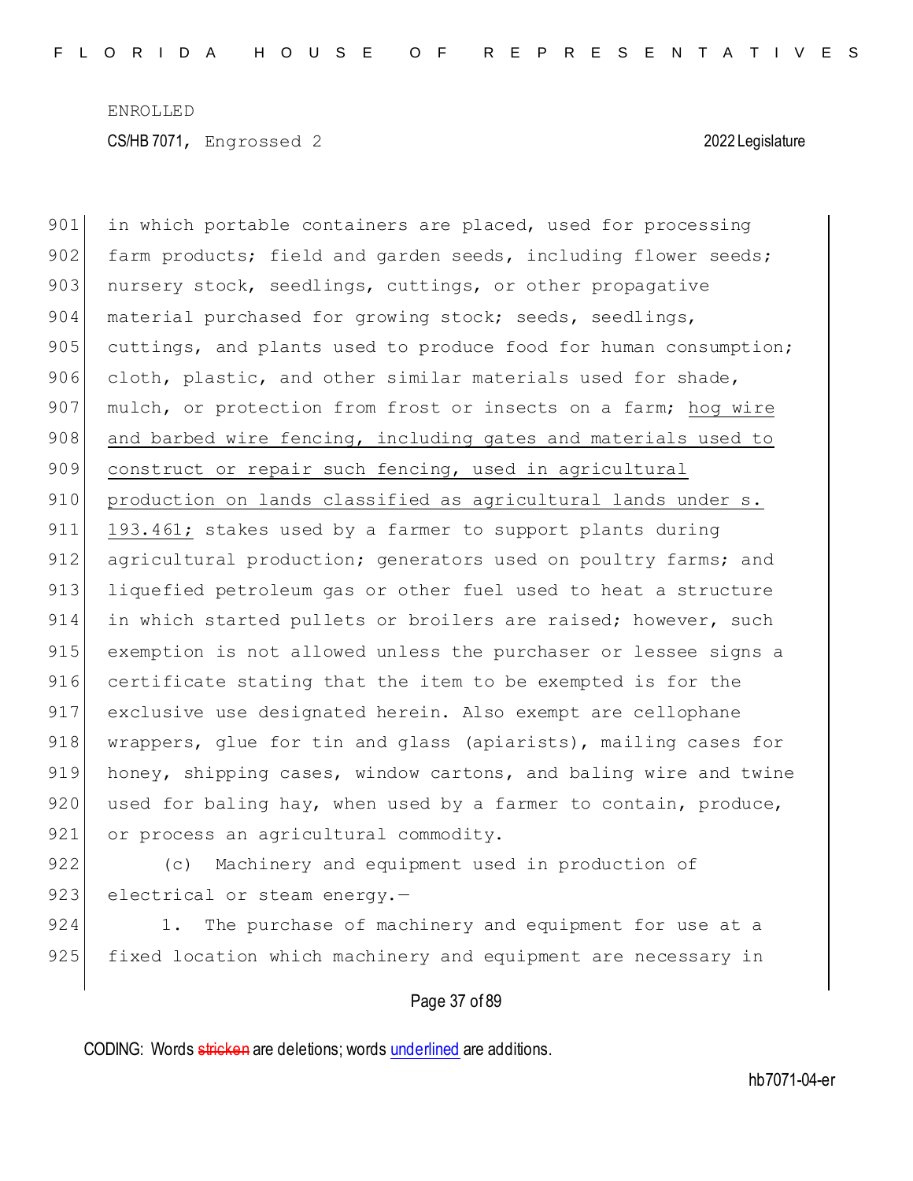in which portable containers are placed, used for processing farm products; field and garden seeds, including flower seeds; nursery stock, seedlings, cuttings, or other propagative material purchased for growing stock; seeds, seedlings, cuttings, and plants used to produce food for human consumption; cloth, plastic, and other similar materials used for shade, mulch, or protection from frost or insects on a farm; <u>hog wire and barbed wire fencing, including gates and materials used to construct or repair such fencing, used in agricultural production on lands classified as agricultural lands under s. 193.461;</u> stakes used by a farmer to support plants during agricultural production; generators used on poultry farms; and liquefied petroleum gas or other fuel used to heat a structure in which started pullets or broilers are raised; however, such exemption is not allowed unless the purchaser or lessee signs a certificate stating that the item to be exempted is for the exclusive use designated herein. Also exempt are cellophane wrappers, glue for tin and glass (apiarists), mailing cases for honey, shipping cases, window cartons, and baling wire and twine used for baling hay, when used by a farmer to contain, produce, or process an agricultural commodity.

(c) Machinery and equipment used in production of electrical or steam energy.—

1. The purchase of machinery and equipment for use at a fixed location which machinery and equipment are necessary in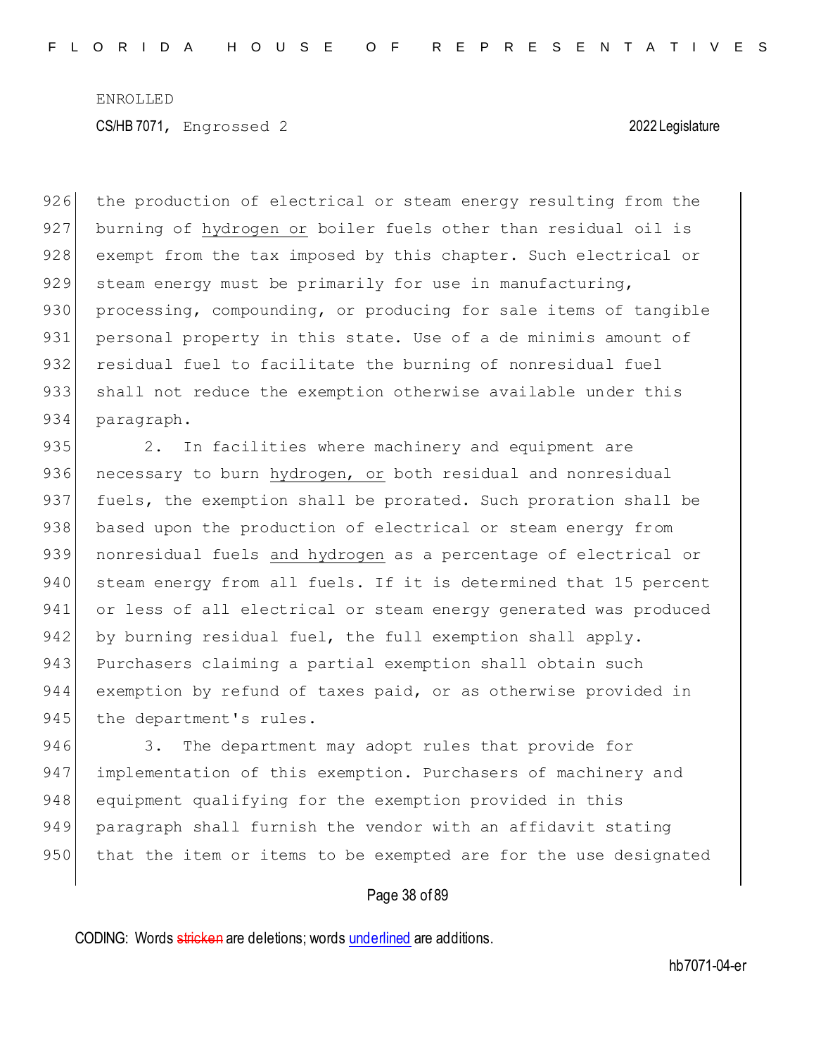the production of electrical or steam energy resulting from the burning of <u>hydrogen or</u> boiler fuels other than residual oil is exempt from the tax imposed by this chapter. Such electrical or steam energy must be primarily for use in manufacturing, processing, compounding, or producing for sale items of tangible personal property in this state. Use of a de minimis amount of residual fuel to facilitate the burning of nonresidual fuel shall not reduce the exemption otherwise available under this paragraph.

2. In facilities where machinery and equipment are necessary to burn <u>hydrogen, or</u> both residual and nonresidual fuels, the exemption shall be prorated. Such proration shall be based upon the production of electrical or steam energy from nonresidual fuels <u>and hydrogen</u> as a percentage of electrical or steam energy from all fuels. If it is determined that 15 percent or less of all electrical or steam energy generated was produced by burning residual fuel, the full exemption shall apply. Purchasers claiming a partial exemption shall obtain such exemption by refund of taxes paid, or as otherwise provided in the department's rules.

3. The department may adopt rules that provide for implementation of this exemption. Purchasers of machinery and equipment qualifying for the exemption provided in this paragraph shall furnish the vendor with an affidavit stating that the item or items to be exempted are for the use designated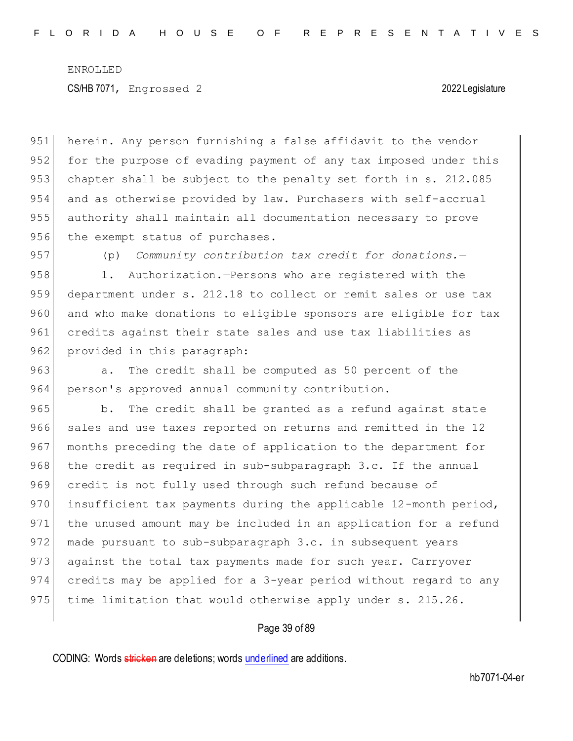herein. Any person furnishing a false affidavit to the vendor for the purpose of evading payment of any tax imposed under this chapter shall be subject to the penalty set forth in s. 212.085 and as otherwise provided by law. Purchasers with self-accrual authority shall maintain all documentation necessary to prove the exempt status of purchases.

(p) *Community contribution tax credit for donations.*—

1. Authorization.—Persons who are registered with the department under s. 212.18 to collect or remit sales or use tax and who make donations to eligible sponsors are eligible for tax credits against their state sales and use tax liabilities as provided in this paragraph:

a. The credit shall be computed as 50 percent of the person's approved annual community contribution.

b. The credit shall be granted as a refund against state sales and use taxes reported on returns and remitted in the 12 months preceding the date of application to the department for the credit as required in sub-subparagraph 3.c. If the annual credit is not fully used through such refund because of insufficient tax payments during the applicable 12-month period, the unused amount may be included in an application for a refund made pursuant to sub-subparagraph 3.c. in subsequent years against the total tax payments made for such year. Carryover credits may be applied for a 3-year period without regard to any time limitation that would otherwise apply under s. 215.26.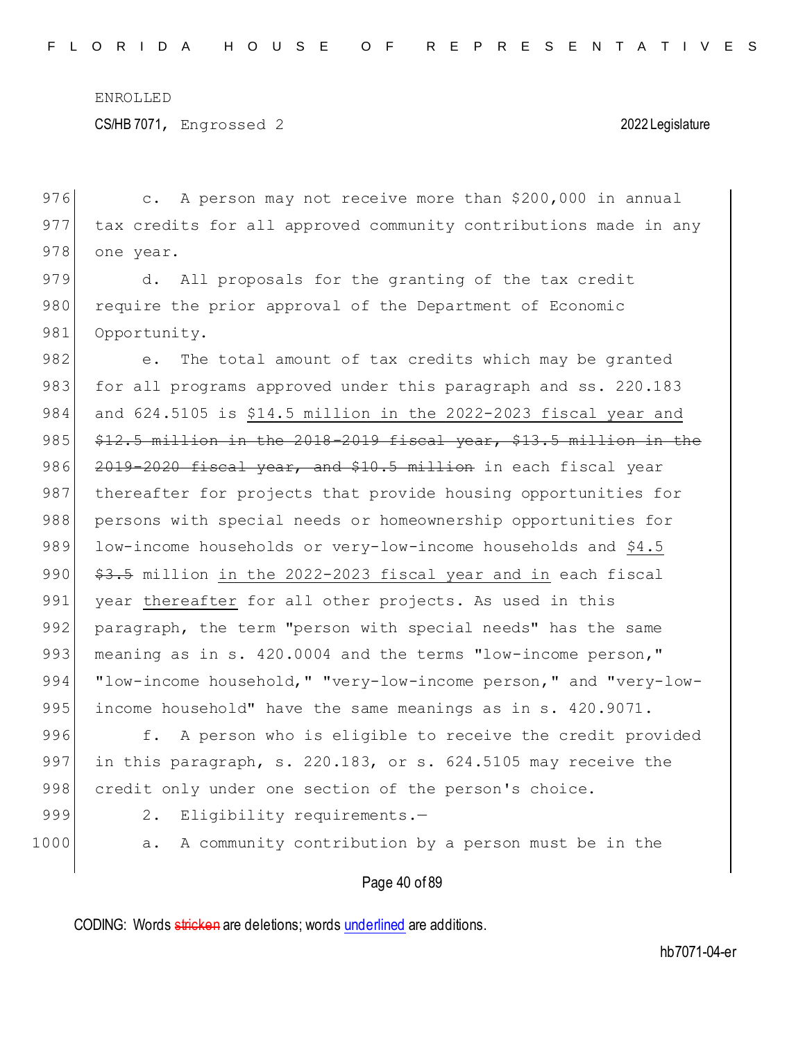c. A person may not receive more than $200,000 in annual tax credits for all approved community contributions made in any one year.

d. All proposals for the granting of the tax credit require the prior approval of the Department of Economic Opportunity.

e. The total amount of tax credits which may be granted for all programs approved under this paragraph and ss. 220.183 and 624.5105 is <u>$14.5 million in the 2022-2023 fiscal year and</u> ~~$12.5 million in the 2018-2019 fiscal year, $13.5 million in the 2019-2020 fiscal year, and $10.5 million~~ in each fiscal year thereafter for projects that provide housing opportunities for persons with special needs or homeownership opportunities for low-income households or very-low-income households and <u>$4.5</u> ~~$3.5~~ million <u>in the 2022-2023 fiscal year and in</u> each fiscal year <u>thereafter</u> for all other projects. As used in this paragraph, the term "person with special needs" has the same meaning as in s. 420.0004 and the terms "low-income person," "low-income household," "very-low-income person," and "very-low-income household" have the same meanings as in s. 420.9071.

f. A person who is eligible to receive the credit provided in this paragraph, s. 220.183, or s. 624.5105 may receive the credit only under one section of the person's choice.

2. Eligibility requirements.—

a. A community contribution by a person must be in the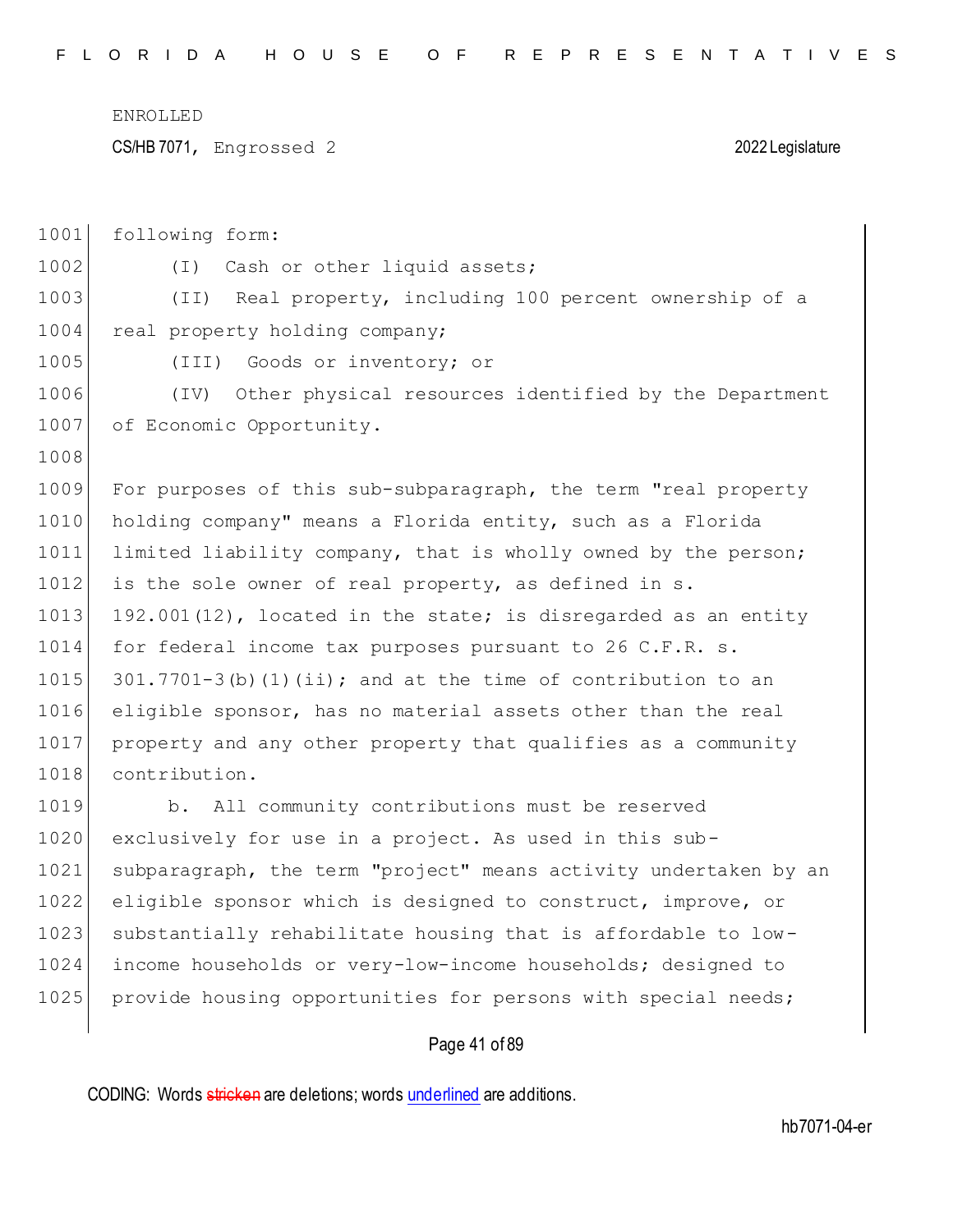following form:

(I) Cash or other liquid assets;

(II) Real property, including 100 percent ownership of a real property holding company;

(III) Goods or inventory; or

(IV) Other physical resources identified by the Department of Economic Opportunity.

For purposes of this sub-subparagraph, the term "real property holding company" means a Florida entity, such as a Florida limited liability company, that is wholly owned by the person; is the sole owner of real property, as defined in s. 192.001(12), located in the state; is disregarded as an entity for federal income tax purposes pursuant to 26 C.F.R. s. 301.7701-3(b)(1)(ii); and at the time of contribution to an eligible sponsor, has no material assets other than the real property and any other property that qualifies as a community contribution.

b. All community contributions must be reserved exclusively for use in a project. As used in this sub-subparagraph, the term "project" means activity undertaken by an eligible sponsor which is designed to construct, improve, or substantially rehabilitate housing that is affordable to low-income households or very-low-income households; designed to provide housing opportunities for persons with special needs;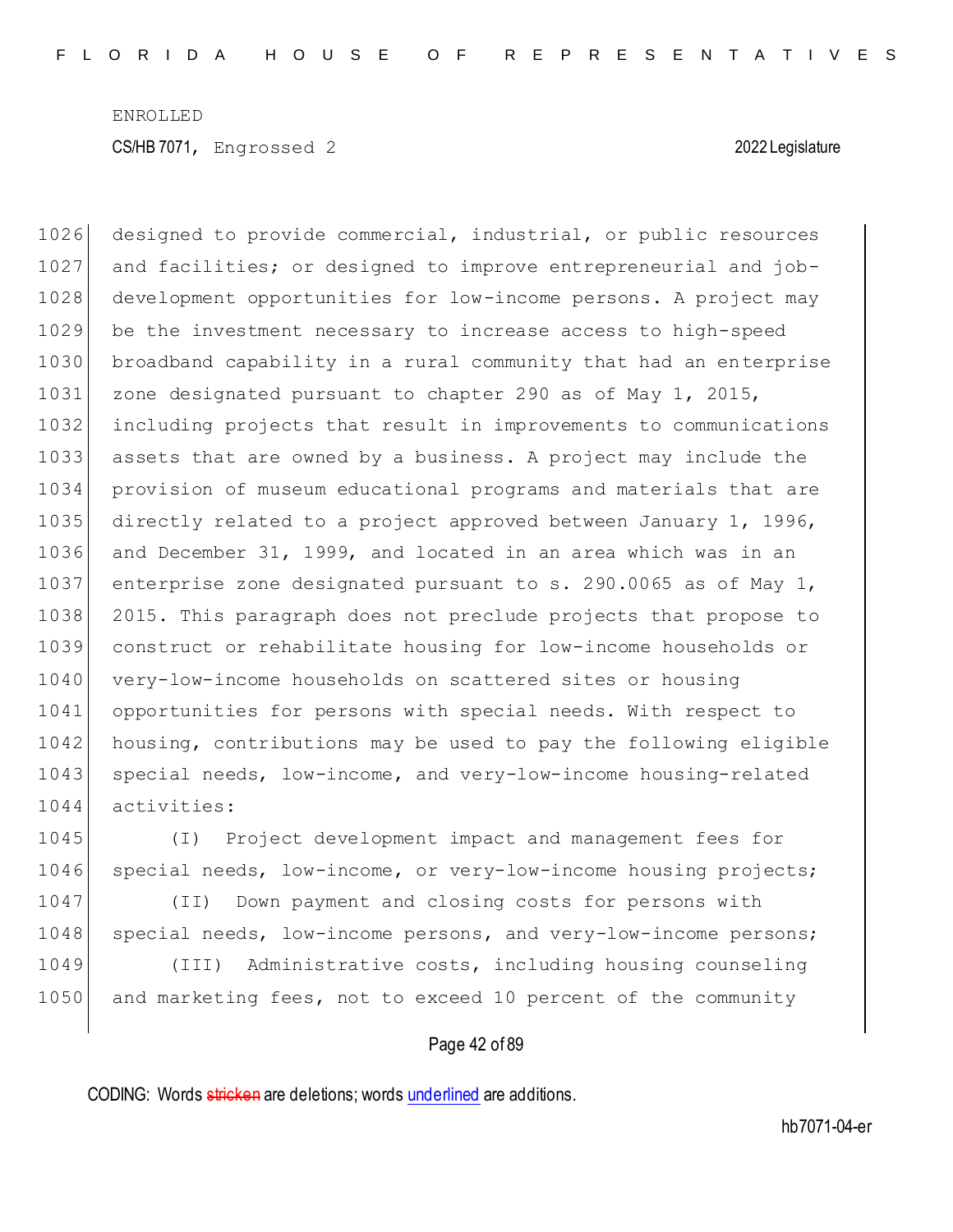designed to provide commercial, industrial, or public resources and facilities; or designed to improve entrepreneurial and job-development opportunities for low-income persons. A project may be the investment necessary to increase access to high-speed broadband capability in a rural community that had an enterprise zone designated pursuant to chapter 290 as of May 1, 2015, including projects that result in improvements to communications assets that are owned by a business. A project may include the provision of museum educational programs and materials that are directly related to a project approved between January 1, 1996, and December 31, 1999, and located in an area which was in an enterprise zone designated pursuant to s. 290.0065 as of May 1, 2015. This paragraph does not preclude projects that propose to construct or rehabilitate housing for low-income households or very-low-income households on scattered sites or housing opportunities for persons with special needs. With respect to housing, contributions may be used to pay the following eligible special needs, low-income, and very-low-income housing-related activities:

(I) Project development impact and management fees for special needs, low-income, or very-low-income housing projects;

(II) Down payment and closing costs for persons with special needs, low-income persons, and very-low-income persons;

(III) Administrative costs, including housing counseling and marketing fees, not to exceed 10 percent of the community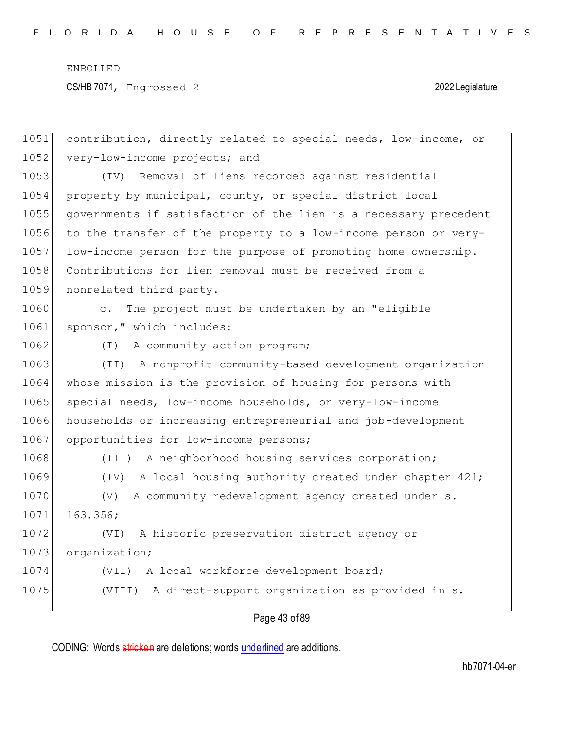contribution, directly related to special needs, low-income, or very-low-income projects; and

(IV) Removal of liens recorded against residential property by municipal, county, or special district local governments if satisfaction of the lien is a necessary precedent to the transfer of the property to a low-income person or very-low-income person for the purpose of promoting home ownership. Contributions for lien removal must be received from a nonrelated third party.

c. The project must be undertaken by an "eligible sponsor," which includes:

(I) A community action program;

(II) A nonprofit community-based development organization whose mission is the provision of housing for persons with special needs, low-income households, or very-low-income households or increasing entrepreneurial and job-development opportunities for low-income persons;

(III) A neighborhood housing services corporation;

(IV) A local housing authority created under chapter 421;

(V) A community redevelopment agency created under s. 163.356;

(VI) A historic preservation district agency or organization;

(VII) A local workforce development board;

(VIII) A direct-support organization as provided in s.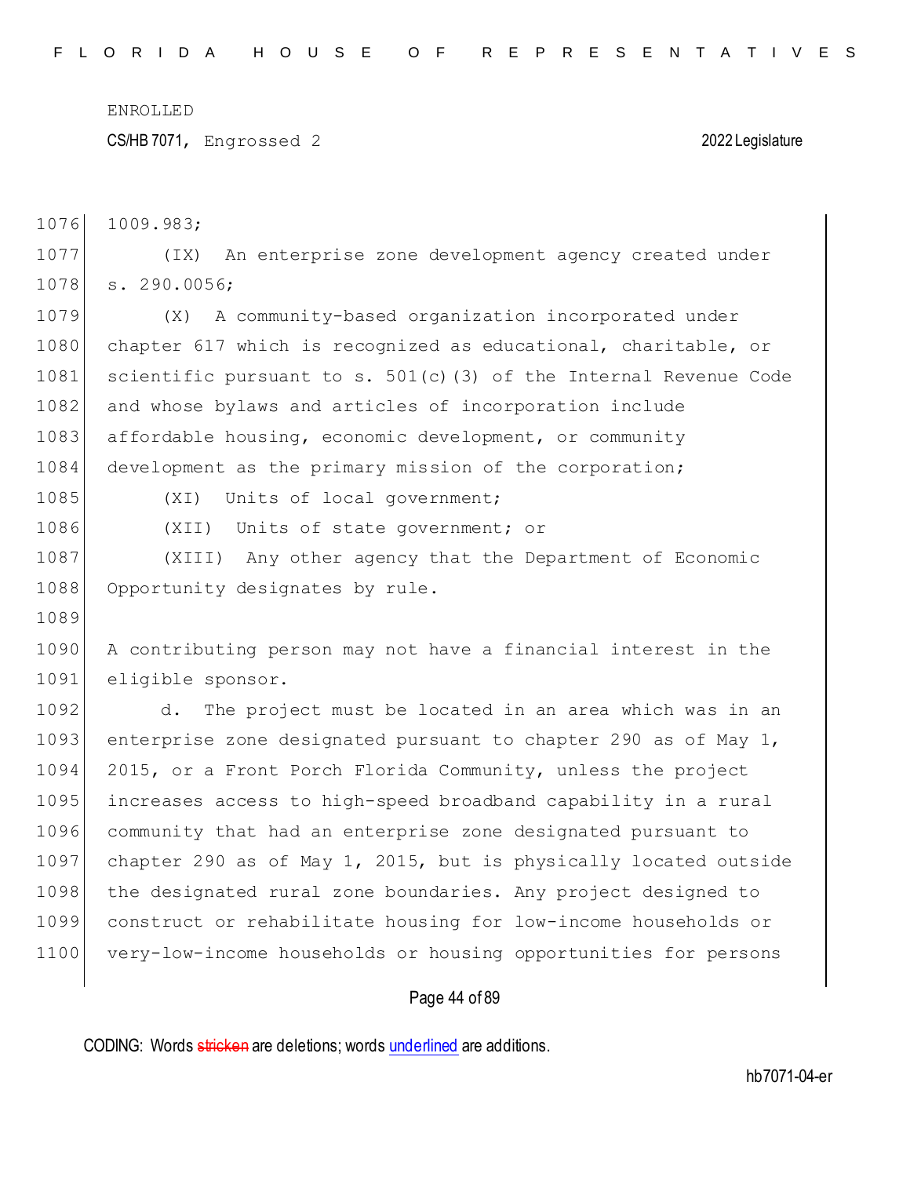1009.983;

(IX) An enterprise zone development agency created under s. 290.0056;

(X) A community-based organization incorporated under chapter 617 which is recognized as educational, charitable, or scientific pursuant to s. 501(c)(3) of the Internal Revenue Code and whose bylaws and articles of incorporation include affordable housing, economic development, or community development as the primary mission of the corporation;

(XI) Units of local government;

(XII) Units of state government; or

(XIII) Any other agency that the Department of Economic Opportunity designates by rule.

A contributing person may not have a financial interest in the eligible sponsor.

d. The project must be located in an area which was in an enterprise zone designated pursuant to chapter 290 as of May 1, 2015, or a Front Porch Florida Community, unless the project increases access to high-speed broadband capability in a rural community that had an enterprise zone designated pursuant to chapter 290 as of May 1, 2015, but is physically located outside the designated rural zone boundaries. Any project designed to construct or rehabilitate housing for low-income households or very-low-income households or housing opportunities for persons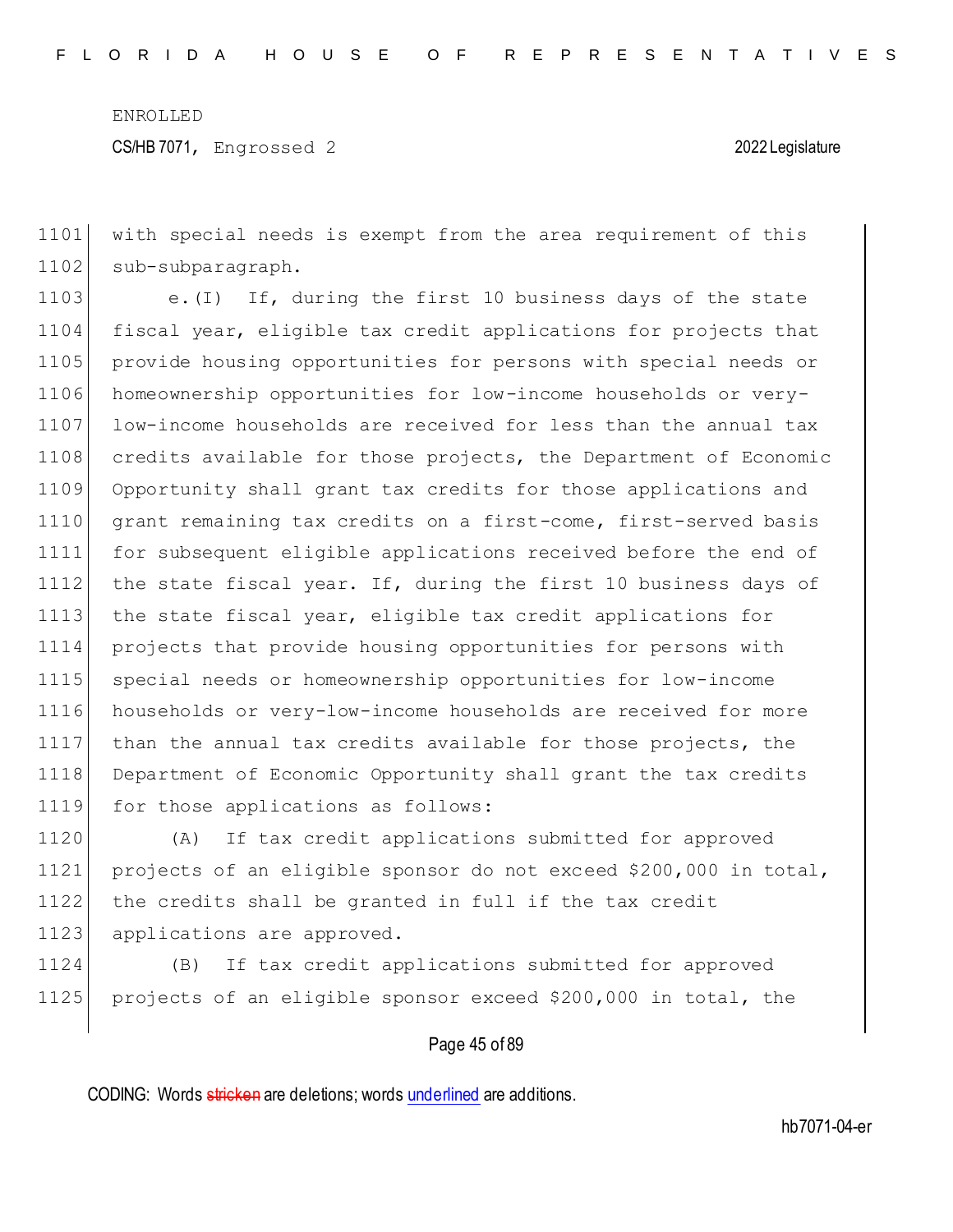with special needs is exempt from the area requirement of this sub-subparagraph.

e.(I) If, during the first 10 business days of the state fiscal year, eligible tax credit applications for projects that provide housing opportunities for persons with special needs or homeownership opportunities for low-income households or very-low-income households are received for less than the annual tax credits available for those projects, the Department of Economic Opportunity shall grant tax credits for those applications and grant remaining tax credits on a first-come, first-served basis for subsequent eligible applications received before the end of the state fiscal year. If, during the first 10 business days of the state fiscal year, eligible tax credit applications for projects that provide housing opportunities for persons with special needs or homeownership opportunities for low-income households or very-low-income households are received for more than the annual tax credits available for those projects, the Department of Economic Opportunity shall grant the tax credits for those applications as follows:

(A) If tax credit applications submitted for approved projects of an eligible sponsor do not exceed $200,000 in total, the credits shall be granted in full if the tax credit applications are approved.

(B) If tax credit applications submitted for approved projects of an eligible sponsor exceed $200,000 in total, the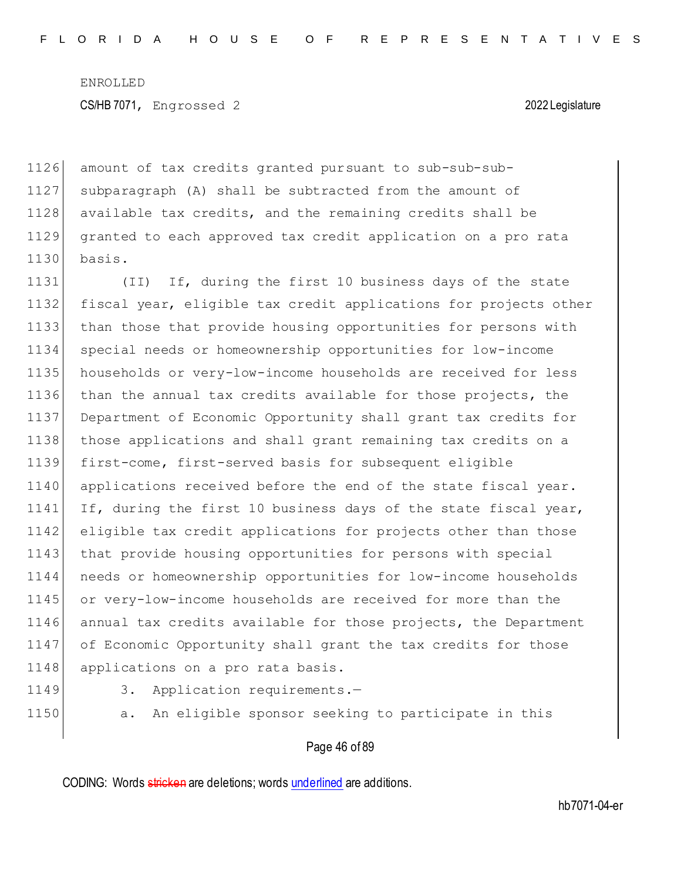amount of tax credits granted pursuant to sub-sub-sub-subparagraph (A) shall be subtracted from the amount of available tax credits, and the remaining credits shall be granted to each approved tax credit application on a pro rata basis.

(II) If, during the first 10 business days of the state fiscal year, eligible tax credit applications for projects other than those that provide housing opportunities for persons with special needs or homeownership opportunities for low-income households or very-low-income households are received for less than the annual tax credits available for those projects, the Department of Economic Opportunity shall grant tax credits for those applications and shall grant remaining tax credits on a first-come, first-served basis for subsequent eligible applications received before the end of the state fiscal year. If, during the first 10 business days of the state fiscal year, eligible tax credit applications for projects other than those that provide housing opportunities for persons with special needs or homeownership opportunities for low-income households or very-low-income households are received for more than the annual tax credits available for those projects, the Department of Economic Opportunity shall grant the tax credits for those applications on a pro rata basis.

3. Application requirements.—

a. An eligible sponsor seeking to participate in this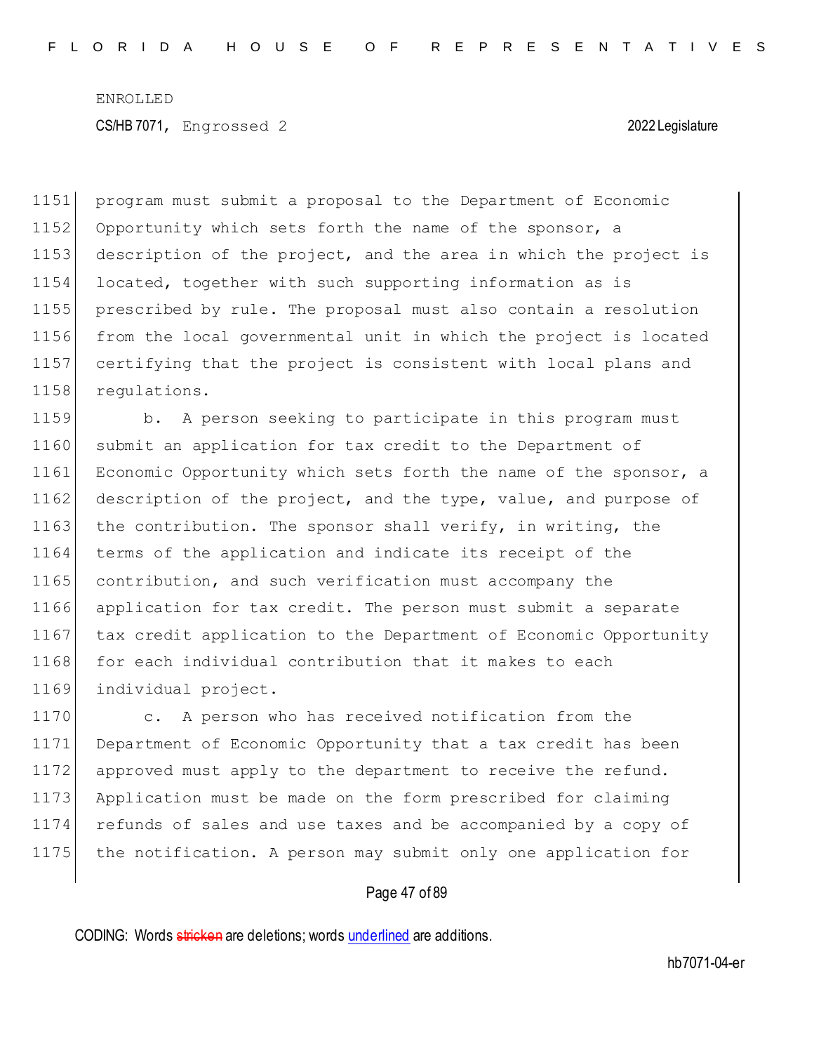program must submit a proposal to the Department of Economic Opportunity which sets forth the name of the sponsor, a description of the project, and the area in which the project is located, together with such supporting information as is prescribed by rule. The proposal must also contain a resolution from the local governmental unit in which the project is located certifying that the project is consistent with local plans and regulations.

b. A person seeking to participate in this program must submit an application for tax credit to the Department of Economic Opportunity which sets forth the name of the sponsor, a description of the project, and the type, value, and purpose of the contribution. The sponsor shall verify, in writing, the terms of the application and indicate its receipt of the contribution, and such verification must accompany the application for tax credit. The person must submit a separate tax credit application to the Department of Economic Opportunity for each individual contribution that it makes to each individual project.

c. A person who has received notification from the Department of Economic Opportunity that a tax credit has been approved must apply to the department to receive the refund. Application must be made on the form prescribed for claiming refunds of sales and use taxes and be accompanied by a copy of the notification. A person may submit only one application for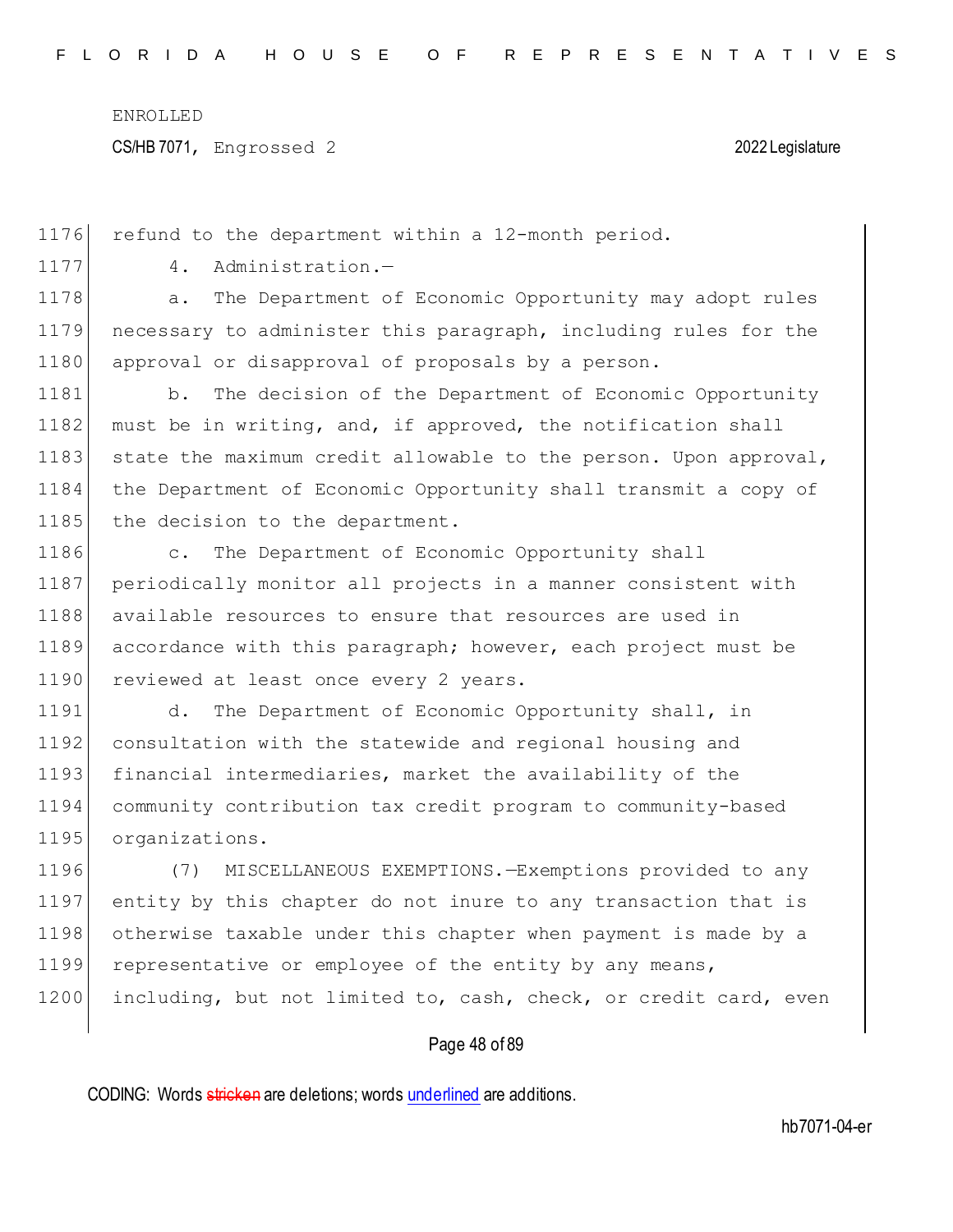refund to the department within a 12-month period.

4. Administration.—

a. The Department of Economic Opportunity may adopt rules necessary to administer this paragraph, including rules for the approval or disapproval of proposals by a person.

b. The decision of the Department of Economic Opportunity must be in writing, and, if approved, the notification shall state the maximum credit allowable to the person. Upon approval, the Department of Economic Opportunity shall transmit a copy of the decision to the department.

c. The Department of Economic Opportunity shall periodically monitor all projects in a manner consistent with available resources to ensure that resources are used in accordance with this paragraph; however, each project must be reviewed at least once every 2 years.

d. The Department of Economic Opportunity shall, in consultation with the statewide and regional housing and financial intermediaries, market the availability of the community contribution tax credit program to community-based organizations.

(7) MISCELLANEOUS EXEMPTIONS.—Exemptions provided to any entity by this chapter do not inure to any transaction that is otherwise taxable under this chapter when payment is made by a representative or employee of the entity by any means, including, but not limited to, cash, check, or credit card, even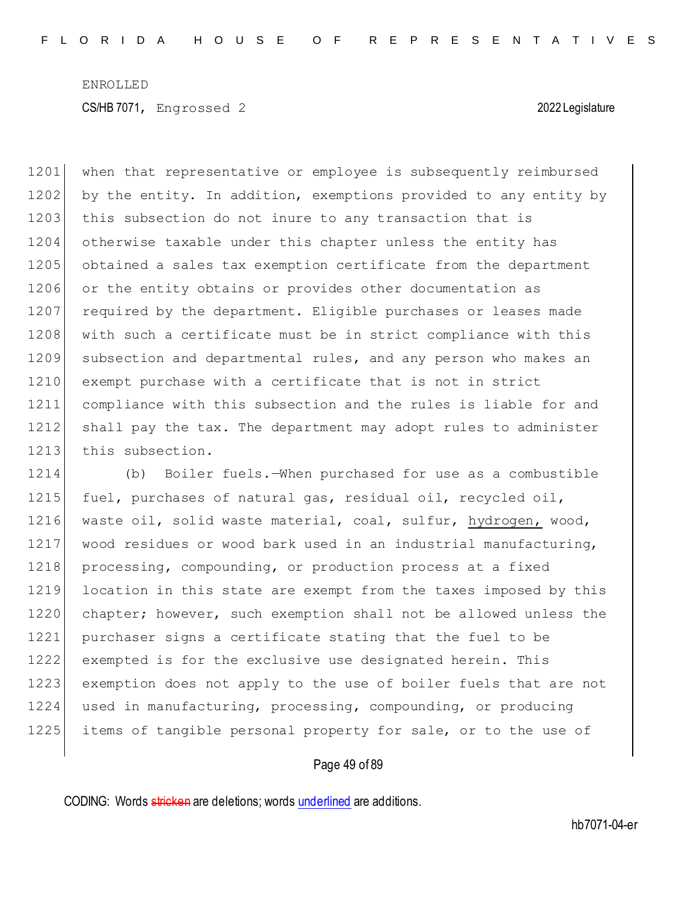when that representative or employee is subsequently reimbursed by the entity. In addition, exemptions provided to any entity by this subsection do not inure to any transaction that is otherwise taxable under this chapter unless the entity has obtained a sales tax exemption certificate from the department or the entity obtains or provides other documentation as required by the department. Eligible purchases or leases made with such a certificate must be in strict compliance with this subsection and departmental rules, and any person who makes an exempt purchase with a certificate that is not in strict compliance with this subsection and the rules is liable for and shall pay the tax. The department may adopt rules to administer this subsection.

(b) Boiler fuels.—When purchased for use as a combustible fuel, purchases of natural gas, residual oil, recycled oil, waste oil, solid waste material, coal, sulfur, <u>hydrogen,</u> wood, wood residues or wood bark used in an industrial manufacturing, processing, compounding, or production process at a fixed location in this state are exempt from the taxes imposed by this chapter; however, such exemption shall not be allowed unless the purchaser signs a certificate stating that the fuel to be exempted is for the exclusive use designated herein. This exemption does not apply to the use of boiler fuels that are not used in manufacturing, processing, compounding, or producing items of tangible personal property for sale, or to the use of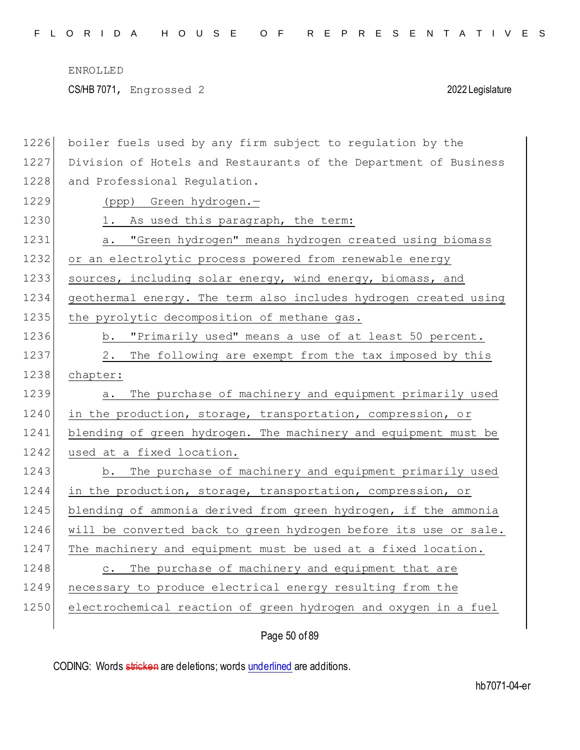boiler fuels used by any firm subject to regulation by the Division of Hotels and Restaurants of the Department of Business and Professional Regulation.

(ppp) Green hydrogen.—

1. As used this paragraph, the term:

a. "Green hydrogen" means hydrogen created using biomass or an electrolytic process powered from renewable energy sources, including solar energy, wind energy, biomass, and geothermal energy. The term also includes hydrogen created using the pyrolytic decomposition of methane gas.

b. "Primarily used" means a use of at least 50 percent.

2. The following are exempt from the tax imposed by this chapter:

a. The purchase of machinery and equipment primarily used in the production, storage, transportation, compression, or blending of green hydrogen. The machinery and equipment must be used at a fixed location.

b. The purchase of machinery and equipment primarily used in the production, storage, transportation, compression, or blending of ammonia derived from green hydrogen, if the ammonia will be converted back to green hydrogen before its use or sale. The machinery and equipment must be used at a fixed location.

c. The purchase of machinery and equipment that are necessary to produce electrical energy resulting from the electrochemical reaction of green hydrogen and oxygen in a fuel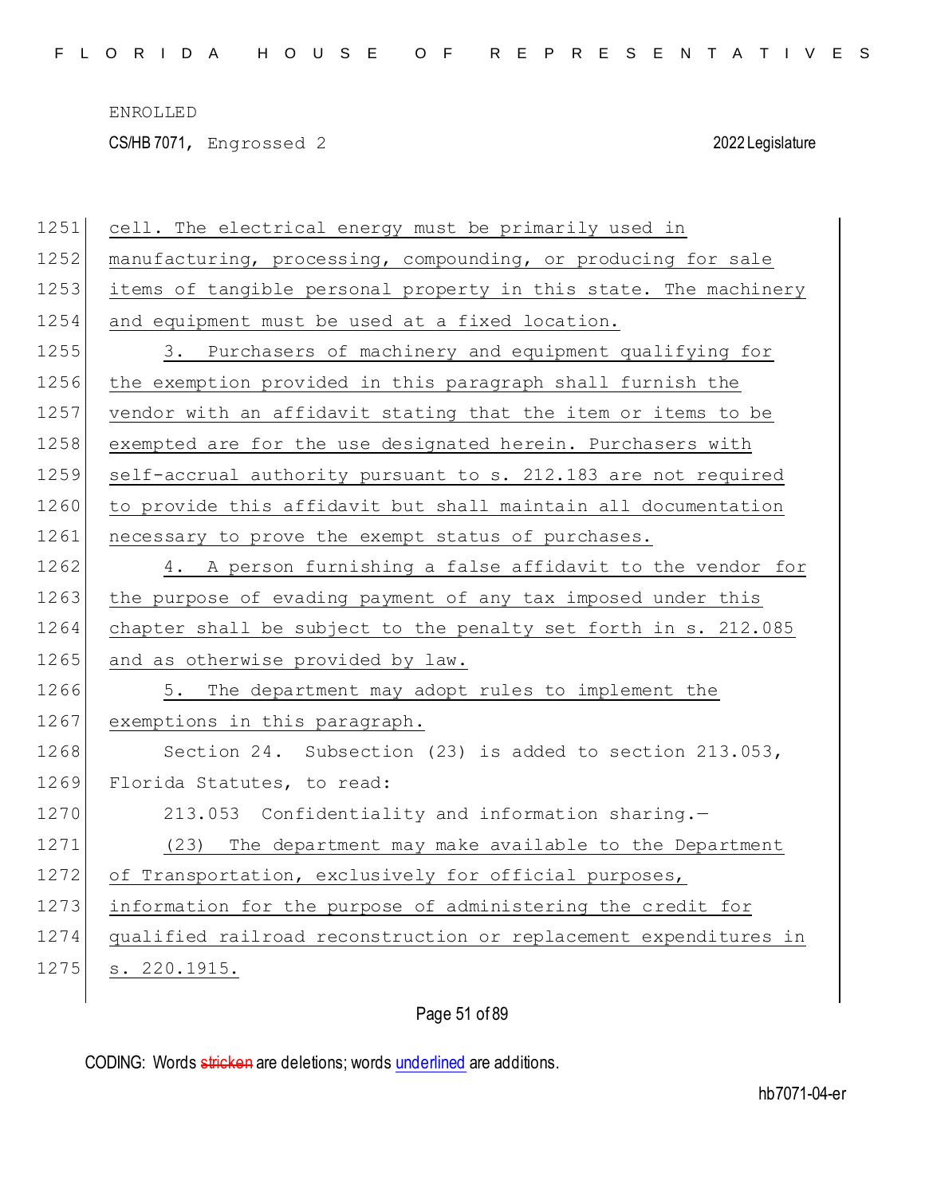cell. The electrical energy must be primarily used in manufacturing, processing, compounding, or producing for sale items of tangible personal property in this state. The machinery and equipment must be used at a fixed location.

3. Purchasers of machinery and equipment qualifying for the exemption provided in this paragraph shall furnish the vendor with an affidavit stating that the item or items to be exempted are for the use designated herein. Purchasers with self-accrual authority pursuant to s. 212.183 are not required to provide this affidavit but shall maintain all documentation necessary to prove the exempt status of purchases.

4. A person furnishing a false affidavit to the vendor for the purpose of evading payment of any tax imposed under this chapter shall be subject to the penalty set forth in s. 212.085 and as otherwise provided by law.

5. The department may adopt rules to implement the exemptions in this paragraph.

Section 24. Subsection (23) is added to section 213.053, Florida Statutes, to read:

213.053 Confidentiality and information sharing.—

(23) The department may make available to the Department of Transportation, exclusively for official purposes, information for the purpose of administering the credit for qualified railroad reconstruction or replacement expenditures in s. 220.1915.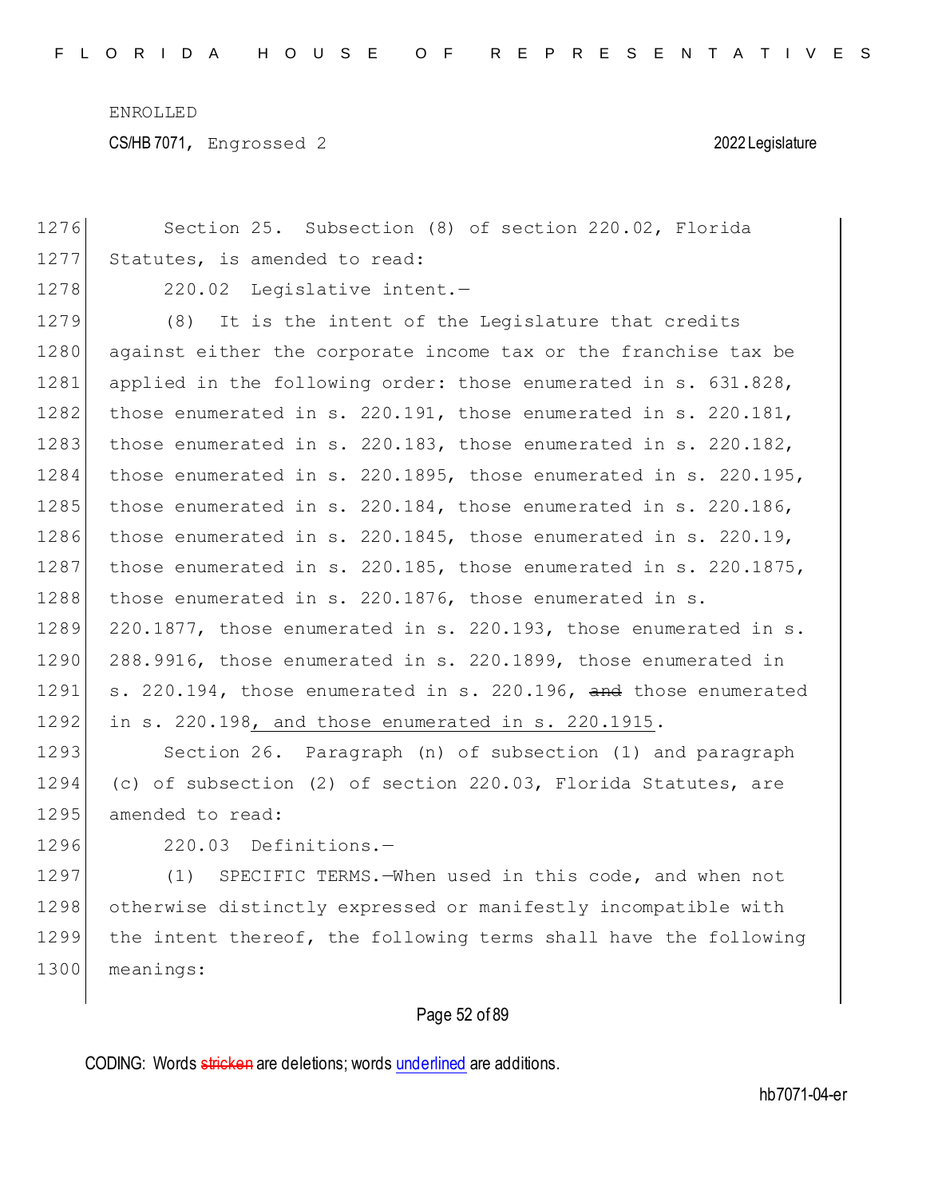Section 25. Subsection (8) of section 220.02, Florida Statutes, is amended to read:

220.02 Legislative intent.—

(8) It is the intent of the Legislature that credits against either the corporate income tax or the franchise tax be applied in the following order: those enumerated in s. 631.828, those enumerated in s. 220.191, those enumerated in s. 220.181, those enumerated in s. 220.183, those enumerated in s. 220.182, those enumerated in s. 220.1895, those enumerated in s. 220.195, those enumerated in s. 220.184, those enumerated in s. 220.186, those enumerated in s. 220.1845, those enumerated in s. 220.19, those enumerated in s. 220.185, those enumerated in s. 220.1875, those enumerated in s. 220.1876, those enumerated in s. 220.1877, those enumerated in s. 220.193, those enumerated in s. 288.9916, those enumerated in s. 220.1899, those enumerated in s. 220.194, those enumerated in s. 220.196, ~~and~~ those enumerated in s. 220.198, and those enumerated in s. 220.1915.

Section 26. Paragraph (n) of subsection (1) and paragraph (c) of subsection (2) of section 220.03, Florida Statutes, are amended to read:

220.03 Definitions.—

(1) SPECIFIC TERMS.—When used in this code, and when not otherwise distinctly expressed or manifestly incompatible with the intent thereof, the following terms shall have the following meanings: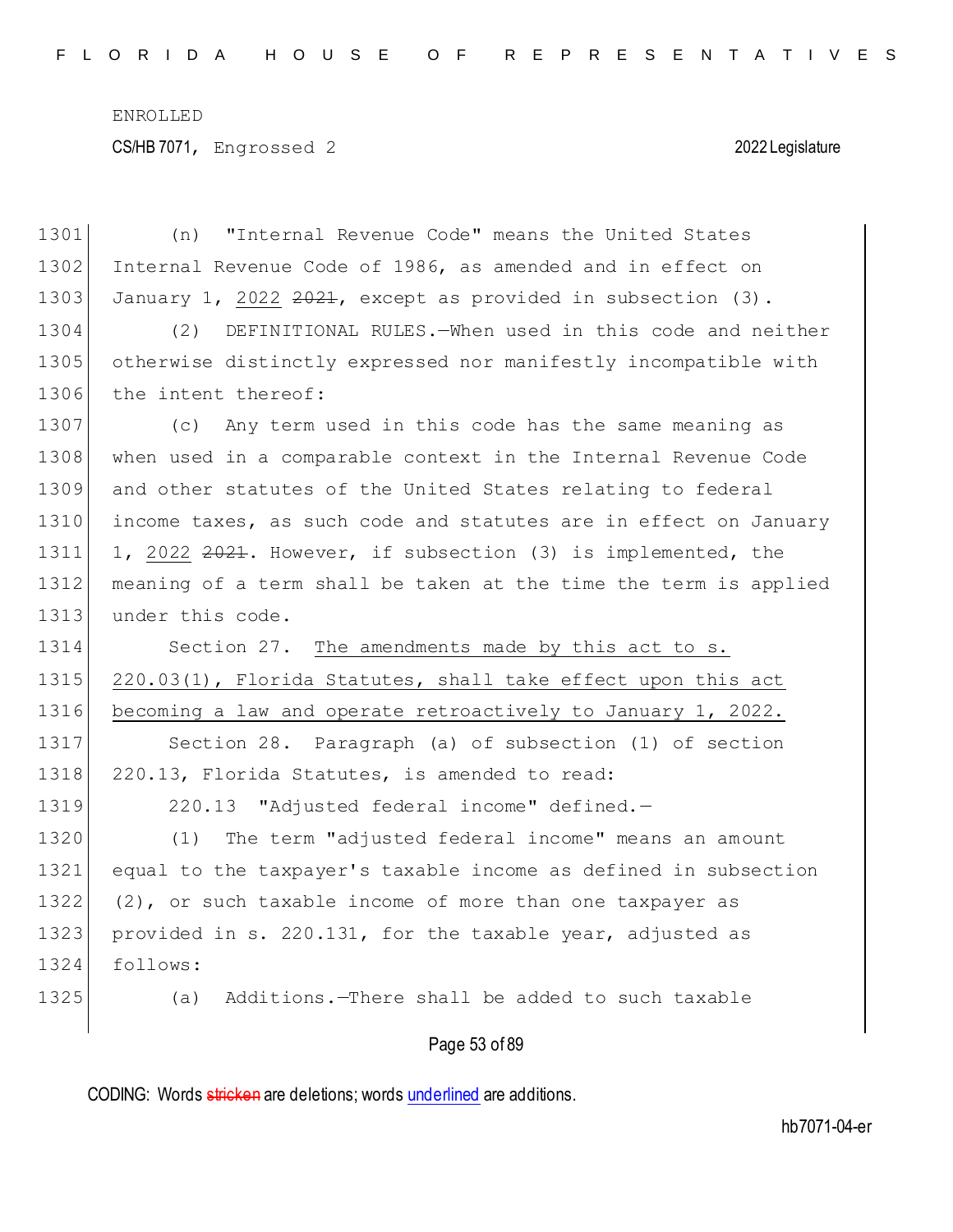(n) "Internal Revenue Code" means the United States Internal Revenue Code of 1986, as amended and in effect on January 1, <u>2022</u> ~~2021~~, except as provided in subsection (3).

(2) DEFINITIONAL RULES.—When used in this code and neither otherwise distinctly expressed nor manifestly incompatible with the intent thereof:

(c) Any term used in this code has the same meaning as when used in a comparable context in the Internal Revenue Code and other statutes of the United States relating to federal income taxes, as such code and statutes are in effect on January 1, <u>2022</u> ~~2021~~. However, if subsection (3) is implemented, the meaning of a term shall be taken at the time the term is applied under this code.

Section 27. <u>The amendments made by this act to s. 220.03(1), Florida Statutes, shall take effect upon this act becoming a law and operate retroactively to January 1, 2022.</u>

Section 28. Paragraph (a) of subsection (1) of section 220.13, Florida Statutes, is amended to read:

220.13 "Adjusted federal income" defined.—

(1) The term "adjusted federal income" means an amount equal to the taxpayer's taxable income as defined in subsection (2), or such taxable income of more than one taxpayer as provided in s. 220.131, for the taxable year, adjusted as follows:

(a) Additions.—There shall be added to such taxable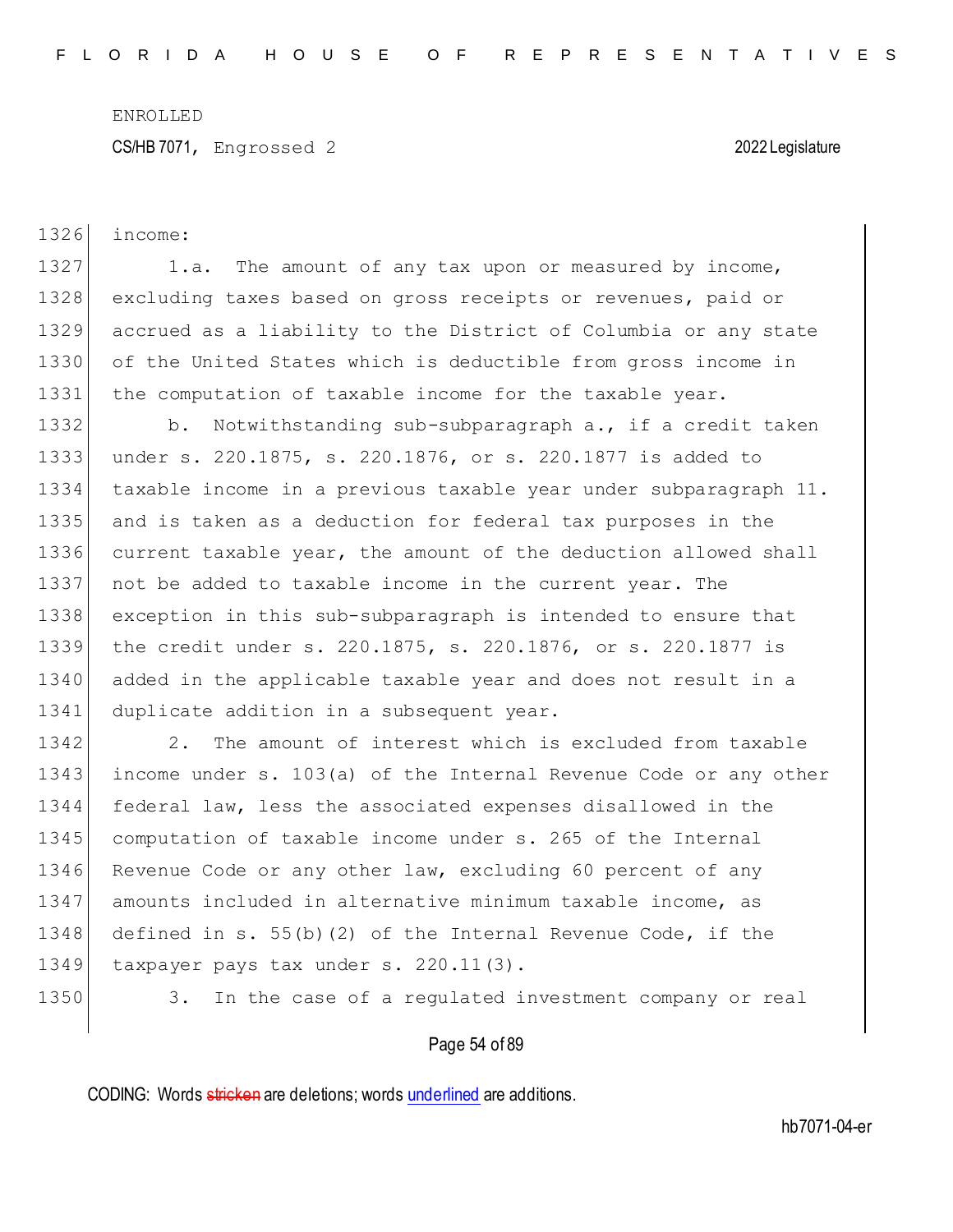income:

1.a. The amount of any tax upon or measured by income, excluding taxes based on gross receipts or revenues, paid or accrued as a liability to the District of Columbia or any state of the United States which is deductible from gross income in the computation of taxable income for the taxable year.

b. Notwithstanding sub-subparagraph a., if a credit taken under s. 220.1875, s. 220.1876, or s. 220.1877 is added to taxable income in a previous taxable year under subparagraph 11. and is taken as a deduction for federal tax purposes in the current taxable year, the amount of the deduction allowed shall not be added to taxable income in the current year. The exception in this sub-subparagraph is intended to ensure that the credit under s. 220.1875, s. 220.1876, or s. 220.1877 is added in the applicable taxable year and does not result in a duplicate addition in a subsequent year.

2. The amount of interest which is excluded from taxable income under s. 103(a) of the Internal Revenue Code or any other federal law, less the associated expenses disallowed in the computation of taxable income under s. 265 of the Internal Revenue Code or any other law, excluding 60 percent of any amounts included in alternative minimum taxable income, as defined in s. 55(b)(2) of the Internal Revenue Code, if the taxpayer pays tax under s. 220.11(3).

3. In the case of a regulated investment company or real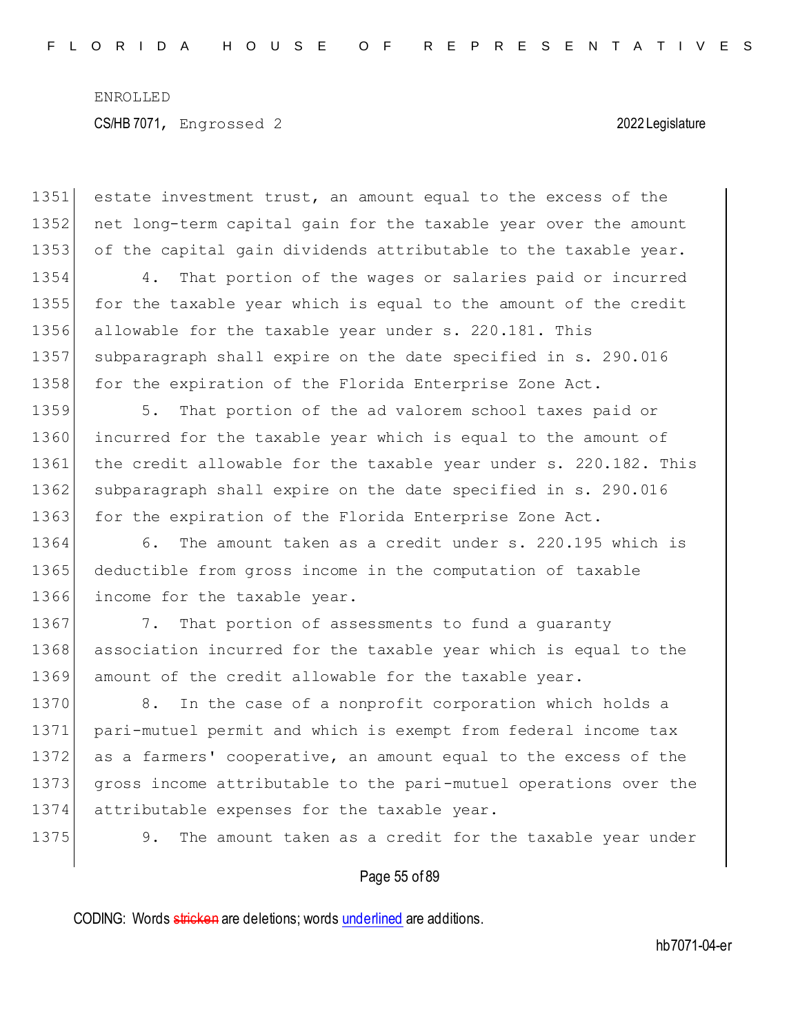estate investment trust, an amount equal to the excess of the net long-term capital gain for the taxable year over the amount of the capital gain dividends attributable to the taxable year.

4. That portion of the wages or salaries paid or incurred for the taxable year which is equal to the amount of the credit allowable for the taxable year under s. 220.181. This subparagraph shall expire on the date specified in s. 290.016 for the expiration of the Florida Enterprise Zone Act.

5. That portion of the ad valorem school taxes paid or incurred for the taxable year which is equal to the amount of the credit allowable for the taxable year under s. 220.182. This subparagraph shall expire on the date specified in s. 290.016 for the expiration of the Florida Enterprise Zone Act.

6. The amount taken as a credit under s. 220.195 which is deductible from gross income in the computation of taxable income for the taxable year.

7. That portion of assessments to fund a guaranty association incurred for the taxable year which is equal to the amount of the credit allowable for the taxable year.

8. In the case of a nonprofit corporation which holds a pari-mutuel permit and which is exempt from federal income tax as a farmers' cooperative, an amount equal to the excess of the gross income attributable to the pari-mutuel operations over the attributable expenses for the taxable year.

9. The amount taken as a credit for the taxable year under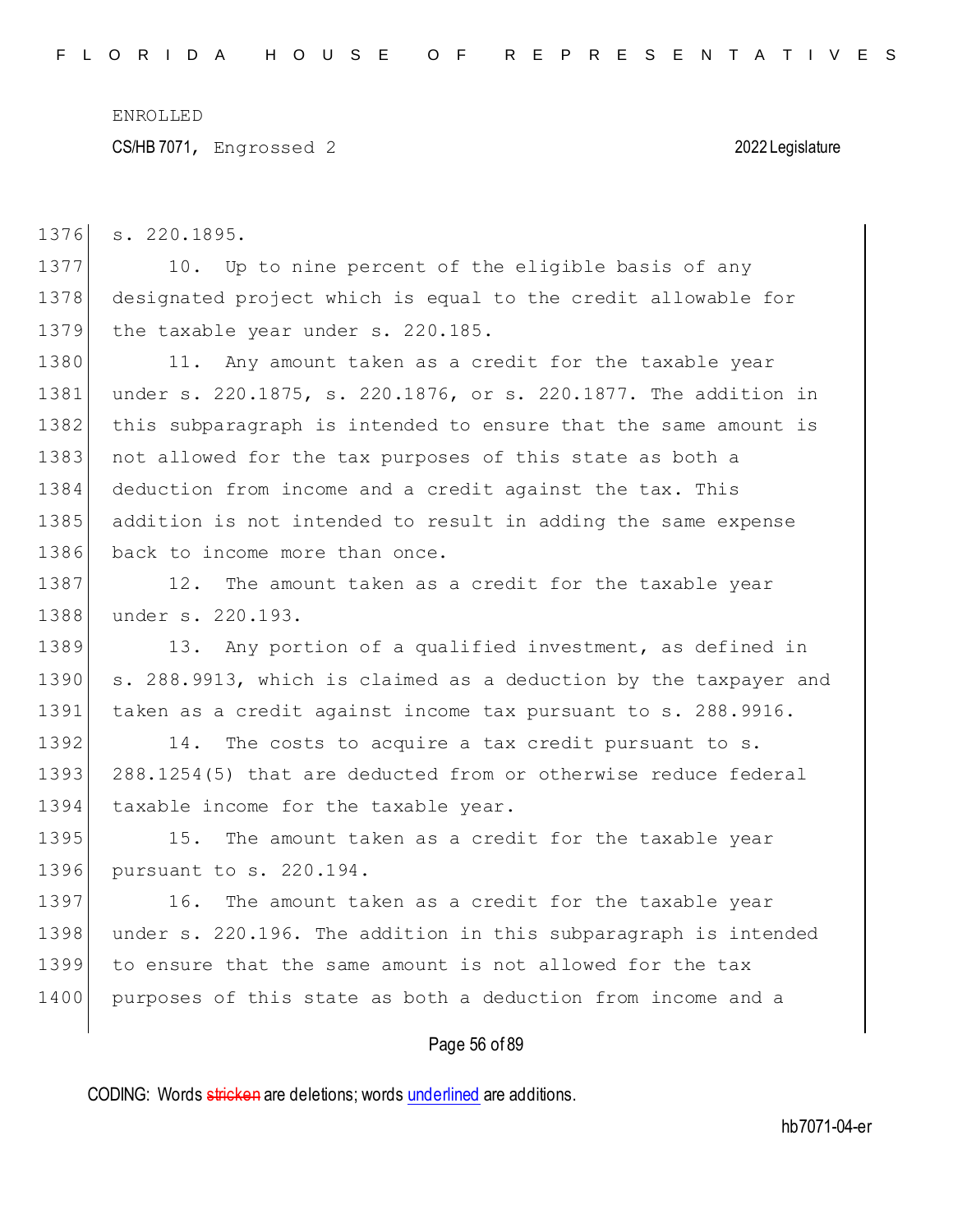s. 220.1895.

10. Up to nine percent of the eligible basis of any designated project which is equal to the credit allowable for the taxable year under s. 220.185.

11. Any amount taken as a credit for the taxable year under s. 220.1875, s. 220.1876, or s. 220.1877. The addition in this subparagraph is intended to ensure that the same amount is not allowed for the tax purposes of this state as both a deduction from income and a credit against the tax. This addition is not intended to result in adding the same expense back to income more than once.

12. The amount taken as a credit for the taxable year under s. 220.193.

13. Any portion of a qualified investment, as defined in s. 288.9913, which is claimed as a deduction by the taxpayer and taken as a credit against income tax pursuant to s. 288.9916.

14. The costs to acquire a tax credit pursuant to s. 288.1254(5) that are deducted from or otherwise reduce federal taxable income for the taxable year.

15. The amount taken as a credit for the taxable year pursuant to s. 220.194.

16. The amount taken as a credit for the taxable year under s. 220.196. The addition in this subparagraph is intended to ensure that the same amount is not allowed for the tax purposes of this state as both a deduction from income and a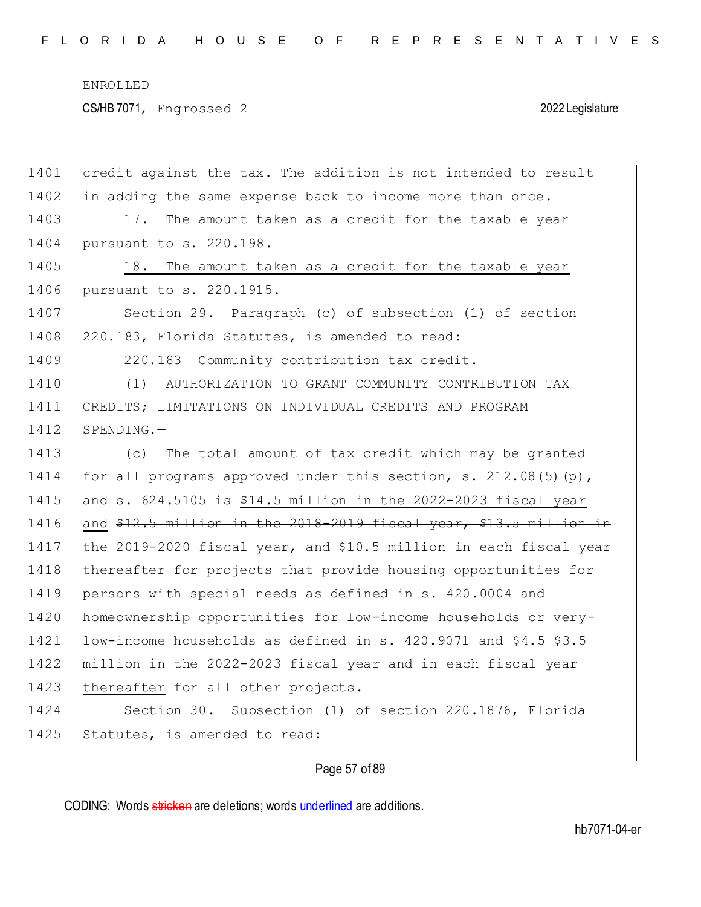credit against the tax. The addition is not intended to result in adding the same expense back to income more than once.

17. The amount taken as a credit for the taxable year pursuant to s. 220.198.

<u>18. The amount taken as a credit for the taxable year pursuant to s. 220.1915.</u>

Section 29. Paragraph (c) of subsection (1) of section 220.183, Florida Statutes, is amended to read:

220.183 Community contribution tax credit.—

(1) AUTHORIZATION TO GRANT COMMUNITY CONTRIBUTION TAX CREDITS; LIMITATIONS ON INDIVIDUAL CREDITS AND PROGRAM SPENDING.—

(c) The total amount of tax credit which may be granted for all programs approved under this section, s. 212.08(5)(p), and s. 624.5105 is <u>$14.5 million in the 2022-2023 fiscal year and</u> ~~$12.5 million in the 2018-2019 fiscal year, $13.5 million in the 2019-2020 fiscal year, and $10.5 million~~ in each fiscal year thereafter for projects that provide housing opportunities for persons with special needs as defined in s. 420.0004 and homeownership opportunities for low-income households or very-low-income households as defined in s. 420.9071 and <u>$4.5</u> ~~$3.5~~ million <u>in the 2022-2023 fiscal year and in</u> each fiscal year <u>thereafter</u> for all other projects.

Section 30. Subsection (1) of section 220.1876, Florida Statutes, is amended to read: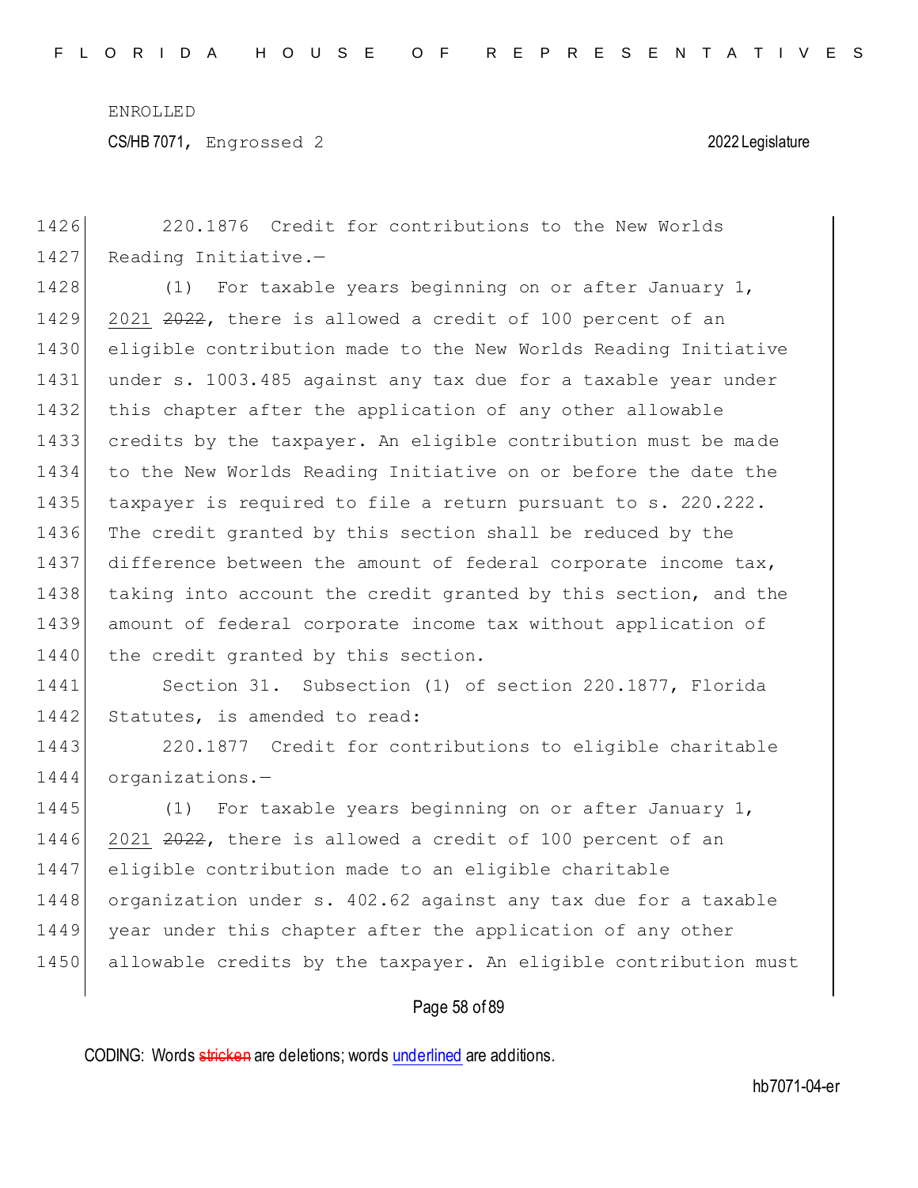220.1876 Credit for contributions to the New Worlds Reading Initiative.—

(1) For taxable years beginning on or after January 1, <u>2021</u> ~~2022~~, there is allowed a credit of 100 percent of an eligible contribution made to the New Worlds Reading Initiative under s. 1003.485 against any tax due for a taxable year under this chapter after the application of any other allowable credits by the taxpayer. An eligible contribution must be made to the New Worlds Reading Initiative on or before the date the taxpayer is required to file a return pursuant to s. 220.222. The credit granted by this section shall be reduced by the difference between the amount of federal corporate income tax, taking into account the credit granted by this section, and the amount of federal corporate income tax without application of the credit granted by this section.

Section 31. Subsection (1) of section 220.1877, Florida Statutes, is amended to read:

220.1877 Credit for contributions to eligible charitable organizations.—

(1) For taxable years beginning on or after January 1, <u>2021</u> ~~2022~~, there is allowed a credit of 100 percent of an eligible contribution made to an eligible charitable organization under s. 402.62 against any tax due for a taxable year under this chapter after the application of any other allowable credits by the taxpayer. An eligible contribution must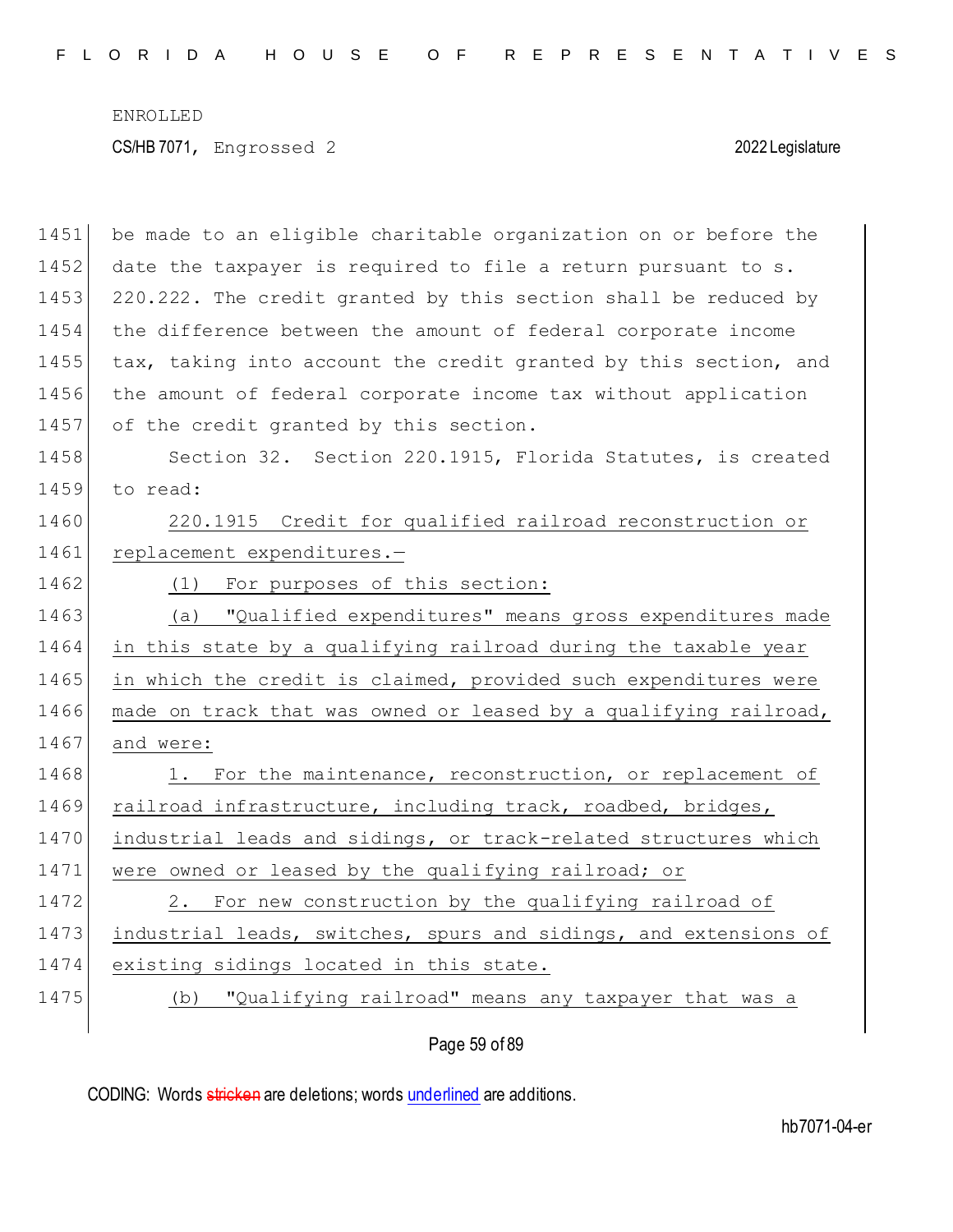be made to an eligible charitable organization on or before the date the taxpayer is required to file a return pursuant to s. 220.222. The credit granted by this section shall be reduced by the difference between the amount of federal corporate income tax, taking into account the credit granted by this section, and the amount of federal corporate income tax without application of the credit granted by this section.

Section 32. Section 220.1915, Florida Statutes, is created to read:

220.1915 Credit for qualified railroad reconstruction or replacement expenditures.—

(1) For purposes of this section:

(a) "Qualified expenditures" means gross expenditures made in this state by a qualifying railroad during the taxable year in which the credit is claimed, provided such expenditures were made on track that was owned or leased by a qualifying railroad, and were:

1. For the maintenance, reconstruction, or replacement of railroad infrastructure, including track, roadbed, bridges, industrial leads and sidings, or track-related structures which were owned or leased by the qualifying railroad; or

2. For new construction by the qualifying railroad of industrial leads, switches, spurs and sidings, and extensions of existing sidings located in this state.

(b) "Qualifying railroad" means any taxpayer that was a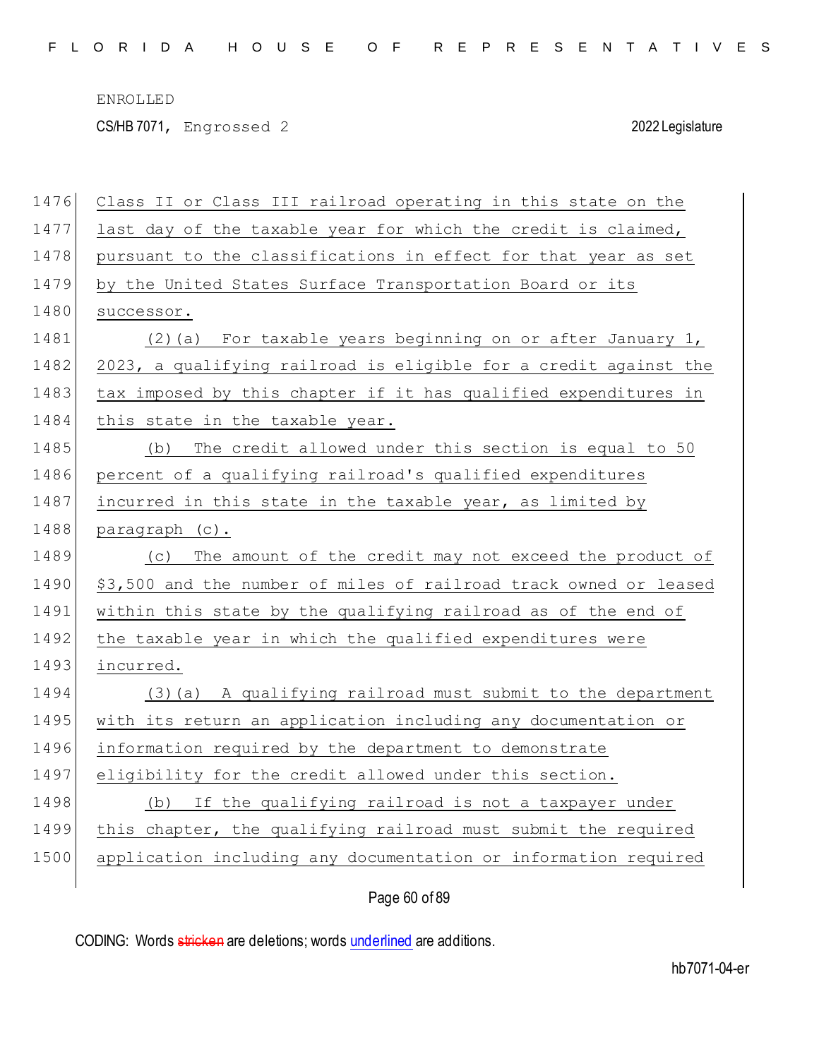Class II or Class III railroad operating in this state on the last day of the taxable year for which the credit is claimed, pursuant to the classifications in effect for that year as set by the United States Surface Transportation Board or its successor.

(2)(a) For taxable years beginning on or after January 1, 2023, a qualifying railroad is eligible for a credit against the tax imposed by this chapter if it has qualified expenditures in this state in the taxable year.

(b) The credit allowed under this section is equal to 50 percent of a qualifying railroad's qualified expenditures incurred in this state in the taxable year, as limited by paragraph (c).

(c) The amount of the credit may not exceed the product of $3,500 and the number of miles of railroad track owned or leased within this state by the qualifying railroad as of the end of the taxable year in which the qualified expenditures were incurred.

(3)(a) A qualifying railroad must submit to the department with its return an application including any documentation or information required by the department to demonstrate eligibility for the credit allowed under this section.

(b) If the qualifying railroad is not a taxpayer under this chapter, the qualifying railroad must submit the required application including any documentation or information required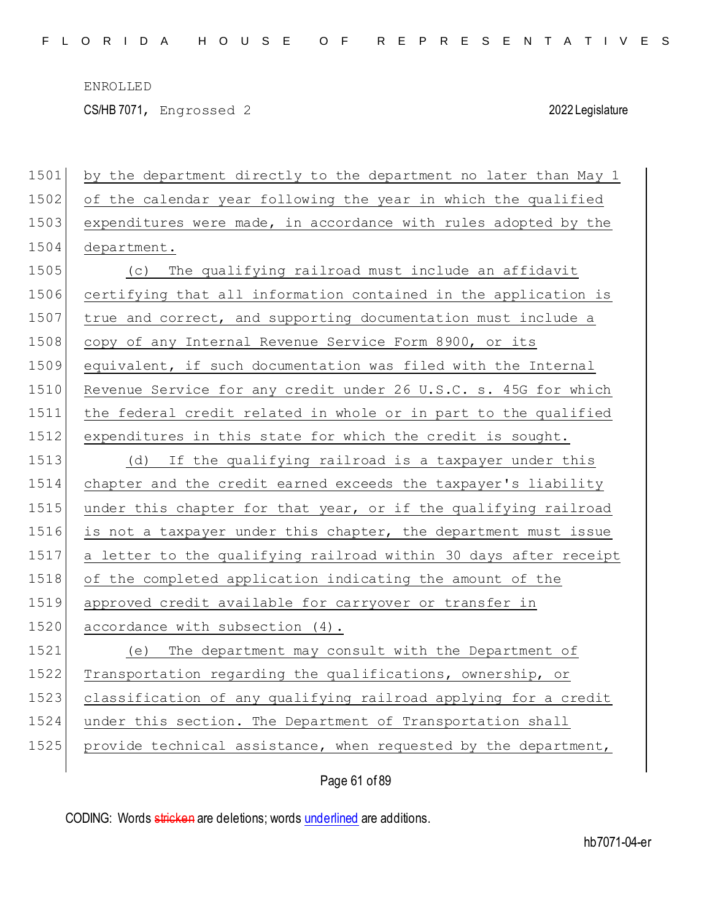by the department directly to the department no later than May 1 of the calendar year following the year in which the qualified expenditures were made, in accordance with rules adopted by the department.

(c) The qualifying railroad must include an affidavit certifying that all information contained in the application is true and correct, and supporting documentation must include a copy of any Internal Revenue Service Form 8900, or its equivalent, if such documentation was filed with the Internal Revenue Service for any credit under 26 U.S.C. s. 45G for which the federal credit related in whole or in part to the qualified expenditures in this state for which the credit is sought.

(d) If the qualifying railroad is a taxpayer under this chapter and the credit earned exceeds the taxpayer's liability under this chapter for that year, or if the qualifying railroad is not a taxpayer under this chapter, the department must issue a letter to the qualifying railroad within 30 days after receipt of the completed application indicating the amount of the approved credit available for carryover or transfer in accordance with subsection (4).

(e) The department may consult with the Department of Transportation regarding the qualifications, ownership, or classification of any qualifying railroad applying for a credit under this section. The Department of Transportation shall provide technical assistance, when requested by the department,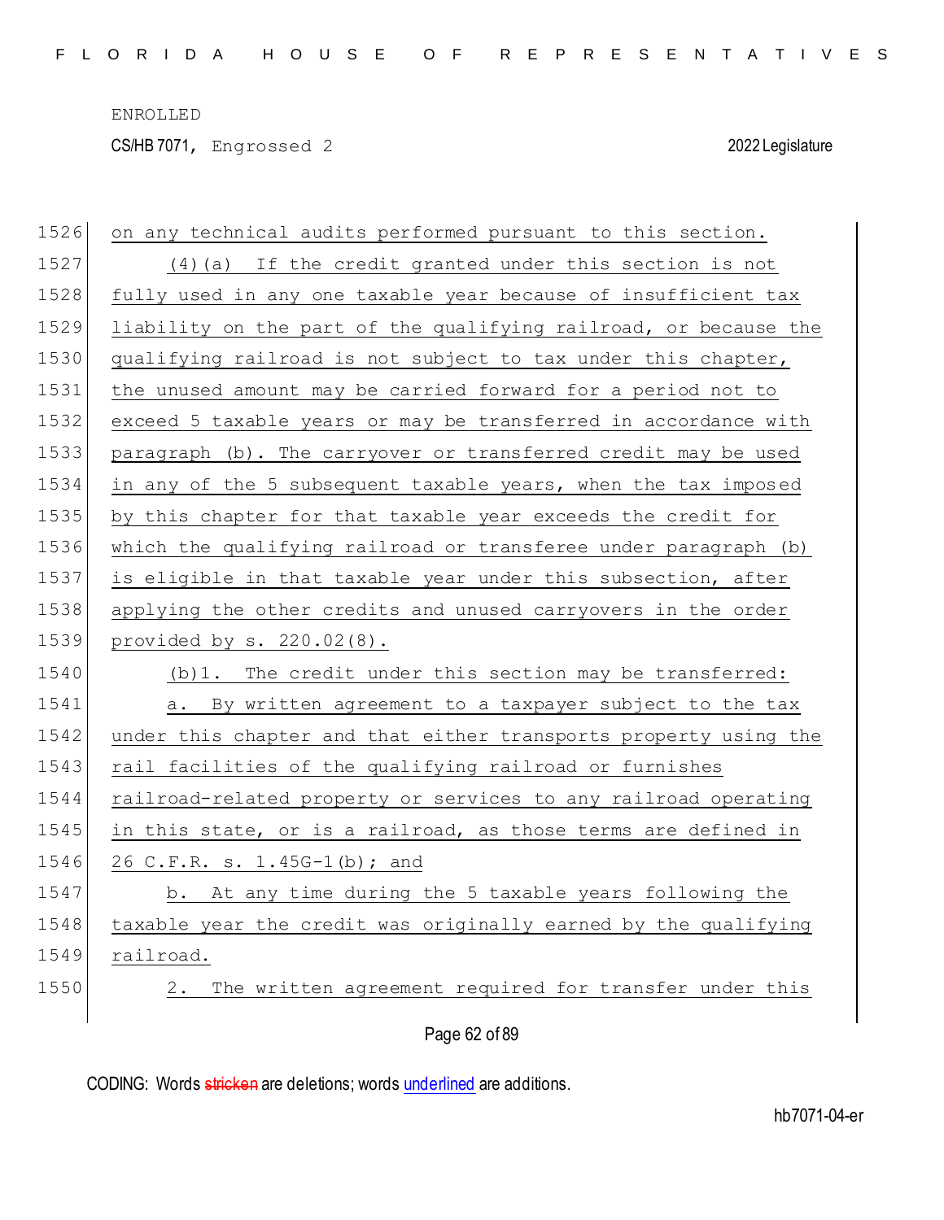on any technical audits performed pursuant to this section.

(4)(a) If the credit granted under this section is not fully used in any one taxable year because of insufficient tax liability on the part of the qualifying railroad, or because the qualifying railroad is not subject to tax under this chapter, the unused amount may be carried forward for a period not to exceed 5 taxable years or may be transferred in accordance with paragraph (b). The carryover or transferred credit may be used in any of the 5 subsequent taxable years, when the tax imposed by this chapter for that taxable year exceeds the credit for which the qualifying railroad or transferee under paragraph (b) is eligible in that taxable year under this subsection, after applying the other credits and unused carryovers in the order provided by s. 220.02(8).

(b)1. The credit under this section may be transferred:

a. By written agreement to a taxpayer subject to the tax under this chapter and that either transports property using the rail facilities of the qualifying railroad or furnishes railroad-related property or services to any railroad operating in this state, or is a railroad, as those terms are defined in 26 C.F.R. s. 1.45G-1(b); and

b. At any time during the 5 taxable years following the taxable year the credit was originally earned by the qualifying railroad.

2. The written agreement required for transfer under this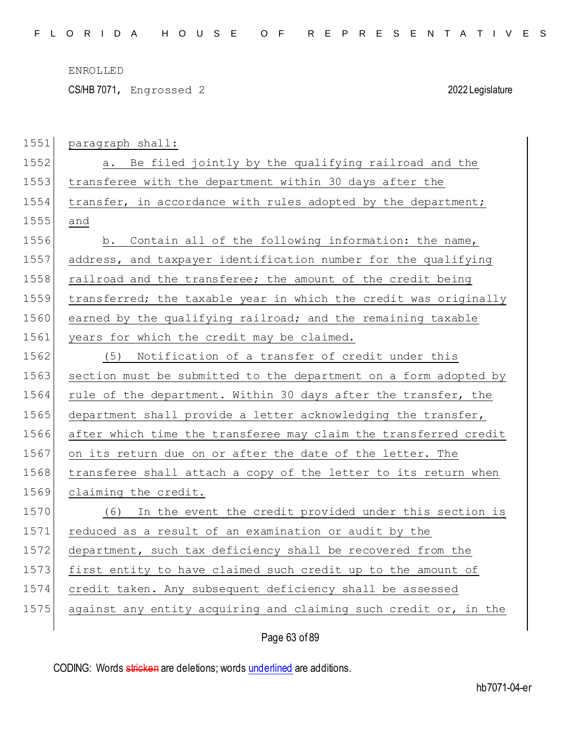paragraph shall:

a. Be filed jointly by the qualifying railroad and the transferee with the department within 30 days after the transfer, in accordance with rules adopted by the department; and

b. Contain all of the following information: the name, address, and taxpayer identification number for the qualifying railroad and the transferee; the amount of the credit being transferred; the taxable year in which the credit was originally earned by the qualifying railroad; and the remaining taxable years for which the credit may be claimed.

(5) Notification of a transfer of credit under this section must be submitted to the department on a form adopted by rule of the department. Within 30 days after the transfer, the department shall provide a letter acknowledging the transfer, after which time the transferee may claim the transferred credit on its return due on or after the date of the letter. The transferee shall attach a copy of the letter to its return when claiming the credit.

(6) In the event the credit provided under this section is reduced as a result of an examination or audit by the department, such tax deficiency shall be recovered from the first entity to have claimed such credit up to the amount of credit taken. Any subsequent deficiency shall be assessed against any entity acquiring and claiming such credit or, in the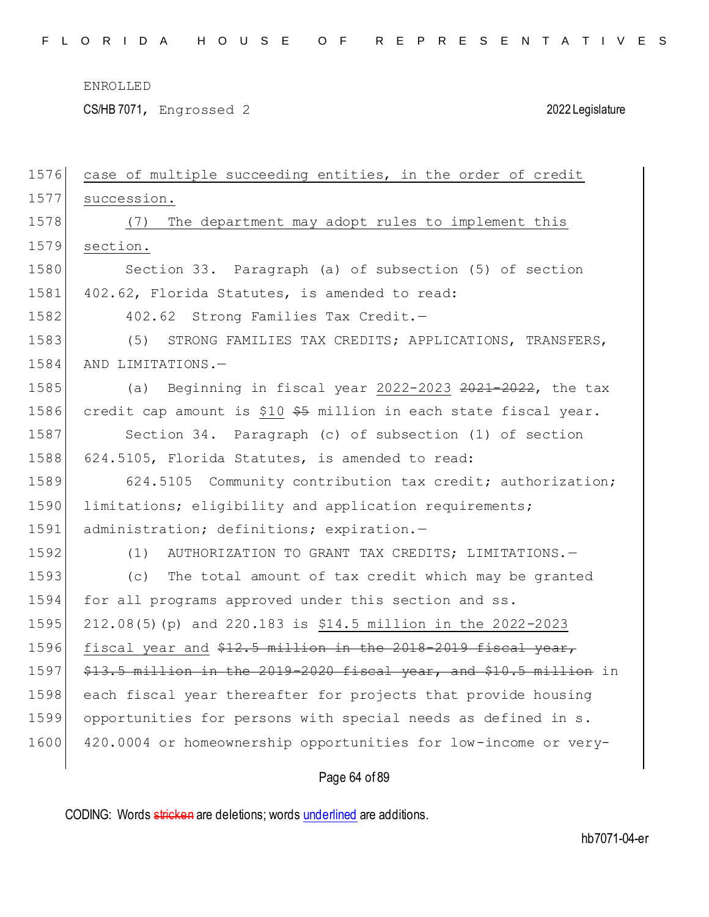case of multiple succeeding entities, in the order of credit succession.

(7) The department may adopt rules to implement this section.

Section 33. Paragraph (a) of subsection (5) of section 402.62, Florida Statutes, is amended to read:

402.62 Strong Families Tax Credit.—

(5) STRONG FAMILIES TAX CREDITS; APPLICATIONS, TRANSFERS, AND LIMITATIONS.—

(a) Beginning in fiscal year 2022-2023 ~~2021-2022~~, the tax credit cap amount is $10 ~~$5~~ million in each state fiscal year.

Section 34. Paragraph (c) of subsection (1) of section 624.5105, Florida Statutes, is amended to read:

624.5105 Community contribution tax credit; authorization; limitations; eligibility and application requirements; administration; definitions; expiration.—

(1) AUTHORIZATION TO GRANT TAX CREDITS; LIMITATIONS.—

(c) The total amount of tax credit which may be granted for all programs approved under this section and ss. 212.08(5)(p) and 220.183 is $14.5 million in the 2022-2023 fiscal year and ~~$12.5 million in the 2018-2019 fiscal year, $13.5 million in the 2019-2020 fiscal year, and $10.5 million~~ in each fiscal year thereafter for projects that provide housing opportunities for persons with special needs as defined in s. 420.0004 or homeownership opportunities for low-income or very-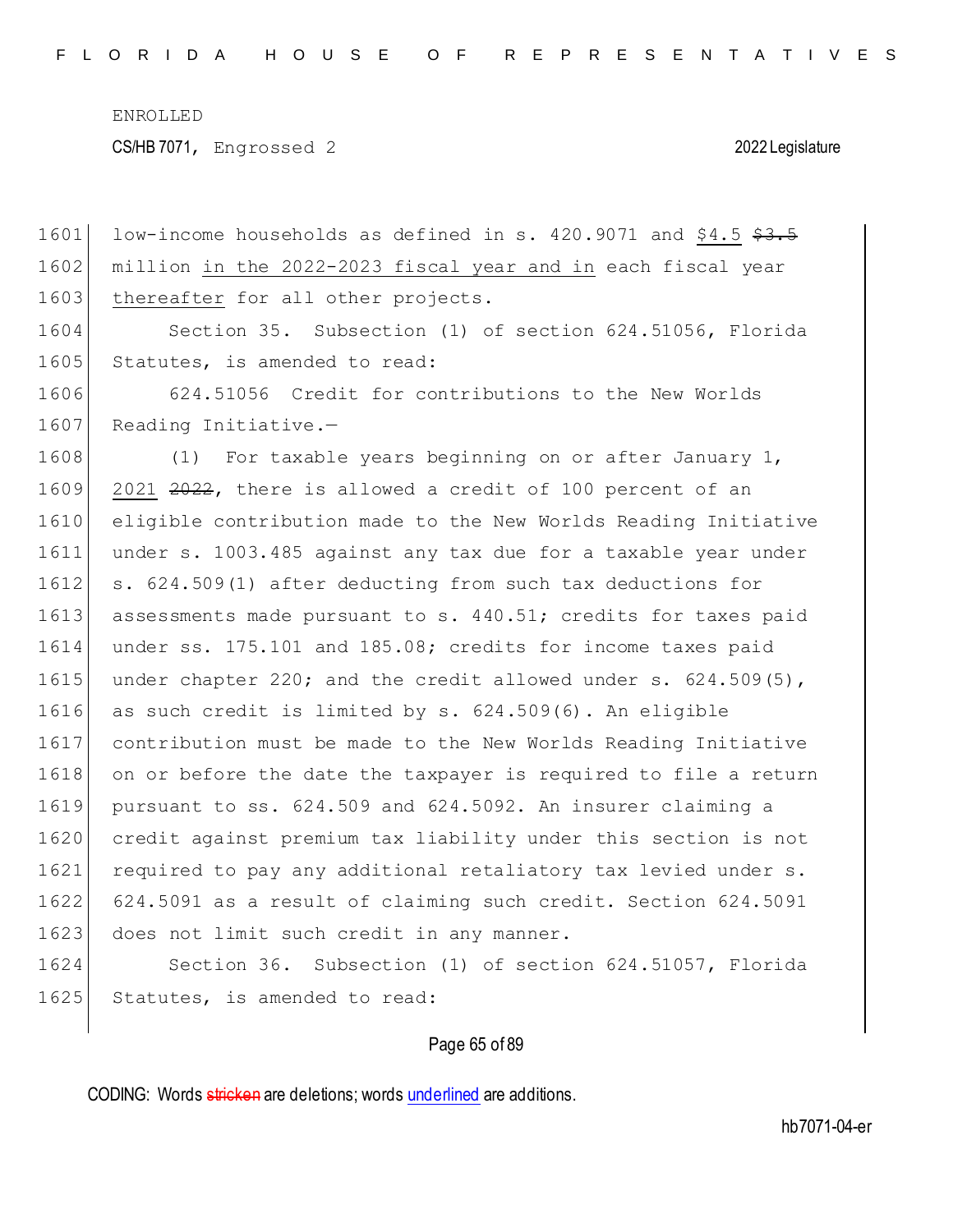low-income households as defined in s. 420.9071 and $4.5 ~~$3.5~~ million in the 2022-2023 fiscal year and in each fiscal year thereafter for all other projects.

Section 35. Subsection (1) of section 624.51056, Florida Statutes, is amended to read:

624.51056 Credit for contributions to the New Worlds Reading Initiative.—

(1) For taxable years beginning on or after January 1, 2021 ~~2022~~, there is allowed a credit of 100 percent of an eligible contribution made to the New Worlds Reading Initiative under s. 1003.485 against any tax due for a taxable year under s. 624.509(1) after deducting from such tax deductions for assessments made pursuant to s. 440.51; credits for taxes paid under ss. 175.101 and 185.08; credits for income taxes paid under chapter 220; and the credit allowed under s. 624.509(5), as such credit is limited by s. 624.509(6). An eligible contribution must be made to the New Worlds Reading Initiative on or before the date the taxpayer is required to file a return pursuant to ss. 624.509 and 624.5092. An insurer claiming a credit against premium tax liability under this section is not required to pay any additional retaliatory tax levied under s. 624.5091 as a result of claiming such credit. Section 624.5091 does not limit such credit in any manner.

Section 36. Subsection (1) of section 624.51057, Florida Statutes, is amended to read: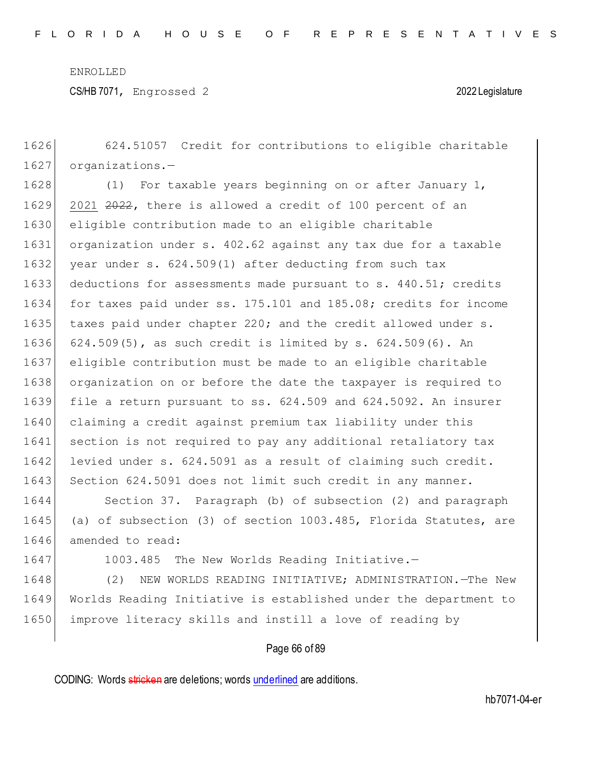624.51057 Credit for contributions to eligible charitable organizations.—

(1) For taxable years beginning on or after January 1, <u>2021</u> ~~2022~~, there is allowed a credit of 100 percent of an eligible contribution made to an eligible charitable organization under s. 402.62 against any tax due for a taxable year under s. 624.509(1) after deducting from such tax deductions for assessments made pursuant to s. 440.51; credits for taxes paid under ss. 175.101 and 185.08; credits for income taxes paid under chapter 220; and the credit allowed under s. 624.509(5), as such credit is limited by s. 624.509(6). An eligible contribution must be made to an eligible charitable organization on or before the date the taxpayer is required to file a return pursuant to ss. 624.509 and 624.5092. An insurer claiming a credit against premium tax liability under this section is not required to pay any additional retaliatory tax levied under s. 624.5091 as a result of claiming such credit. Section 624.5091 does not limit such credit in any manner.

Section 37. Paragraph (b) of subsection (2) and paragraph (a) of subsection (3) of section 1003.485, Florida Statutes, are amended to read:

1003.485 The New Worlds Reading Initiative.—

(2) NEW WORLDS READING INITIATIVE; ADMINISTRATION.—The New Worlds Reading Initiative is established under the department to improve literacy skills and instill a love of reading by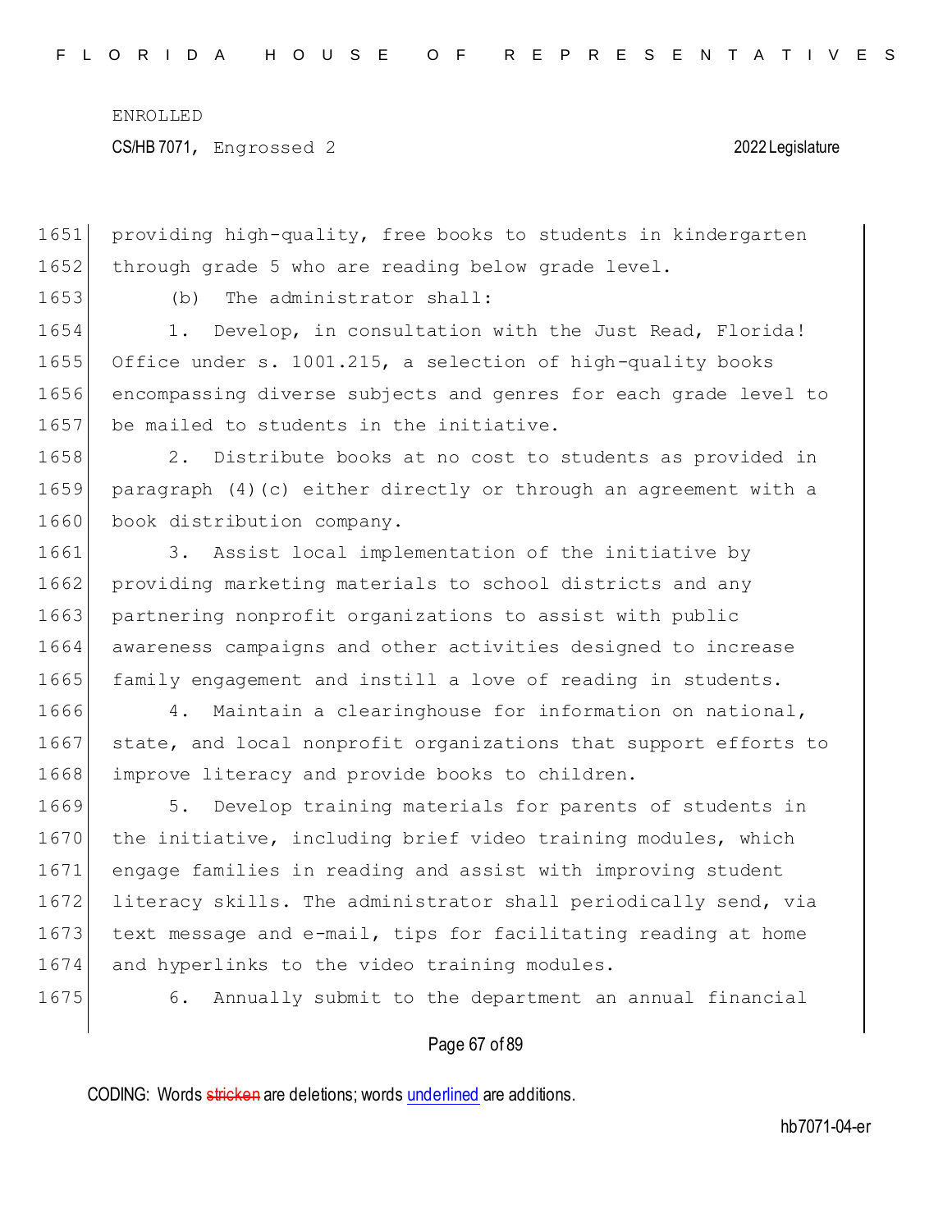providing high-quality, free books to students in kindergarten through grade 5 who are reading below grade level.

(b) The administrator shall:

1. Develop, in consultation with the Just Read, Florida! Office under s. 1001.215, a selection of high-quality books encompassing diverse subjects and genres for each grade level to be mailed to students in the initiative.

2. Distribute books at no cost to students as provided in paragraph (4)(c) either directly or through an agreement with a book distribution company.

3. Assist local implementation of the initiative by providing marketing materials to school districts and any partnering nonprofit organizations to assist with public awareness campaigns and other activities designed to increase family engagement and instill a love of reading in students.

4. Maintain a clearinghouse for information on national, state, and local nonprofit organizations that support efforts to improve literacy and provide books to children.

5. Develop training materials for parents of students in the initiative, including brief video training modules, which engage families in reading and assist with improving student literacy skills. The administrator shall periodically send, via text message and e-mail, tips for facilitating reading at home and hyperlinks to the video training modules.

6. Annually submit to the department an annual financial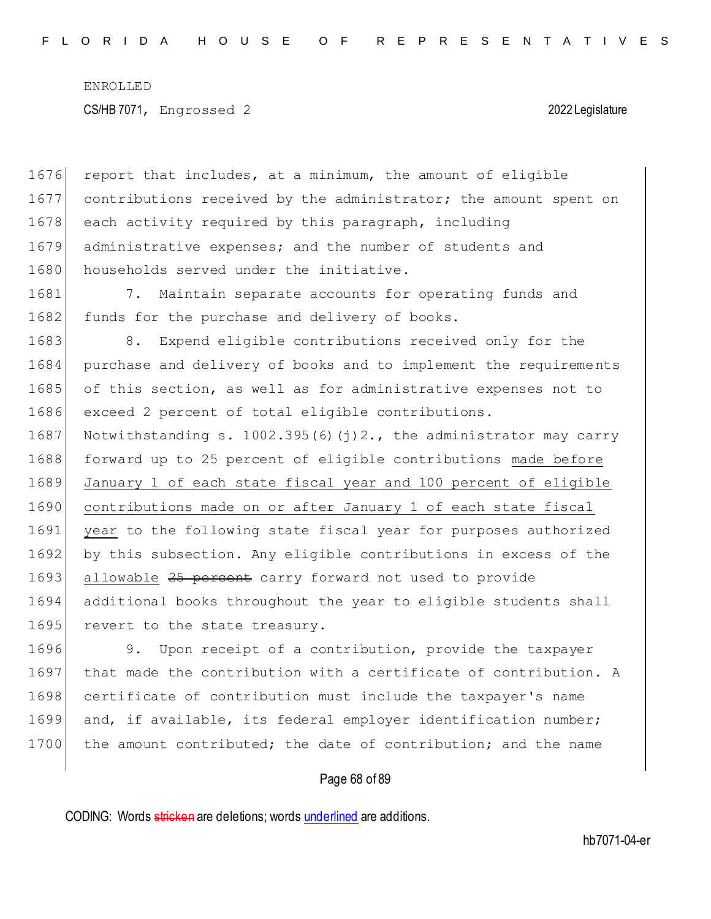report that includes, at a minimum, the amount of eligible contributions received by the administrator; the amount spent on each activity required by this paragraph, including administrative expenses; and the number of students and households served under the initiative.

7. Maintain separate accounts for operating funds and funds for the purchase and delivery of books.

8. Expend eligible contributions received only for the purchase and delivery of books and to implement the requirements of this section, as well as for administrative expenses not to exceed 2 percent of total eligible contributions.

Notwithstanding s. 1002.395(6)(j)2., the administrator may carry forward up to 25 percent of eligible contributions made before January 1 of each state fiscal year and 100 percent of eligible contributions made on or after January 1 of each state fiscal year to the following state fiscal year for purposes authorized by this subsection. Any eligible contributions in excess of the allowable ~~25 percent~~ carry forward not used to provide additional books throughout the year to eligible students shall revert to the state treasury.

9. Upon receipt of a contribution, provide the taxpayer that made the contribution with a certificate of contribution. A certificate of contribution must include the taxpayer's name and, if available, its federal employer identification number; the amount contributed; the date of contribution; and the name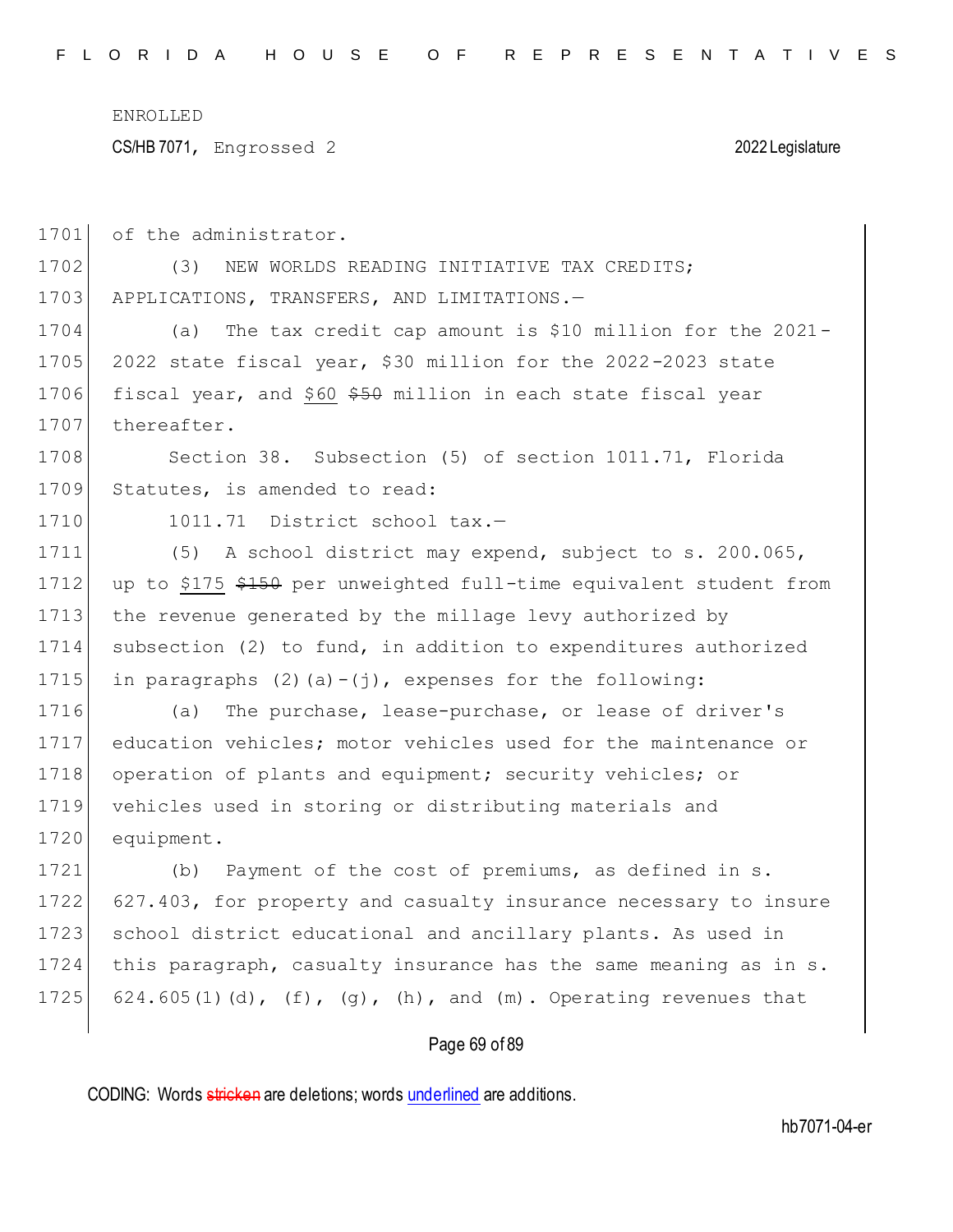of the administrator.

(3) NEW WORLDS READING INITIATIVE TAX CREDITS; APPLICATIONS, TRANSFERS, AND LIMITATIONS.—

(a) The tax credit cap amount is $10 million for the 2021-2022 state fiscal year, $30 million for the 2022-2023 state fiscal year, and <u>$60</u> ~~$50~~ million in each state fiscal year thereafter.

Section 38. Subsection (5) of section 1011.71, Florida Statutes, is amended to read:

1011.71 District school tax.—

(5) A school district may expend, subject to s. 200.065, up to <u>$175</u> ~~$150~~ per unweighted full-time equivalent student from the revenue generated by the millage levy authorized by subsection (2) to fund, in addition to expenditures authorized in paragraphs (2)(a)-(j), expenses for the following:

(a) The purchase, lease-purchase, or lease of driver's education vehicles; motor vehicles used for the maintenance or operation of plants and equipment; security vehicles; or vehicles used in storing or distributing materials and equipment.

(b) Payment of the cost of premiums, as defined in s. 627.403, for property and casualty insurance necessary to insure school district educational and ancillary plants. As used in this paragraph, casualty insurance has the same meaning as in s. 624.605(1)(d), (f), (g), (h), and (m). Operating revenues that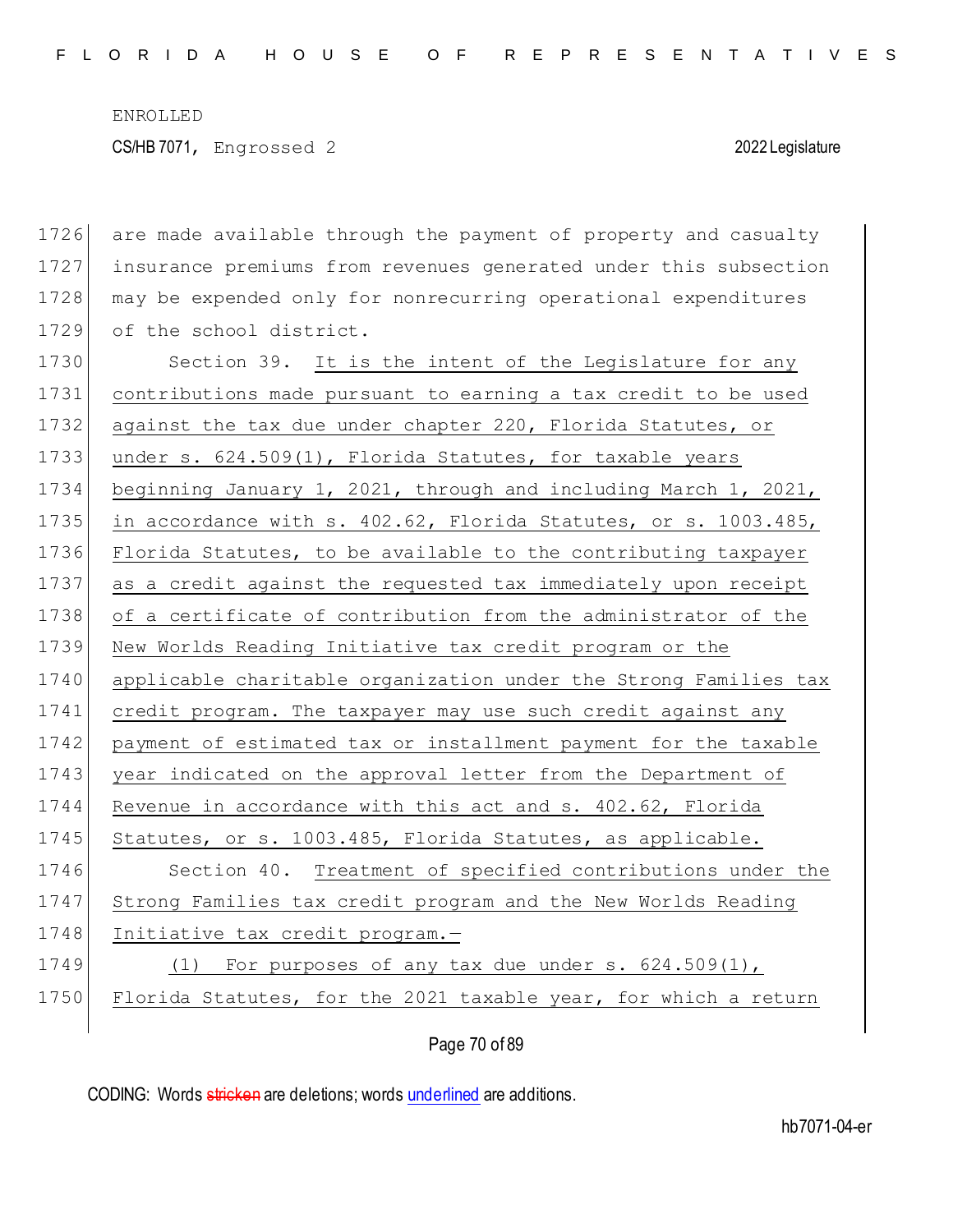are made available through the payment of property and casualty insurance premiums from revenues generated under this subsection may be expended only for nonrecurring operational expenditures of the school district.

Section 39. It is the intent of the Legislature for any contributions made pursuant to earning a tax credit to be used against the tax due under chapter 220, Florida Statutes, or under s. 624.509(1), Florida Statutes, for taxable years beginning January 1, 2021, through and including March 1, 2021, in accordance with s. 402.62, Florida Statutes, or s. 1003.485, Florida Statutes, to be available to the contributing taxpayer as a credit against the requested tax immediately upon receipt of a certificate of contribution from the administrator of the New Worlds Reading Initiative tax credit program or the applicable charitable organization under the Strong Families tax credit program. The taxpayer may use such credit against any payment of estimated tax or installment payment for the taxable year indicated on the approval letter from the Department of Revenue in accordance with this act and s. 402.62, Florida Statutes, or s. 1003.485, Florida Statutes, as applicable.

Section 40. Treatment of specified contributions under the Strong Families tax credit program and the New Worlds Reading Initiative tax credit program.—

(1) For purposes of any tax due under s. 624.509(1), Florida Statutes, for the 2021 taxable year, for which a return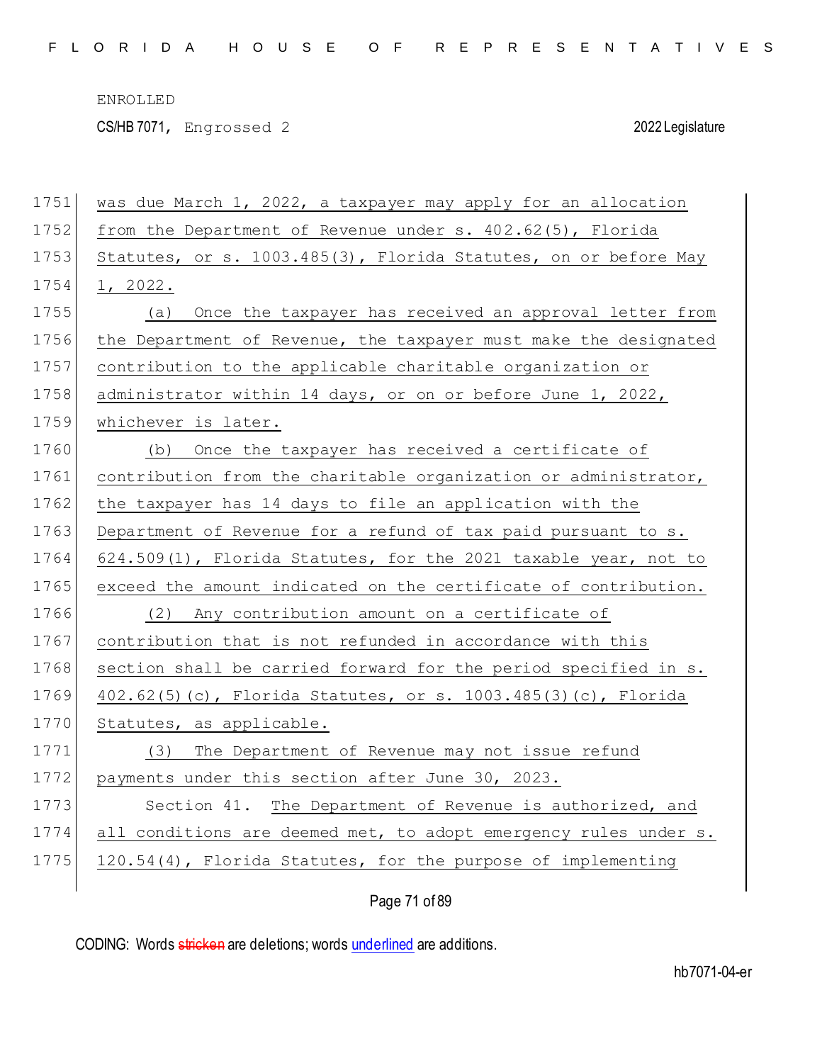was due March 1, 2022, a taxpayer may apply for an allocation from the Department of Revenue under s. 402.62(5), Florida Statutes, or s. 1003.485(3), Florida Statutes, on or before May 1, 2022.

(a) Once the taxpayer has received an approval letter from the Department of Revenue, the taxpayer must make the designated contribution to the applicable charitable organization or administrator within 14 days, or on or before June 1, 2022, whichever is later.

(b) Once the taxpayer has received a certificate of contribution from the charitable organization or administrator, the taxpayer has 14 days to file an application with the Department of Revenue for a refund of tax paid pursuant to s. 624.509(1), Florida Statutes, for the 2021 taxable year, not to exceed the amount indicated on the certificate of contribution.

(2) Any contribution amount on a certificate of contribution that is not refunded in accordance with this section shall be carried forward for the period specified in s. 402.62(5)(c), Florida Statutes, or s. 1003.485(3)(c), Florida Statutes, as applicable.

(3) The Department of Revenue may not issue refund payments under this section after June 30, 2023.

Section 41. The Department of Revenue is authorized, and all conditions are deemed met, to adopt emergency rules under s. 120.54(4), Florida Statutes, for the purpose of implementing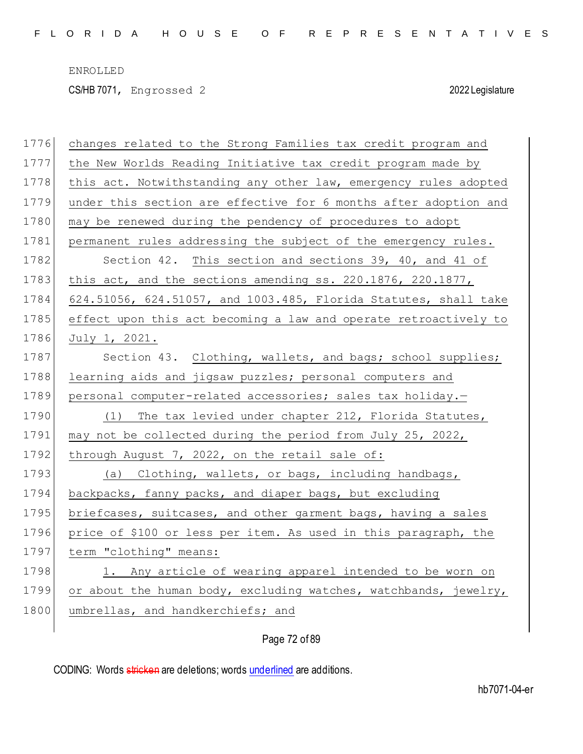changes related to the Strong Families tax credit program and the New Worlds Reading Initiative tax credit program made by this act. Notwithstanding any other law, emergency rules adopted under this section are effective for 6 months after adoption and may be renewed during the pendency of procedures to adopt permanent rules addressing the subject of the emergency rules.

Section 42. This section and sections 39, 40, and 41 of this act, and the sections amending ss. 220.1876, 220.1877, 624.51056, 624.51057, and 1003.485, Florida Statutes, shall take effect upon this act becoming a law and operate retroactively to July 1, 2021.

Section 43. Clothing, wallets, and bags; school supplies; learning aids and jigsaw puzzles; personal computers and personal computer-related accessories; sales tax holiday.—

(1) The tax levied under chapter 212, Florida Statutes, may not be collected during the period from July 25, 2022, through August 7, 2022, on the retail sale of:

(a) Clothing, wallets, or bags, including handbags, backpacks, fanny packs, and diaper bags, but excluding briefcases, suitcases, and other garment bags, having a sales price of $100 or less per item. As used in this paragraph, the term "clothing" means:

1. Any article of wearing apparel intended to be worn on or about the human body, excluding watches, watchbands, jewelry, umbrellas, and handkerchiefs; and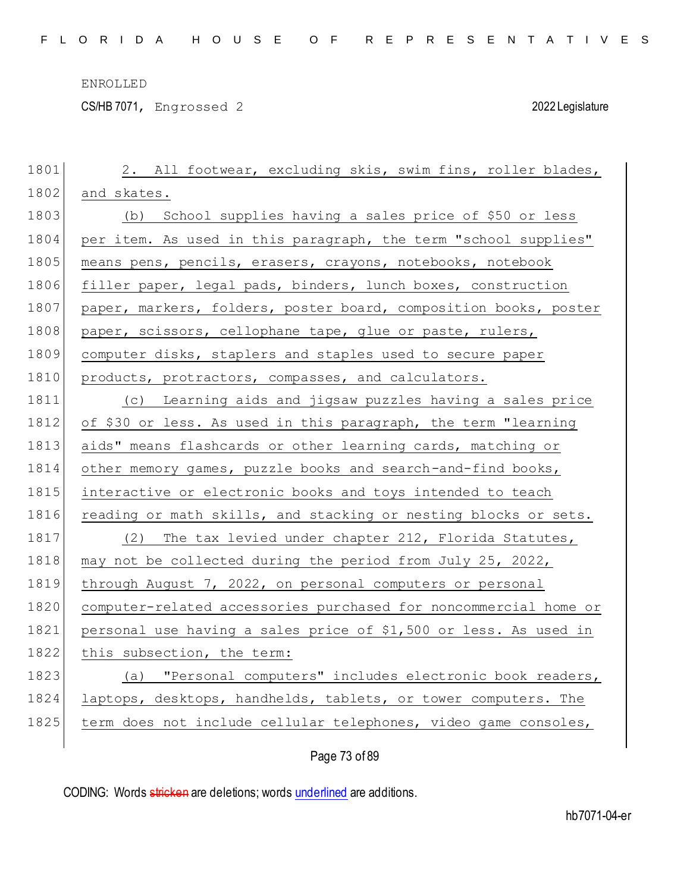2. All footwear, excluding skis, swim fins, roller blades, and skates.

(b) School supplies having a sales price of $50 or less per item. As used in this paragraph, the term "school supplies" means pens, pencils, erasers, crayons, notebooks, notebook filler paper, legal pads, binders, lunch boxes, construction paper, markers, folders, poster board, composition books, poster paper, scissors, cellophane tape, glue or paste, rulers, computer disks, staplers and staples used to secure paper products, protractors, compasses, and calculators.

(c) Learning aids and jigsaw puzzles having a sales price of $30 or less. As used in this paragraph, the term "learning aids" means flashcards or other learning cards, matching or other memory games, puzzle books and search-and-find books, interactive or electronic books and toys intended to teach reading or math skills, and stacking or nesting blocks or sets.

(2) The tax levied under chapter 212, Florida Statutes, may not be collected during the period from July 25, 2022, through August 7, 2022, on personal computers or personal computer-related accessories purchased for noncommercial home or personal use having a sales price of $1,500 or less. As used in this subsection, the term:

(a) "Personal computers" includes electronic book readers, laptops, desktops, handhelds, tablets, or tower computers. The term does not include cellular telephones, video game consoles,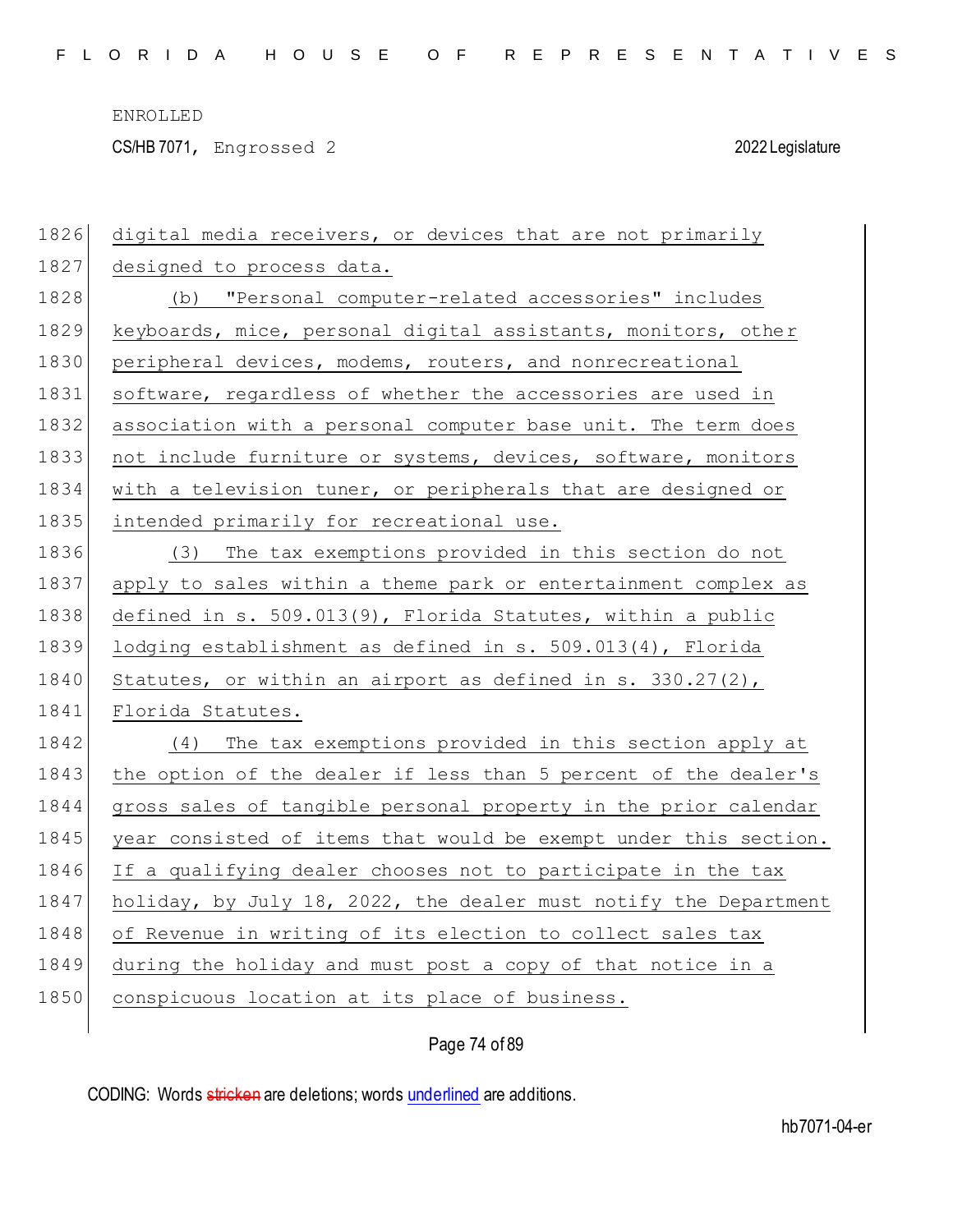digital media receivers, or devices that are not primarily designed to process data.

(b) "Personal computer-related accessories" includes keyboards, mice, personal digital assistants, monitors, other peripheral devices, modems, routers, and nonrecreational software, regardless of whether the accessories are used in association with a personal computer base unit. The term does not include furniture or systems, devices, software, monitors with a television tuner, or peripherals that are designed or intended primarily for recreational use.

(3) The tax exemptions provided in this section do not apply to sales within a theme park or entertainment complex as defined in s. 509.013(9), Florida Statutes, within a public lodging establishment as defined in s. 509.013(4), Florida Statutes, or within an airport as defined in s. 330.27(2), Florida Statutes.

(4) The tax exemptions provided in this section apply at the option of the dealer if less than 5 percent of the dealer's gross sales of tangible personal property in the prior calendar year consisted of items that would be exempt under this section. If a qualifying dealer chooses not to participate in the tax holiday, by July 18, 2022, the dealer must notify the Department of Revenue in writing of its election to collect sales tax during the holiday and must post a copy of that notice in a conspicuous location at its place of business.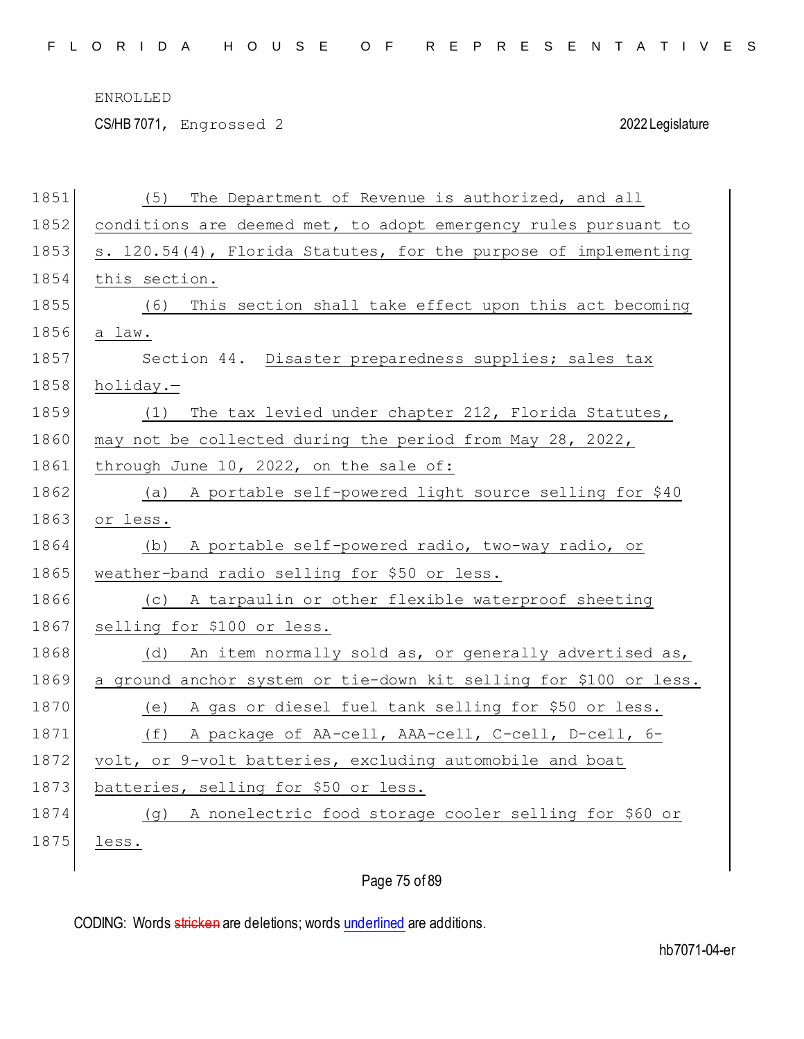ENROLLED

CS/HB 7071, Engrossed 2 2022 Legislature

1851 (5) The Department of Revenue is authorized, and all
1852 conditions are deemed met, to adopt emergency rules pursuant to
1853 s. 120.54(4), Florida Statutes, for the purpose of implementing
1854 this section.
1855 (6) This section shall take effect upon this act becoming
1856 a law.
1857 Section 44. Disaster preparedness supplies; sales tax
1858 holiday.—
1859 (1) The tax levied under chapter 212, Florida Statutes,
1860 may not be collected during the period from May 28, 2022,
1861 through June 10, 2022, on the sale of:
1862 (a) A portable self-powered light source selling for $40
1863 or less.
1864 (b) A portable self-powered radio, two-way radio, or
1865 weather-band radio selling for $50 or less.
1866 (c) A tarpaulin or other flexible waterproof sheeting
1867 selling for $100 or less.
1868 (d) An item normally sold as, or generally advertised as,
1869 a ground anchor system or tie-down kit selling for $100 or less.
1870 (e) A gas or diesel fuel tank selling for $50 or less.
1871 (f) A package of AA-cell, AAA-cell, C-cell, D-cell, 6-
1872 volt, or 9-volt batteries, excluding automobile and boat
1873 batteries, selling for $50 or less.
1874 (g) A nonelectric food storage cooler selling for $60 or
1875 less.

CODING: Words stricken are deletions; words underlined are additions.

hb7071-04-er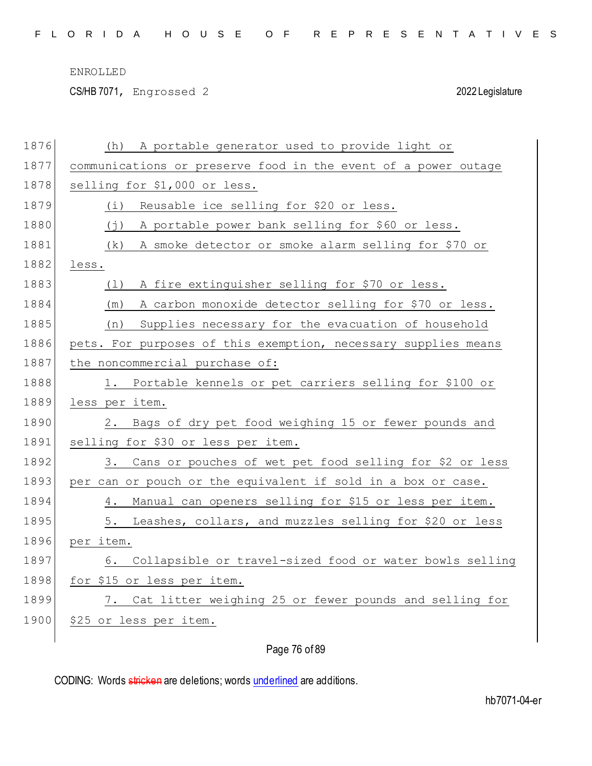(h) A portable generator used to provide light or communications or preserve food in the event of a power outage selling for $1,000 or less.

(i) Reusable ice selling for $20 or less.

(j) A portable power bank selling for $60 or less.

(k) A smoke detector or smoke alarm selling for $70 or less.

(l) A fire extinguisher selling for $70 or less.

(m) A carbon monoxide detector selling for $70 or less.

(n) Supplies necessary for the evacuation of household pets. For purposes of this exemption, necessary supplies means the noncommercial purchase of:

1. Portable kennels or pet carriers selling for $100 or less per item.

2. Bags of dry pet food weighing 15 or fewer pounds and selling for $30 or less per item.

3. Cans or pouches of wet pet food selling for $2 or less per can or pouch or the equivalent if sold in a box or case.

4. Manual can openers selling for $15 or less per item.

5. Leashes, collars, and muzzles selling for $20 or less per item.

6. Collapsible or travel-sized food or water bowls selling for $15 or less per item.

7. Cat litter weighing 25 or fewer pounds and selling for $25 or less per item.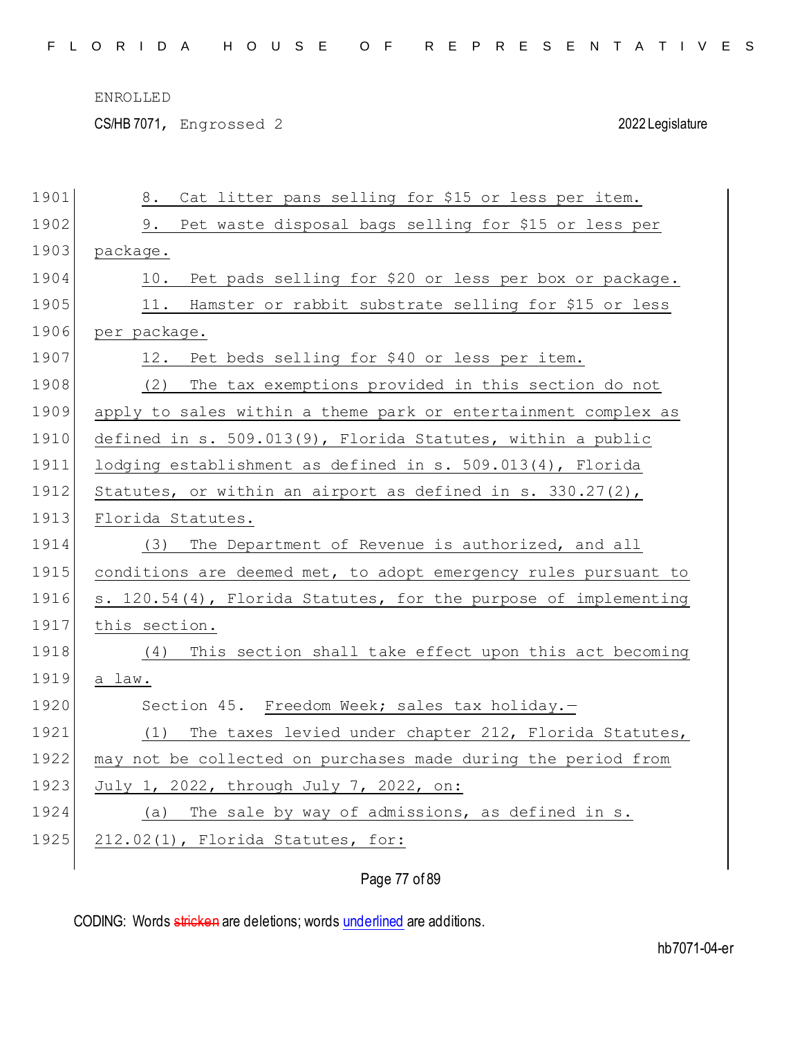8. Cat litter pans selling for $15 or less per item.

9. Pet waste disposal bags selling for $15 or less per package.

10. Pet pads selling for $20 or less per box or package.

11. Hamster or rabbit substrate selling for $15 or less per package.

12. Pet beds selling for $40 or less per item.

(2) The tax exemptions provided in this section do not apply to sales within a theme park or entertainment complex as defined in s. 509.013(9), Florida Statutes, within a public lodging establishment as defined in s. 509.013(4), Florida Statutes, or within an airport as defined in s. 330.27(2), Florida Statutes.

(3) The Department of Revenue is authorized, and all conditions are deemed met, to adopt emergency rules pursuant to s. 120.54(4), Florida Statutes, for the purpose of implementing this section.

(4) This section shall take effect upon this act becoming a law.

Section 45. Freedom Week; sales tax holiday.—

(1) The taxes levied under chapter 212, Florida Statutes, may not be collected on purchases made during the period from July 1, 2022, through July 7, 2022, on:

(a) The sale by way of admissions, as defined in s. 212.02(1), Florida Statutes, for: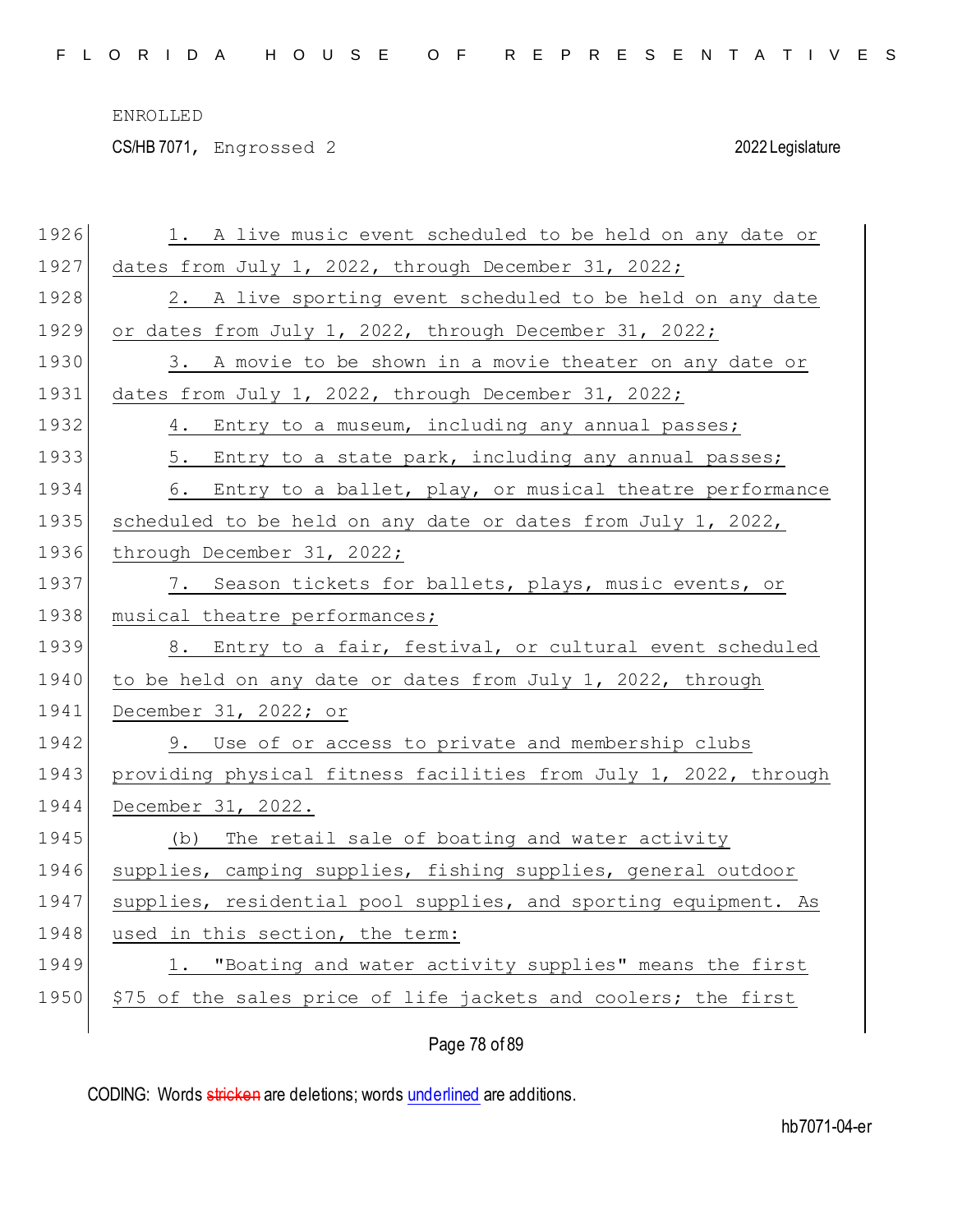1. A live music event scheduled to be held on any date or dates from July 1, 2022, through December 31, 2022;

2. A live sporting event scheduled to be held on any date or dates from July 1, 2022, through December 31, 2022;

3. A movie to be shown in a movie theater on any date or dates from July 1, 2022, through December 31, 2022;

4. Entry to a museum, including any annual passes;

5. Entry to a state park, including any annual passes;

6. Entry to a ballet, play, or musical theatre performance scheduled to be held on any date or dates from July 1, 2022, through December 31, 2022;

7. Season tickets for ballets, plays, music events, or musical theatre performances;

8. Entry to a fair, festival, or cultural event scheduled to be held on any date or dates from July 1, 2022, through December 31, 2022; or

9. Use of or access to private and membership clubs providing physical fitness facilities from July 1, 2022, through December 31, 2022.

(b) The retail sale of boating and water activity supplies, camping supplies, fishing supplies, general outdoor supplies, residential pool supplies, and sporting equipment. As used in this section, the term:

1. "Boating and water activity supplies" means the first $75 of the sales price of life jackets and coolers; the first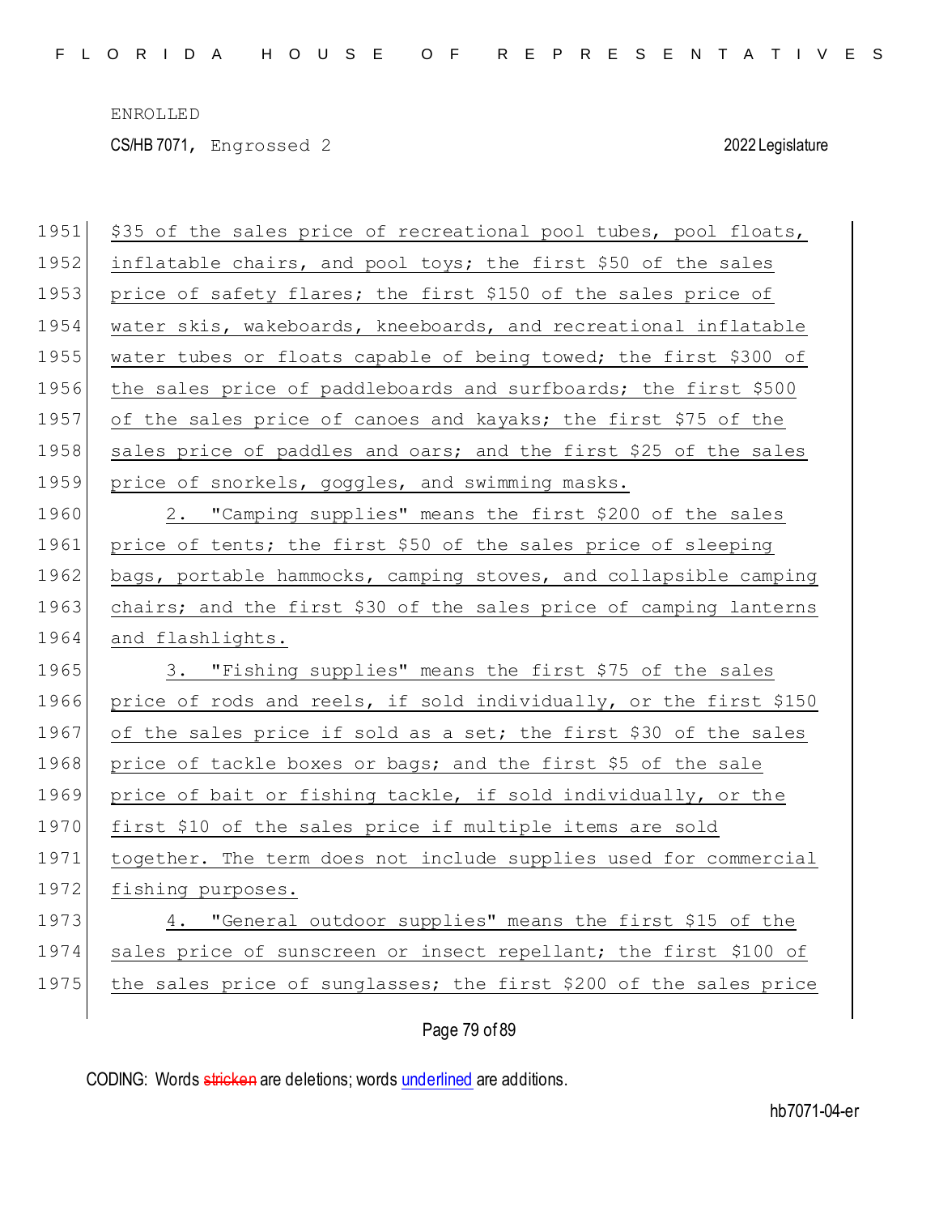$35 of the sales price of recreational pool tubes, pool floats, inflatable chairs, and pool toys; the first $50 of the sales price of safety flares; the first $150 of the sales price of water skis, wakeboards, kneeboards, and recreational inflatable water tubes or floats capable of being towed; the first $300 of the sales price of paddleboards and surfboards; the first $500 of the sales price of canoes and kayaks; the first $75 of the sales price of paddles and oars; and the first $25 of the sales price of snorkels, goggles, and swimming masks.

2. "Camping supplies" means the first $200 of the sales price of tents; the first $50 of the sales price of sleeping bags, portable hammocks, camping stoves, and collapsible camping chairs; and the first $30 of the sales price of camping lanterns and flashlights.

3. "Fishing supplies" means the first $75 of the sales price of rods and reels, if sold individually, or the first $150 of the sales price if sold as a set; the first $30 of the sales price of tackle boxes or bags; and the first $5 of the sale price of bait or fishing tackle, if sold individually, or the first $10 of the sales price if multiple items are sold together. The term does not include supplies used for commercial fishing purposes.

4. "General outdoor supplies" means the first $15 of the sales price of sunscreen or insect repellant; the first $100 of the sales price of sunglasses; the first $200 of the sales price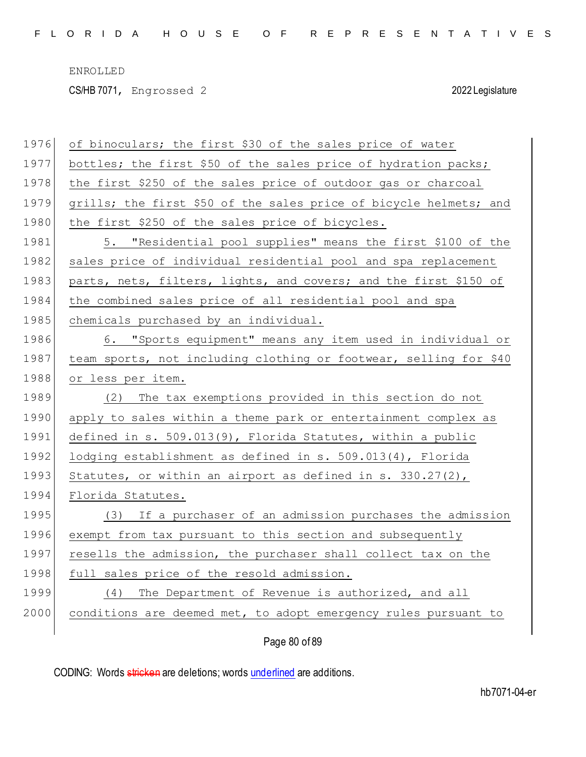of binoculars; the first $30 of the sales price of water bottles; the first $50 of the sales price of hydration packs; the first $250 of the sales price of outdoor gas or charcoal grills; the first $50 of the sales price of bicycle helmets; and the first $250 of the sales price of bicycles.

5. "Residential pool supplies" means the first $100 of the sales price of individual residential pool and spa replacement parts, nets, filters, lights, and covers; and the first $150 of the combined sales price of all residential pool and spa chemicals purchased by an individual.

6. "Sports equipment" means any item used in individual or team sports, not including clothing or footwear, selling for $40 or less per item.

(2) The tax exemptions provided in this section do not apply to sales within a theme park or entertainment complex as defined in s. 509.013(9), Florida Statutes, within a public lodging establishment as defined in s. 509.013(4), Florida Statutes, or within an airport as defined in s. 330.27(2), Florida Statutes.

(3) If a purchaser of an admission purchases the admission exempt from tax pursuant to this section and subsequently resells the admission, the purchaser shall collect tax on the full sales price of the resold admission.

(4) The Department of Revenue is authorized, and all conditions are deemed met, to adopt emergency rules pursuant to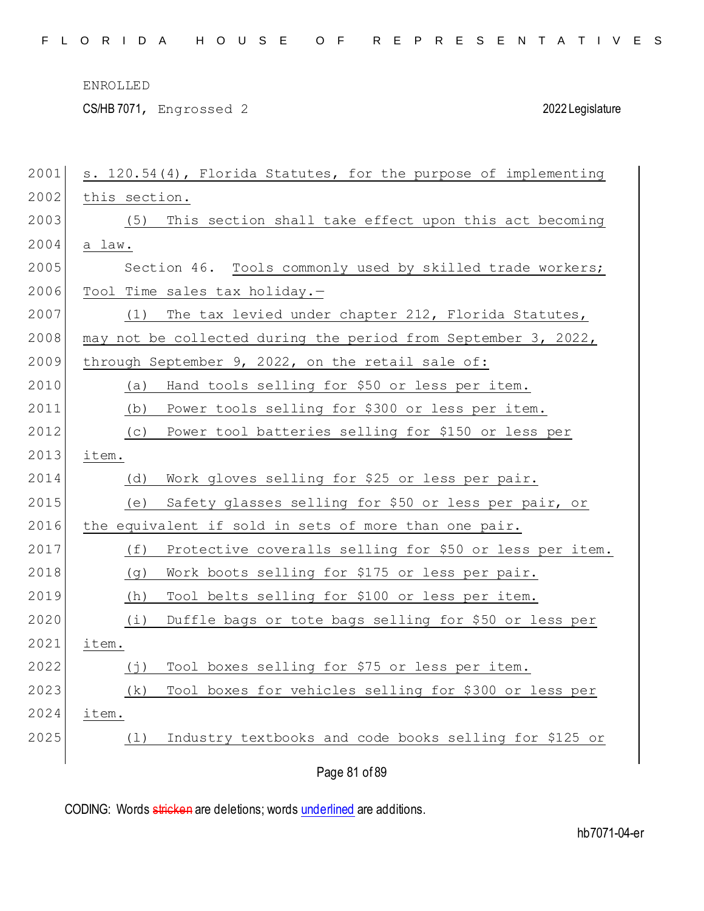s. 120.54(4), Florida Statutes, for the purpose of implementing this section.

(5) This section shall take effect upon this act becoming a law.

Section 46. Tools commonly used by skilled trade workers; Tool Time sales tax holiday.—

(1) The tax levied under chapter 212, Florida Statutes, may not be collected during the period from September 3, 2022, through September 9, 2022, on the retail sale of:

(a) Hand tools selling for $50 or less per item.

(b) Power tools selling for $300 or less per item.

(c) Power tool batteries selling for $150 or less per item.

(d) Work gloves selling for $25 or less per pair.

(e) Safety glasses selling for $50 or less per pair, or the equivalent if sold in sets of more than one pair.

(f) Protective coveralls selling for $50 or less per item.

(g) Work boots selling for $175 or less per pair.

(h) Tool belts selling for $100 or less per item.

(i) Duffle bags or tote bags selling for $50 or less per item.

(j) Tool boxes selling for $75 or less per item.

(k) Tool boxes for vehicles selling for $300 or less per item.

(l) Industry textbooks and code books selling for $125 or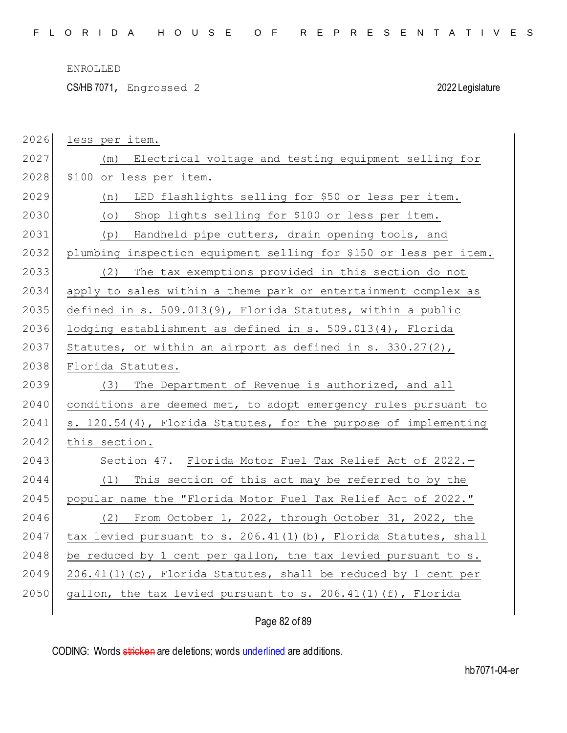less per item.

(m) Electrical voltage and testing equipment selling for $100 or less per item.

(n) LED flashlights selling for $50 or less per item.

(o) Shop lights selling for $100 or less per item.

(p) Handheld pipe cutters, drain opening tools, and plumbing inspection equipment selling for $150 or less per item.

(2) The tax exemptions provided in this section do not apply to sales within a theme park or entertainment complex as defined in s. 509.013(9), Florida Statutes, within a public lodging establishment as defined in s. 509.013(4), Florida Statutes, or within an airport as defined in s. 330.27(2), Florida Statutes.

(3) The Department of Revenue is authorized, and all conditions are deemed met, to adopt emergency rules pursuant to s. 120.54(4), Florida Statutes, for the purpose of implementing this section.

Section 47. Florida Motor Fuel Tax Relief Act of 2022.—

(1) This section of this act may be referred to by the popular name the "Florida Motor Fuel Tax Relief Act of 2022."

(2) From October 1, 2022, through October 31, 2022, the tax levied pursuant to s. 206.41(1)(b), Florida Statutes, shall be reduced by 1 cent per gallon, the tax levied pursuant to s. 206.41(1)(c), Florida Statutes, shall be reduced by 1 cent per gallon, the tax levied pursuant to s. 206.41(1)(f), Florida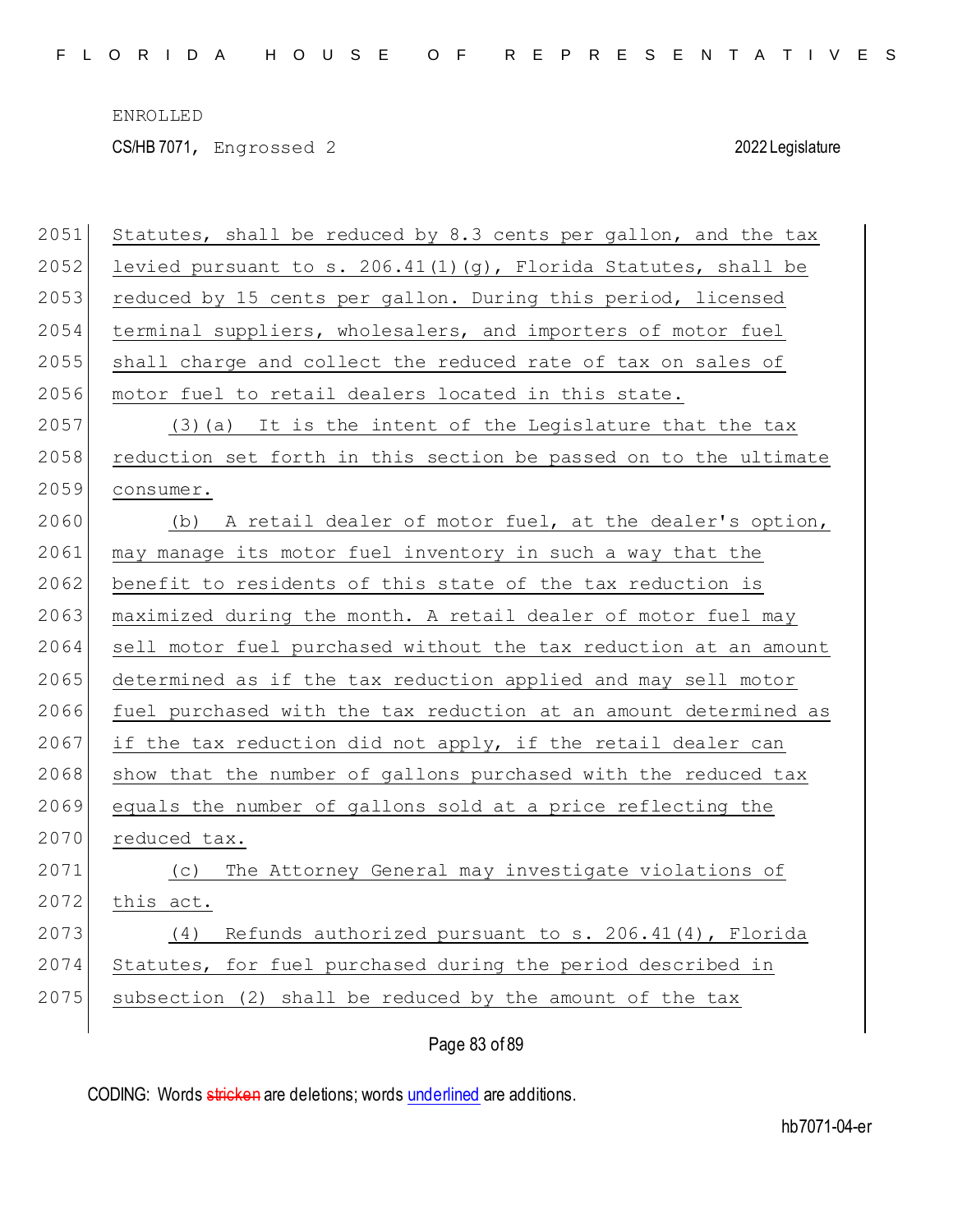Statutes, shall be reduced by 8.3 cents per gallon, and the tax levied pursuant to s. 206.41(1)(g), Florida Statutes, shall be reduced by 15 cents per gallon. During this period, licensed terminal suppliers, wholesalers, and importers of motor fuel shall charge and collect the reduced rate of tax on sales of motor fuel to retail dealers located in this state.

(3)(a) It is the intent of the Legislature that the tax reduction set forth in this section be passed on to the ultimate consumer.

(b) A retail dealer of motor fuel, at the dealer's option, may manage its motor fuel inventory in such a way that the benefit to residents of this state of the tax reduction is maximized during the month. A retail dealer of motor fuel may sell motor fuel purchased without the tax reduction at an amount determined as if the tax reduction applied and may sell motor fuel purchased with the tax reduction at an amount determined as if the tax reduction did not apply, if the retail dealer can show that the number of gallons purchased with the reduced tax equals the number of gallons sold at a price reflecting the reduced tax.

(c) The Attorney General may investigate violations of this act.

(4) Refunds authorized pursuant to s. 206.41(4), Florida Statutes, for fuel purchased during the period described in subsection (2) shall be reduced by the amount of the tax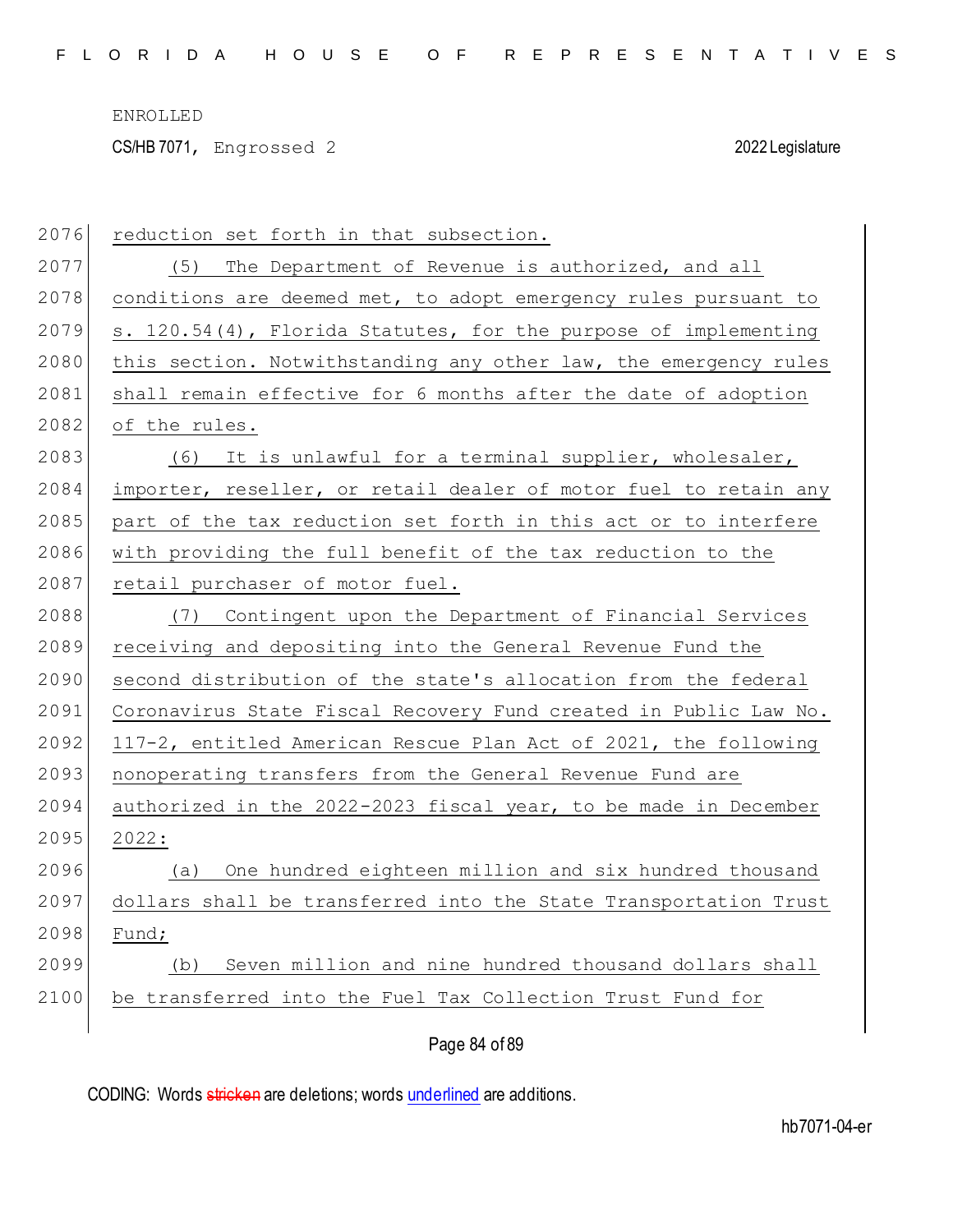reduction set forth in that subsection.

(5) The Department of Revenue is authorized, and all conditions are deemed met, to adopt emergency rules pursuant to s. 120.54(4), Florida Statutes, for the purpose of implementing this section. Notwithstanding any other law, the emergency rules shall remain effective for 6 months after the date of adoption of the rules.

(6) It is unlawful for a terminal supplier, wholesaler, importer, reseller, or retail dealer of motor fuel to retain any part of the tax reduction set forth in this act or to interfere with providing the full benefit of the tax reduction to the retail purchaser of motor fuel.

(7) Contingent upon the Department of Financial Services receiving and depositing into the General Revenue Fund the second distribution of the state's allocation from the federal Coronavirus State Fiscal Recovery Fund created in Public Law No. 117-2, entitled American Rescue Plan Act of 2021, the following nonoperating transfers from the General Revenue Fund are authorized in the 2022-2023 fiscal year, to be made in December 2022:

(a) One hundred eighteen million and six hundred thousand dollars shall be transferred into the State Transportation Trust Fund;

(b) Seven million and nine hundred thousand dollars shall be transferred into the Fuel Tax Collection Trust Fund for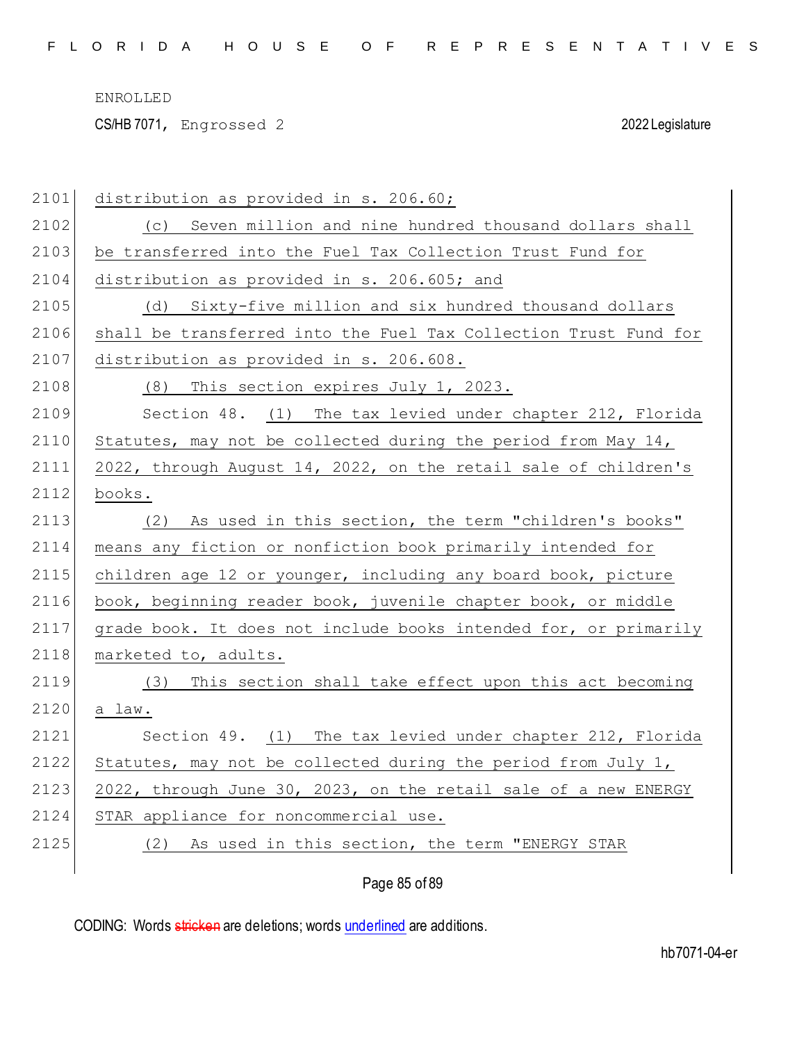distribution as provided in s. 206.60;

(c) Seven million and nine hundred thousand dollars shall be transferred into the Fuel Tax Collection Trust Fund for distribution as provided in s. 206.605; and

(d) Sixty-five million and six hundred thousand dollars shall be transferred into the Fuel Tax Collection Trust Fund for distribution as provided in s. 206.608.

(8) This section expires July 1, 2023.

Section 48. (1) The tax levied under chapter 212, Florida Statutes, may not be collected during the period from May 14, 2022, through August 14, 2022, on the retail sale of children's books.

(2) As used in this section, the term "children's books" means any fiction or nonfiction book primarily intended for children age 12 or younger, including any board book, picture book, beginning reader book, juvenile chapter book, or middle grade book. It does not include books intended for, or primarily marketed to, adults.

(3) This section shall take effect upon this act becoming a law.

Section 49. (1) The tax levied under chapter 212, Florida Statutes, may not be collected during the period from July 1, 2022, through June 30, 2023, on the retail sale of a new ENERGY STAR appliance for noncommercial use.

(2) As used in this section, the term "ENERGY STAR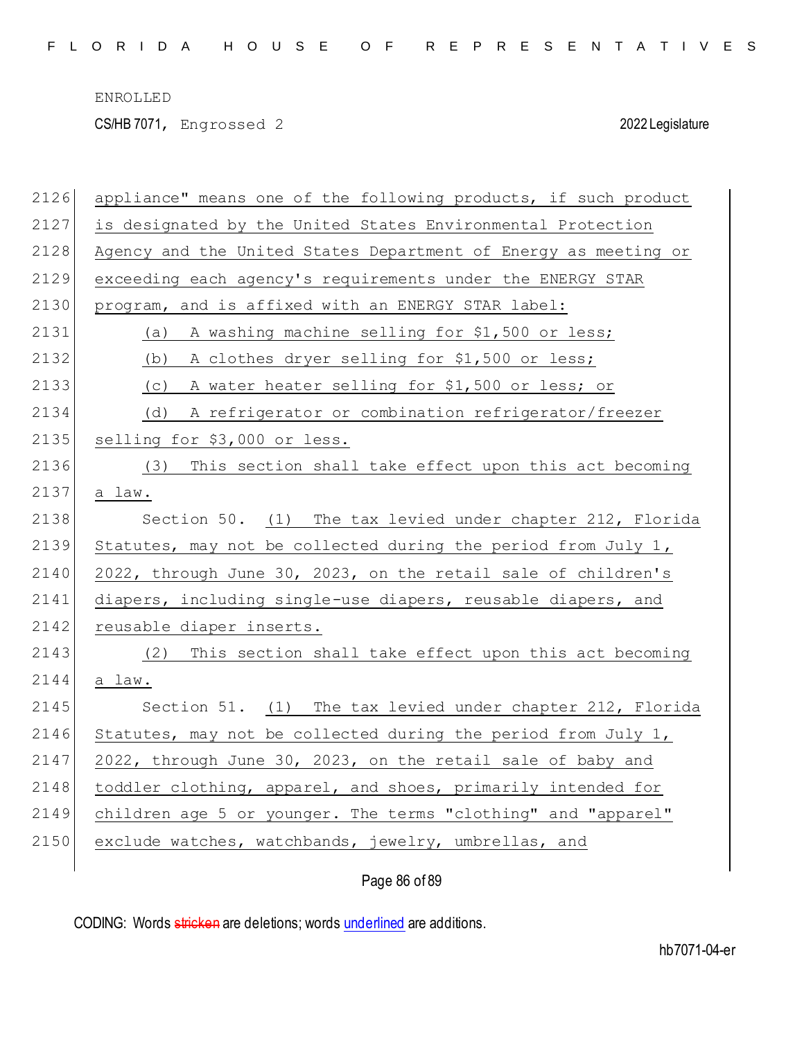appliance" means one of the following products, if such product is designated by the United States Environmental Protection Agency and the United States Department of Energy as meeting or exceeding each agency's requirements under the ENERGY STAR program, and is affixed with an ENERGY STAR label:

(a) A washing machine selling for $1,500 or less;

(b) A clothes dryer selling for $1,500 or less;

(c) A water heater selling for $1,500 or less; or

(d) A refrigerator or combination refrigerator/freezer selling for $3,000 or less.

(3) This section shall take effect upon this act becoming a law.

Section 50. (1) The tax levied under chapter 212, Florida Statutes, may not be collected during the period from July 1, 2022, through June 30, 2023, on the retail sale of children's diapers, including single-use diapers, reusable diapers, and reusable diaper inserts.

(2) This section shall take effect upon this act becoming a law.

Section 51. (1) The tax levied under chapter 212, Florida Statutes, may not be collected during the period from July 1, 2022, through June 30, 2023, on the retail sale of baby and toddler clothing, apparel, and shoes, primarily intended for children age 5 or younger. The terms "clothing" and "apparel" exclude watches, watchbands, jewelry, umbrellas, and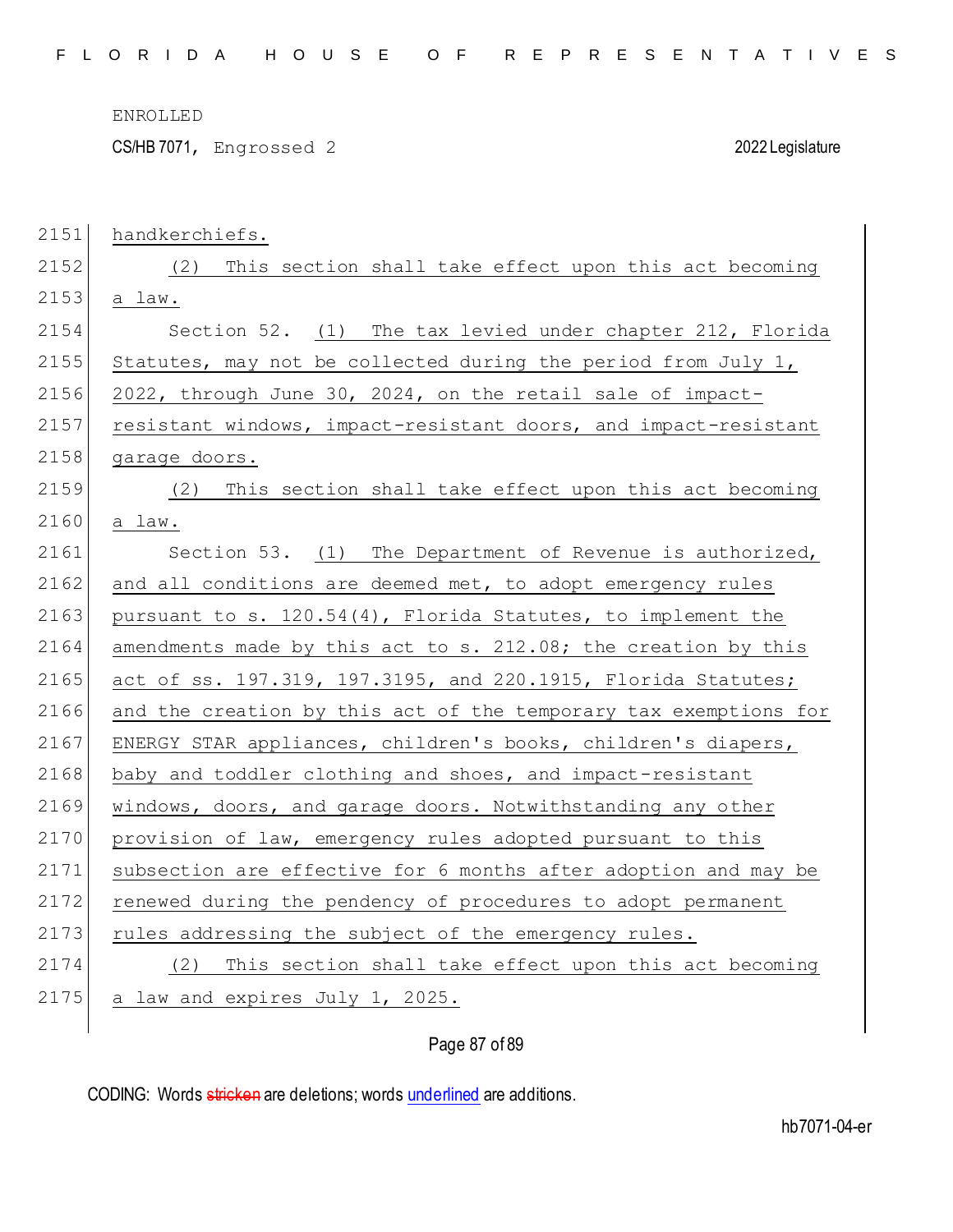handkerchiefs.

(2) This section shall take effect upon this act becoming a law.

Section 52. (1) The tax levied under chapter 212, Florida Statutes, may not be collected during the period from July 1, 2022, through June 30, 2024, on the retail sale of impact-resistant windows, impact-resistant doors, and impact-resistant garage doors.

(2) This section shall take effect upon this act becoming a law.

Section 53. (1) The Department of Revenue is authorized, and all conditions are deemed met, to adopt emergency rules pursuant to s. 120.54(4), Florida Statutes, to implement the amendments made by this act to s. 212.08; the creation by this act of ss. 197.319, 197.3195, and 220.1915, Florida Statutes; and the creation by this act of the temporary tax exemptions for ENERGY STAR appliances, children's books, children's diapers, baby and toddler clothing and shoes, and impact-resistant windows, doors, and garage doors. Notwithstanding any other provision of law, emergency rules adopted pursuant to this subsection are effective for 6 months after adoption and may be renewed during the pendency of procedures to adopt permanent rules addressing the subject of the emergency rules.

(2) This section shall take effect upon this act becoming a law and expires July 1, 2025.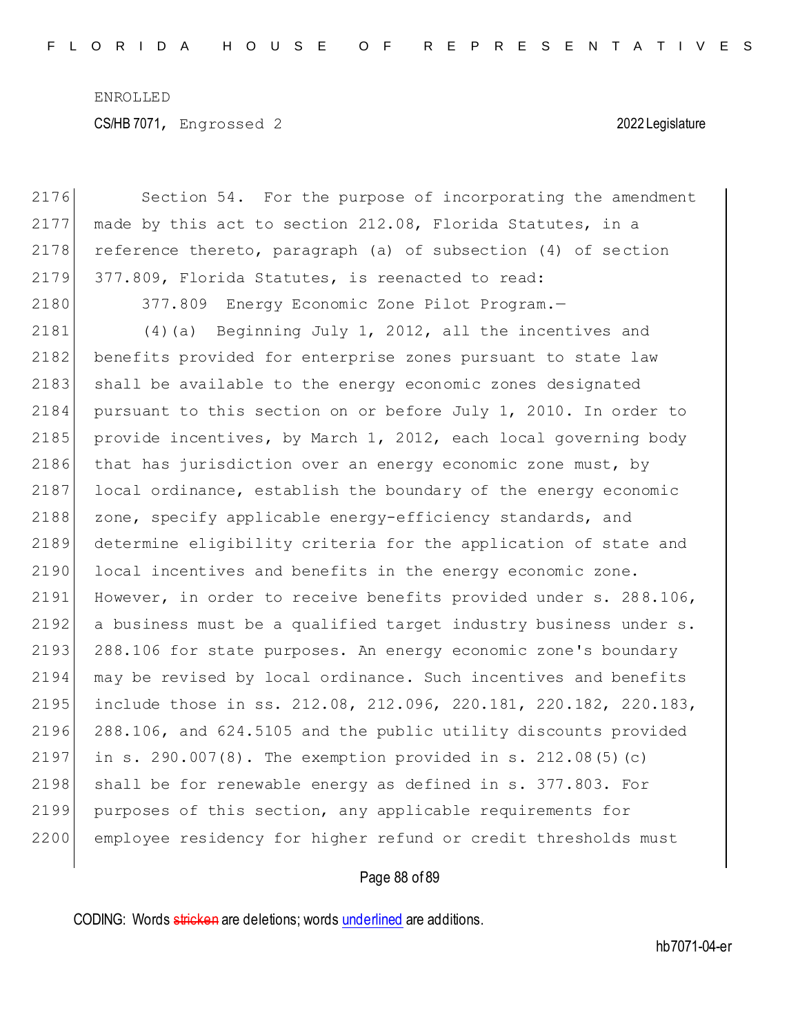Section 54. For the purpose of incorporating the amendment made by this act to section 212.08, Florida Statutes, in a reference thereto, paragraph (a) of subsection (4) of section 377.809, Florida Statutes, is reenacted to read:

377.809 Energy Economic Zone Pilot Program.—

(4)(a) Beginning July 1, 2012, all the incentives and benefits provided for enterprise zones pursuant to state law shall be available to the energy economic zones designated pursuant to this section on or before July 1, 2010. In order to provide incentives, by March 1, 2012, each local governing body that has jurisdiction over an energy economic zone must, by local ordinance, establish the boundary of the energy economic zone, specify applicable energy-efficiency standards, and determine eligibility criteria for the application of state and local incentives and benefits in the energy economic zone. However, in order to receive benefits provided under s. 288.106, a business must be a qualified target industry business under s. 288.106 for state purposes. An energy economic zone's boundary may be revised by local ordinance. Such incentives and benefits include those in ss. 212.08, 212.096, 220.181, 220.182, 220.183, 288.106, and 624.5105 and the public utility discounts provided in s. 290.007(8). The exemption provided in s. 212.08(5)(c) shall be for renewable energy as defined in s. 377.803. For purposes of this section, any applicable requirements for employee residency for higher refund or credit thresholds must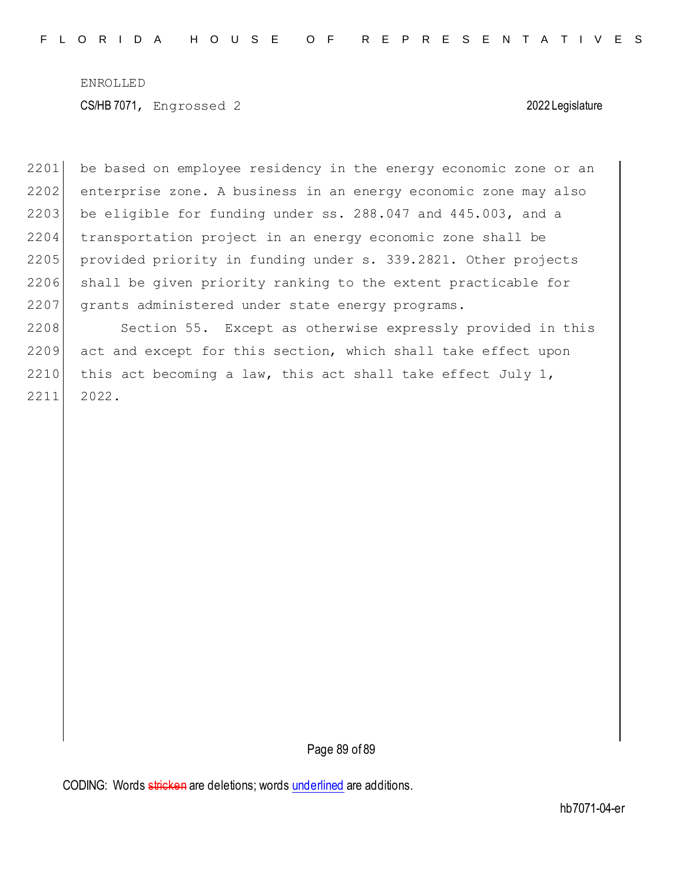be based on employee residency in the energy economic zone or an enterprise zone. A business in an energy economic zone may also be eligible for funding under ss. 288.047 and 445.003, and a transportation project in an energy economic zone shall be provided priority in funding under s. 339.2821. Other projects shall be given priority ranking to the extent practicable for grants administered under state energy programs.

Section 55. Except as otherwise expressly provided in this act and except for this section, which shall take effect upon this act becoming a law, this act shall take effect July 1, 2022.